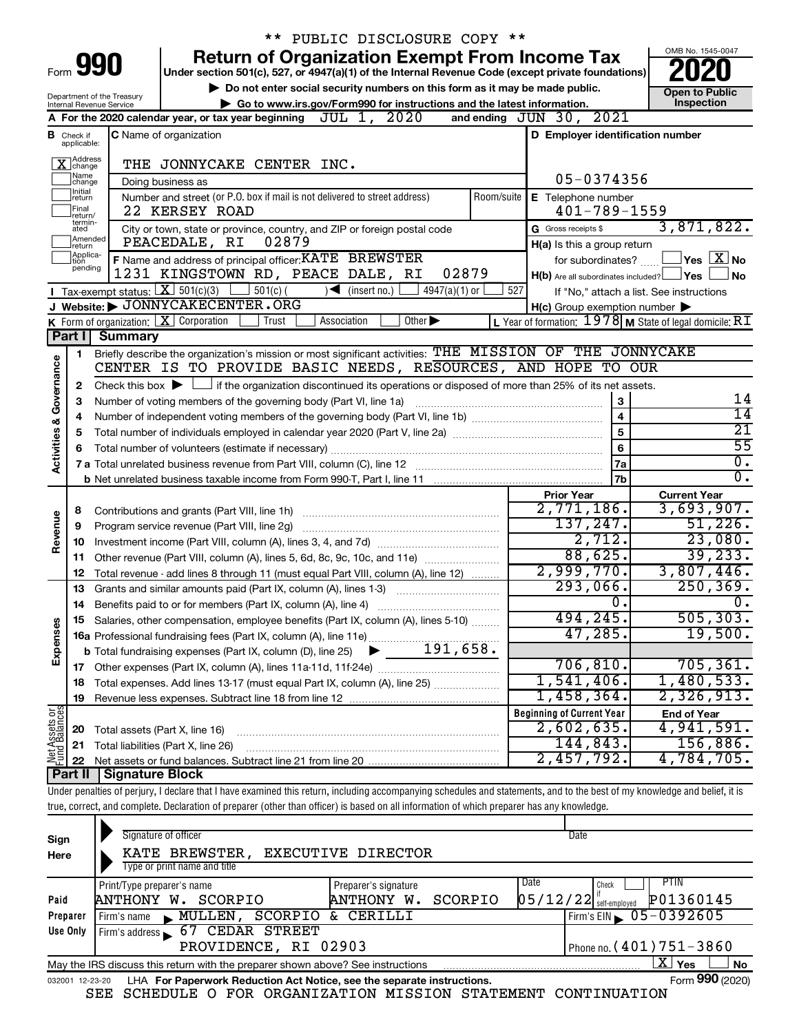\*\* PUBLIC DISCLOSURE COPY \*\*

# Form 990 — Return of Organization Exempt From Income Tax (2020)

Under section 501(c), 527, or 4947(a)(1) of the Internal Revenue Code (except private foundations)

▶ Do not enter social security numbers on this form as it may be made public.

▶ Go to www.irs.gov/Form990 for instructions and the latest information.

Department of the Treasury, Internal Revenue Service

OMB No. 1545-0047 — **Open to Public Inspection**

**A** For the 2020 calendar year, or tax year beginning JUL 1, 2020 and ending JUN 30, 2021

**B** Check if applicable: [X] Address change; [ ] Name change; [ ] Initial return; [ ] Final return/terminated; [ ] Amended return; [ ] Application pending

**C** Name of organization: THE JONNYCAKE CENTER INC.

Doing business as:

Number and street (or P.O. box if mail is not delivered to street address): 22 KERSEY ROAD — Room/suite:

City or town, state or province, country, and ZIP or foreign postal code: PEACEDALE, RI 02879

**D** Employer identification number: 05-0374356

**E** Telephone number: 401-789-1559

**G** Gross receipts $ 3,871,822.

**F** Name and address of principal officer: KATE BREWSTER, 1231 KINGSTOWN RD, PEACE DALE, RI 02879

**H(a)** Is this a group return for subordinates? [ ] Yes [X] No

**H(b)** Are all subordinates included? [ ] Yes [ ] No — If "No," attach a list. See instructions

**H(c)** Group exemption number ▶

**I** Tax-exempt status: [X] 501(c)(3) [ ] 501(c) ( ) ◀ (insert no.) [ ] 4947(a)(1) or [ ] 527

**J** Website: ▶ JONNYCAKECENTER.ORG

**K** Form of organization: [X] Corporation [ ] Trust [ ] Association [ ] Other ▶

**L** Year of formation: 1978 **M** State of legal domicile: RI

## Part I Summary

**Activities & Governance**

1. Briefly describe the organization's mission or most significant activities: THE MISSION OF THE JONNYCAKE CENTER IS TO PROVIDE BASIC NEEDS, RESOURCES, AND HOPE TO OUR
2. Check this box ▶ [ ] if the organization discontinued its operations or disposed of more than 25% of its net assets.

| Line | Description | | Value |
|---|---|---|---|
| 3 | Number of voting members of the governing body (Part VI, line 1a) | 3 | 14 |
| 4 | Number of independent voting members of the governing body (Part VI, line 1b) | 4 | 14 |
| 5 | Total number of individuals employed in calendar year 2020 (Part V, line 2a) | 5 | 21 |
| 6 | Total number of volunteers (estimate if necessary) | 6 | 55 |
| 7a | Total unrelated business revenue from Part VIII, column (C), line 12 | 7a | 0. |
| 7b | Net unrelated business taxable income from Form 990-T, Part I, line 11 | 7b | 0. |

| Line | Description | Prior Year | Current Year |
|---|---|---|---|
| **Revenue** | | | |
| 8 | Contributions and grants (Part VIII, line 1h) | 2,771,186. | 3,693,907. |
| 9 | Program service revenue (Part VIII, line 2g) | 137,247. | 51,226. |
| 10 | Investment income (Part VIII, column (A), lines 3, 4, and 7d) | 2,712. | 23,080. |
| 11 | Other revenue (Part VIII, column (A), lines 5, 6d, 8c, 9c, 10c, and 11e) | 88,625. | 39,233. |
| 12 | Total revenue - add lines 8 through 11 (must equal Part VIII, column (A), line 12) | 2,999,770. | 3,807,446. |
| **Expenses** | | | |
| 13 | Grants and similar amounts paid (Part IX, column (A), lines 1-3) | 293,066. | 250,369. |
| 14 | Benefits paid to or for members (Part IX, column (A), line 4) | 0. | 0. |
| 15 | Salaries, other compensation, employee benefits (Part IX, column (A), lines 5-10) | 494,245. | 505,303. |
| 16a | Professional fundraising fees (Part IX, column (A), line 11e) | 47,285. | 19,500. |
| b | Total fundraising expenses (Part IX, column (D), line 25) ▶ 191,658. | | |
| 17 | Other expenses (Part IX, column (A), lines 11a-11d, 11f-24e) | 706,810. | 705,361. |
| 18 | Total expenses. Add lines 13-17 (must equal Part IX, column (A), line 25) | 1,541,406. | 1,480,533. |
| 19 | Revenue less expenses. Subtract line 18 from line 12 | 1,458,364. | 2,326,913. |

| Line | Net Assets or Fund Balances | Beginning of Current Year | End of Year |
|---|---|---|---|
| 20 | Total assets (Part X, line 16) | 2,602,635. | 4,941,591. |
| 21 | Total liabilities (Part X, line 26) | 144,843. | 156,886. |
| 22 | Net assets or fund balances. Subtract line 21 from line 20 | 2,457,792. | 4,784,705. |

## Part II Signature Block

Under penalties of perjury, I declare that I have examined this return, including accompanying schedules and statements, and to the best of my knowledge and belief, it is true, correct, and complete. Declaration of preparer (other than officer) is based on all information of which preparer has any knowledge.

**Sign Here**

Signature of officer — Date

KATE BREWSTER, EXECUTIVE DIRECTOR

Type or print name and title

**Paid Preparer Use Only**

| Print/Type preparer's name | Preparer's signature | Date | Check if self-employed | PTIN |
|---|---|---|---|---|
| ANTHONY W. SCORPIO | ANTHONY W. SCORPIO | 05/12/22 | [ ] | P01360145 |

Firm's name ▶ MULLEN, SCORPIO & CERILLI — Firm's EIN ▶ 05-0392605

Firm's address ▶ 67 CEDAR STREET, PROVIDENCE, RI 02903 — Phone no. (401)751-3860

May the IRS discuss this return with the preparer shown above? See instructions [X] Yes [ ] No

032001 12-23-20 LHA For Paperwork Reduction Act Notice, see the separate instructions. Form **990** (2020)

SEE SCHEDULE O FOR ORGANIZATION MISSION STATEMENT CONTINUATION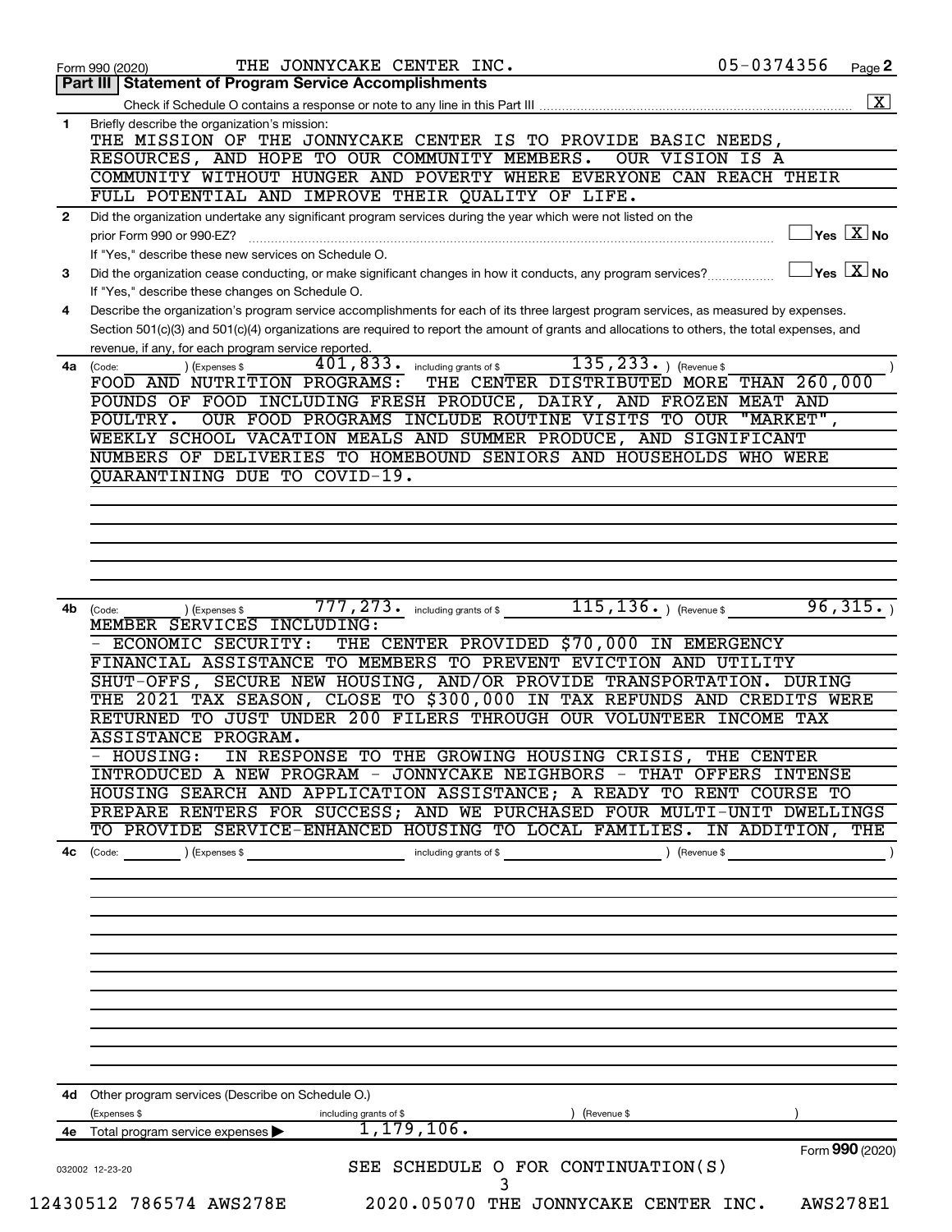Form 990 (2020) THE JONNYCAKE CENTER INC. 05-0374356 Page **2**

## Part III | Statement of Program Service Accomplishments

Check if Schedule O contains a response or note to any line in this Part III .................... [X]

**1** Briefly describe the organization's mission:

THE MISSION OF THE JONNYCAKE CENTER IS TO PROVIDE BASIC NEEDS, RESOURCES, AND HOPE TO OUR COMMUNITY MEMBERS. OUR VISION IS A COMMUNITY WITHOUT HUNGER AND POVERTY WHERE EVERYONE CAN REACH THEIR FULL POTENTIAL AND IMPROVE THEIR QUALITY OF LIFE.

**2** Did the organization undertake any significant program services during the year which were not listed on the prior Form 990 or 990-EZ? .................... [ ] Yes [X] No

If "Yes," describe these new services on Schedule O.

**3** Did the organization cease conducting, or make significant changes in how it conducts, any program services? .................... [ ] Yes [X] No

If "Yes," describe these changes on Schedule O.

**4** Describe the organization's program service accomplishments for each of its three largest program services, as measured by expenses. Section 501(c)(3) and 501(c)(4) organizations are required to report the amount of grants and allocations to others, the total expenses, and revenue, if any, for each program service reported.

**4a** (Code: ) (Expenses $ 401,833. including grants of $ 135,233. ) (Revenue $ )

FOOD AND NUTRITION PROGRAMS: THE CENTER DISTRIBUTED MORE THAN 260,000 POUNDS OF FOOD INCLUDING FRESH PRODUCE, DAIRY, AND FROZEN MEAT AND POULTRY. OUR FOOD PROGRAMS INCLUDE ROUTINE VISITS TO OUR "MARKET", WEEKLY SCHOOL VACATION MEALS AND SUMMER PRODUCE, AND SIGNIFICANT NUMBERS OF DELIVERIES TO HOMEBOUND SENIORS AND HOUSEHOLDS WHO WERE QUARANTINING DUE TO COVID-19.

**4b** (Code: ) (Expenses $ 777,273. including grants of $ 115,136. ) (Revenue $ 96,315. )

MEMBER SERVICES INCLUDING:

- ECONOMIC SECURITY: THE CENTER PROVIDED $70,000 IN EMERGENCY FINANCIAL ASSISTANCE TO MEMBERS TO PREVENT EVICTION AND UTILITY SHUT-OFFS, SECURE NEW HOUSING, AND/OR PROVIDE TRANSPORTATION. DURING THE 2021 TAX SEASON, CLOSE TO $300,000 IN TAX REFUNDS AND CREDITS WERE RETURNED TO JUST UNDER 200 FILERS THROUGH OUR VOLUNTEER INCOME TAX ASSISTANCE PROGRAM.
- HOUSING: IN RESPONSE TO THE GROWING HOUSING CRISIS, THE CENTER INTRODUCED A NEW PROGRAM - JONNYCAKE NEIGHBORS - THAT OFFERS INTENSE HOUSING SEARCH AND APPLICATION ASSISTANCE; A READY TO RENT COURSE TO PREPARE RENTERS FOR SUCCESS; AND WE PURCHASED FOUR MULTI-UNIT DWELLINGS TO PROVIDE SERVICE-ENHANCED HOUSING TO LOCAL FAMILIES. IN ADDITION, THE

**4c** (Code: ) (Expenses $ including grants of $ ) (Revenue $ )

**4d** Other program services (Describe on Schedule O.)

(Expenses $ including grants of $ ) (Revenue $ )

**4e** Total program service expenses ▶ 1,179,106.

SEE SCHEDULE O FOR CONTINUATION(S)

Form **990** (2020)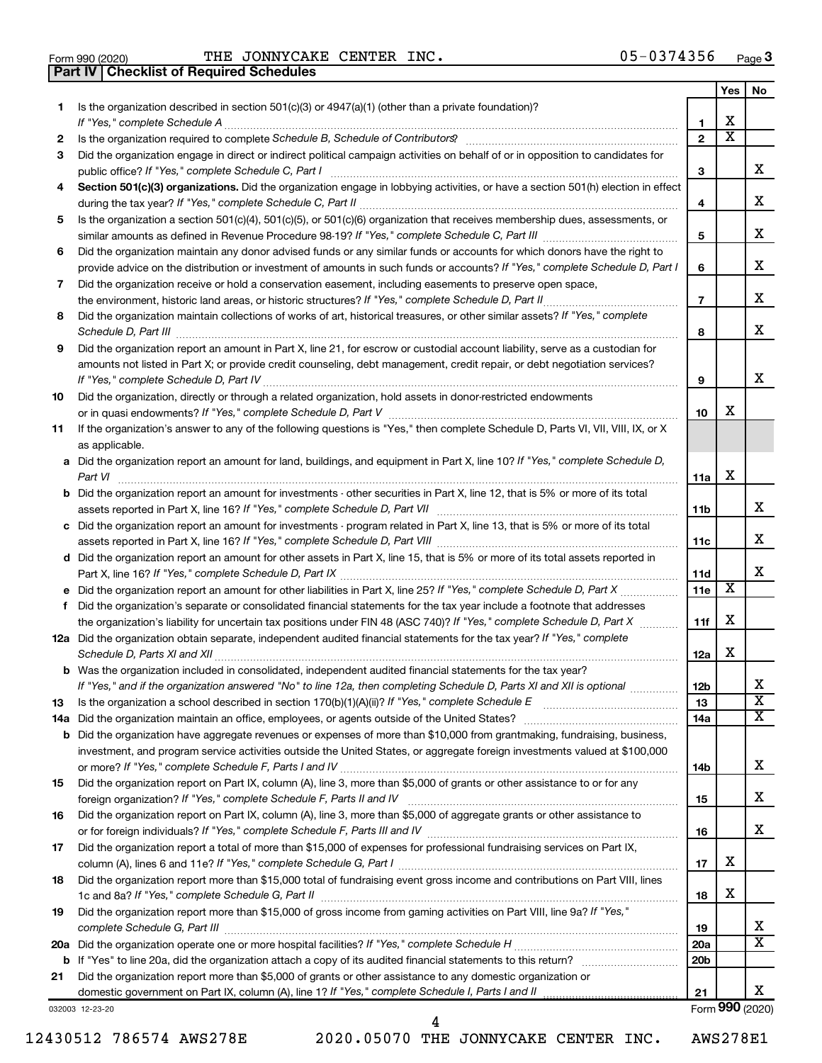Form 990 (2020) THE JONNYCAKE CENTER INC. 05-0374356 Page 3

**Part IV Checklist of Required Schedules**

| | | | Yes | No |
|---|---|---|---|---|
| 1 | Is the organization described in section 501(c)(3) or 4947(a)(1) (other than a private foundation)? *If "Yes," complete Schedule A* | 1 | X | |
| 2 | Is the organization required to complete *Schedule B, Schedule of Contributors*? | 2 | X | |
| 3 | Did the organization engage in direct or indirect political campaign activities on behalf of or in opposition to candidates for public office? *If "Yes," complete Schedule C, Part I* | 3 | | X |
| 4 | **Section 501(c)(3) organizations.** Did the organization engage in lobbying activities, or have a section 501(h) election in effect during the tax year? *If "Yes," complete Schedule C, Part II* | 4 | | X |
| 5 | Is the organization a section 501(c)(4), 501(c)(5), or 501(c)(6) organization that receives membership dues, assessments, or similar amounts as defined in Revenue Procedure 98-19? *If "Yes," complete Schedule C, Part III* | 5 | | X |
| 6 | Did the organization maintain any donor advised funds or any similar funds or accounts for which donors have the right to provide advice on the distribution or investment of amounts in such funds or accounts? *If "Yes," complete Schedule D, Part I* | 6 | | X |
| 7 | Did the organization receive or hold a conservation easement, including easements to preserve open space, the environment, historic land areas, or historic structures? *If "Yes," complete Schedule D, Part II* | 7 | | X |
| 8 | Did the organization maintain collections of works of art, historical treasures, or other similar assets? *If "Yes," complete Schedule D, Part III* | 8 | | X |
| 9 | Did the organization report an amount in Part X, line 21, for escrow or custodial account liability, serve as a custodian for amounts not listed in Part X; or provide credit counseling, debt management, credit repair, or debt negotiation services? *If "Yes," complete Schedule D, Part IV* | 9 | | X |
| 10 | Did the organization, directly or through a related organization, hold assets in donor-restricted endowments or in quasi endowments? *If "Yes," complete Schedule D, Part V* | 10 | X | |
| 11 | If the organization's answer to any of the following questions is "Yes," then complete Schedule D, Parts VI, VII, VIII, IX, or X as applicable. | | | |
| a | Did the organization report an amount for land, buildings, and equipment in Part X, line 10? *If "Yes," complete Schedule D, Part VI* | 11a | X | |
| b | Did the organization report an amount for investments - other securities in Part X, line 12, that is 5% or more of its total assets reported in Part X, line 16? *If "Yes," complete Schedule D, Part VII* | 11b | | X |
| c | Did the organization report an amount for investments - program related in Part X, line 13, that is 5% or more of its total assets reported in Part X, line 16? *If "Yes," complete Schedule D, Part VIII* | 11c | | X |
| d | Did the organization report an amount for other assets in Part X, line 15, that is 5% or more of its total assets reported in Part X, line 16? *If "Yes," complete Schedule D, Part IX* | 11d | | X |
| e | Did the organization report an amount for other liabilities in Part X, line 25? *If "Yes," complete Schedule D, Part X* | 11e | X | |
| f | Did the organization's separate or consolidated financial statements for the tax year include a footnote that addresses the organization's liability for uncertain tax positions under FIN 48 (ASC 740)? *If "Yes," complete Schedule D, Part X* | 11f | X | |
| 12a | Did the organization obtain separate, independent audited financial statements for the tax year? *If "Yes," complete Schedule D, Parts XI and XII* | 12a | X | |
| b | Was the organization included in consolidated, independent audited financial statements for the tax year? *If "Yes," and if the organization answered "No" to line 12a, then completing Schedule D, Parts XI and XII is optional* | 12b | | X |
| 13 | Is the organization a school described in section 170(b)(1)(A)(ii)? *If "Yes," complete Schedule E* | 13 | | X |
| 14a | Did the organization maintain an office, employees, or agents outside of the United States? | 14a | | X |
| b | Did the organization have aggregate revenues or expenses of more than $10,000 from grantmaking, fundraising, business, investment, and program service activities outside the United States, or aggregate foreign investments valued at $100,000 or more? *If "Yes," complete Schedule F, Parts I and IV* | 14b | | X |
| 15 | Did the organization report on Part IX, column (A), line 3, more than $5,000 of grants or other assistance to or for any foreign organization? *If "Yes," complete Schedule F, Parts II and IV* | 15 | | X |
| 16 | Did the organization report on Part IX, column (A), line 3, more than $5,000 of aggregate grants or other assistance to or for foreign individuals? *If "Yes," complete Schedule F, Parts III and IV* | 16 | | X |
| 17 | Did the organization report a total of more than $15,000 of expenses for professional fundraising services on Part IX, column (A), lines 6 and 11e? *If "Yes," complete Schedule G, Part I* | 17 | X | |
| 18 | Did the organization report more than $15,000 total of fundraising event gross income and contributions on Part VIII, lines 1c and 8a? *If "Yes," complete Schedule G, Part II* | 18 | X | |
| 19 | Did the organization report more than $15,000 of gross income from gaming activities on Part VIII, line 9a? *If "Yes," complete Schedule G, Part III* | 19 | | X |
| 20a | Did the organization operate one or more hospital facilities? *If "Yes," complete Schedule H* | 20a | | X |
| b | If "Yes" to line 20a, did the organization attach a copy of its audited financial statements to this return? | 20b | | |
| 21 | Did the organization report more than $5,000 of grants or other assistance to any domestic organization or domestic government on Part IX, column (A), line 1? *If "Yes," complete Schedule I, Parts I and II* | 21 | | X |

032003 12-23-20 Form **990** (2020)

12430512 786574 AWS278E 2020.05070 THE JONNYCAKE CENTER INC. AWS278E1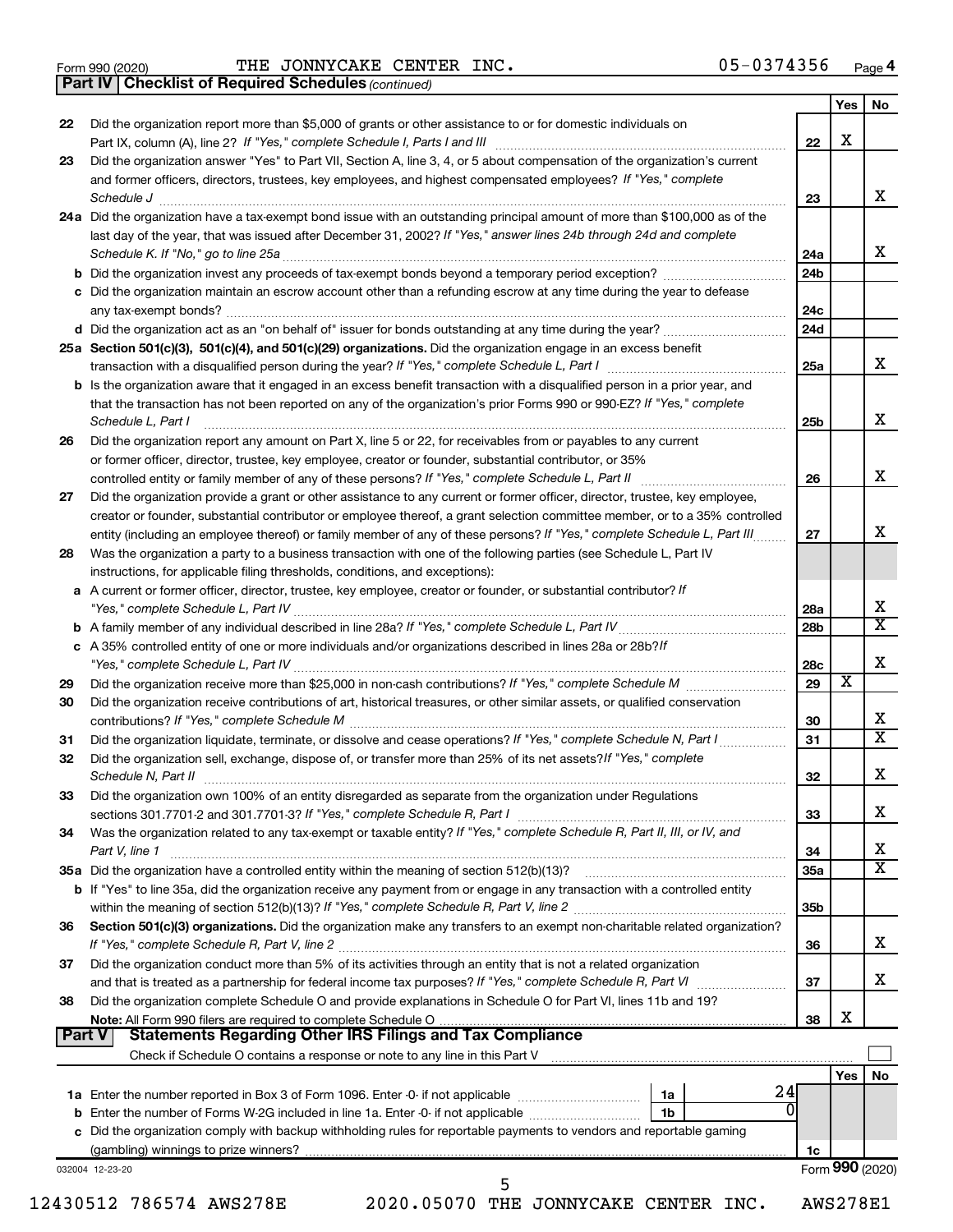Form 990 (2020) THE JONNYCAKE CENTER INC. 05-0374356 Page 4

## Part IV Checklist of Required Schedules *(continued)*

| | | | Yes | No |
|---|---|---|---|---|
| 22 | Did the organization report more than $5,000 of grants or other assistance to or for domestic individuals on Part IX, column (A), line 2? *If "Yes," complete Schedule I, Parts I and III* | 22 | X | |
| 23 | Did the organization answer "Yes" to Part VII, Section A, line 3, 4, or 5 about compensation of the organization's current and former officers, directors, trustees, key employees, and highest compensated employees? *If "Yes," complete Schedule J* | 23 | | X |
| 24a | Did the organization have a tax-exempt bond issue with an outstanding principal amount of more than $100,000 as of the last day of the year, that was issued after December 31, 2002? *If "Yes," answer lines 24b through 24d and complete Schedule K. If "No," go to line 25a* | 24a | | X |
| b | Did the organization invest any proceeds of tax-exempt bonds beyond a temporary period exception? | 24b | | |
| c | Did the organization maintain an escrow account other than a refunding escrow at any time during the year to defease any tax-exempt bonds? | 24c | | |
| d | Did the organization act as an "on behalf of" issuer for bonds outstanding at any time during the year? | 24d | | |
| 25a | **Section 501(c)(3), 501(c)(4), and 501(c)(29) organizations.** Did the organization engage in an excess benefit transaction with a disqualified person during the year? *If "Yes," complete Schedule L, Part I* | 25a | | X |
| b | Is the organization aware that it engaged in an excess benefit transaction with a disqualified person in a prior year, and that the transaction has not been reported on any of the organization's prior Forms 990 or 990-EZ? *If "Yes," complete Schedule L, Part I* | 25b | | X |
| 26 | Did the organization report any amount on Part X, line 5 or 22, for receivables from or payables to any current or former officer, director, trustee, key employee, creator or founder, substantial contributor, or 35% controlled entity or family member of any of these persons? *If "Yes," complete Schedule L, Part II* | 26 | | X |
| 27 | Did the organization provide a grant or other assistance to any current or former officer, director, trustee, key employee, creator or founder, substantial contributor or employee thereof, a grant selection committee member, or to a 35% controlled entity (including an employee thereof) or family member of any of these persons? *If "Yes," complete Schedule L, Part III* | 27 | | X |
| 28 | Was the organization a party to a business transaction with one of the following parties (see Schedule L, Part IV instructions, for applicable filing thresholds, conditions, and exceptions): | | | |
| a | A current or former officer, director, trustee, key employee, creator or founder, or substantial contributor? *If "Yes," complete Schedule L, Part IV* | 28a | | X |
| b | A family member of any individual described in line 28a? *If "Yes," complete Schedule L, Part IV* | 28b | | X |
| c | A 35% controlled entity of one or more individuals and/or organizations described in lines 28a or 28b? *If "Yes," complete Schedule L, Part IV* | 28c | | X |
| 29 | Did the organization receive more than $25,000 in non-cash contributions? *If "Yes," complete Schedule M* | 29 | X | |
| 30 | Did the organization receive contributions of art, historical treasures, or other similar assets, or qualified conservation contributions? *If "Yes," complete Schedule M* | 30 | | X |
| 31 | Did the organization liquidate, terminate, or dissolve and cease operations? *If "Yes," complete Schedule N, Part I* | 31 | | X |
| 32 | Did the organization sell, exchange, dispose of, or transfer more than 25% of its net assets? *If "Yes," complete Schedule N, Part II* | 32 | | X |
| 33 | Did the organization own 100% of an entity disregarded as separate from the organization under Regulations sections 301.7701-2 and 301.7701-3? *If "Yes," complete Schedule R, Part I* | 33 | | X |
| 34 | Was the organization related to any tax-exempt or taxable entity? *If "Yes," complete Schedule R, Part II, III, or IV, and Part V, line 1* | 34 | | X |
| 35a | Did the organization have a controlled entity within the meaning of section 512(b)(13)? | 35a | | X |
| b | If "Yes" to line 35a, did the organization receive any payment from or engage in any transaction with a controlled entity within the meaning of section 512(b)(13)? *If "Yes," complete Schedule R, Part V, line 2* | 35b | | |
| 36 | **Section 501(c)(3) organizations.** Did the organization make any transfers to an exempt non-charitable related organization? *If "Yes," complete Schedule R, Part V, line 2* | 36 | | X |
| 37 | Did the organization conduct more than 5% of its activities through an entity that is not a related organization and that is treated as a partnership for federal income tax purposes? *If "Yes," complete Schedule R, Part VI* | 37 | | X |
| 38 | Did the organization complete Schedule O and provide explanations in Schedule O for Part VI, lines 11b and 19? **Note:** All Form 990 filers are required to complete Schedule O | 38 | X | |

## Part V Statements Regarding Other IRS Filings and Tax Compliance

Check if Schedule O contains a response or note to any line in this Part V ☐

| | | | | | Yes | No |
|---|---|---|---|---|---|---|
| 1a | Enter the number reported in Box 3 of Form 1096. Enter -0- if not applicable | 1a | 24 | | | |
| b | Enter the number of Forms W-2G included in line 1a. Enter -0- if not applicable | 1b | 0 | | | |
| c | Did the organization comply with backup withholding rules for reportable payments to vendors and reportable gaming (gambling) winnings to prize winners? | | | 1c | | |

032004 12-23-20 Form **990** (2020)

12430512 786574 AWS278E 2020.05070 THE JONNYCAKE CENTER INC. AWS278E1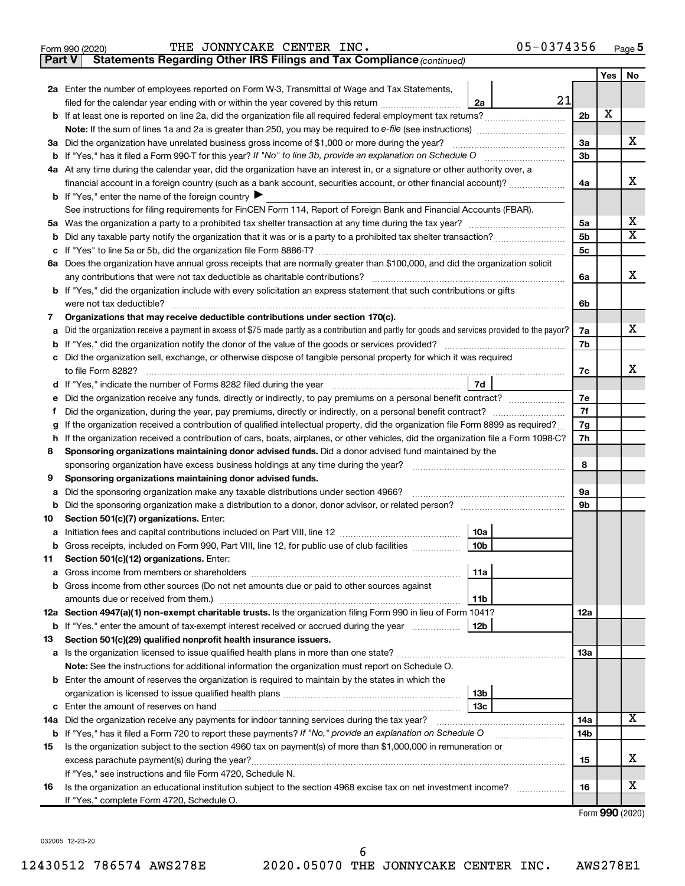Form 990 (2020) THE JONNYCAKE CENTER INC. 05-0374356 Page **5**

**Part V — Statements Regarding Other IRS Filings and Tax Compliance** *(continued)*

| | | | | Yes | No |
|---|---|---|---|---|---|
| **2a** | Enter the number of employees reported on Form W-3, Transmittal of Wage and Tax Statements, filed for the calendar year ending with or within the year covered by this return | 2a 21 | | | |
| **b** | If at least one is reported on line 2a, did the organization file all required federal employment tax returns? | | 2b | X | |
| | **Note:** If the sum of lines 1a and 2a is greater than 250, you may be required to *e-file* (see instructions) | | | | |
| **3a** | Did the organization have unrelated business gross income of $1,000 or more during the year? | | 3a | | X |
| **b** | If "Yes," has it filed a Form 990-T for this year? *If "No" to line 3b, provide an explanation on Schedule O* | | 3b | | |
| **4a** | At any time during the calendar year, did the organization have an interest in, or a signature or other authority over, a financial account in a foreign country (such as a bank account, securities account, or other financial account)? | | 4a | | X |
| **b** | If "Yes," enter the name of the foreign country ▶ | | | | |
| | See instructions for filing requirements for FinCEN Form 114, Report of Foreign Bank and Financial Accounts (FBAR). | | | | |
| **5a** | Was the organization a party to a prohibited tax shelter transaction at any time during the tax year? | | 5a | | X |
| **b** | Did any taxable party notify the organization that it was or is a party to a prohibited tax shelter transaction? | | 5b | | X |
| **c** | If "Yes" to line 5a or 5b, did the organization file Form 8886-T? | | 5c | | |
| **6a** | Does the organization have annual gross receipts that are normally greater than $100,000, and did the organization solicit any contributions that were not tax deductible as charitable contributions? | | 6a | | X |
| **b** | If "Yes," did the organization include with every solicitation an express statement that such contributions or gifts were not tax deductible? | | 6b | | |
| **7** | **Organizations that may receive deductible contributions under section 170(c).** | | | | |
| **a** | Did the organization receive a payment in excess of $75 made partly as a contribution and partly for goods and services provided to the payor? | | 7a | | X |
| **b** | If "Yes," did the organization notify the donor of the value of the goods or services provided? | | 7b | | |
| **c** | Did the organization sell, exchange, or otherwise dispose of tangible personal property for which it was required to file Form 8282? | | 7c | | X |
| **d** | If "Yes," indicate the number of Forms 8282 filed during the year | 7d | | | |
| **e** | Did the organization receive any funds, directly or indirectly, to pay premiums on a personal benefit contract? | | 7e | | |
| **f** | Did the organization, during the year, pay premiums, directly or indirectly, on a personal benefit contract? | | 7f | | |
| **g** | If the organization received a contribution of qualified intellectual property, did the organization file Form 8899 as required? | | 7g | | |
| **h** | If the organization received a contribution of cars, boats, airplanes, or other vehicles, did the organization file a Form 1098-C? | | 7h | | |
| **8** | **Sponsoring organizations maintaining donor advised funds.** Did a donor advised fund maintained by the sponsoring organization have excess business holdings at any time during the year? | | 8 | | |
| **9** | **Sponsoring organizations maintaining donor advised funds.** | | | | |
| **a** | Did the sponsoring organization make any taxable distributions under section 4966? | | 9a | | |
| **b** | Did the sponsoring organization make a distribution to a donor, donor advisor, or related person? | | 9b | | |
| **10** | **Section 501(c)(7) organizations.** Enter: | | | | |
| **a** | Initiation fees and capital contributions included on Part VIII, line 12 | 10a | | | |
| **b** | Gross receipts, included on Form 990, Part VIII, line 12, for public use of club facilities | 10b | | | |
| **11** | **Section 501(c)(12) organizations.** Enter: | | | | |
| **a** | Gross income from members or shareholders | 11a | | | |
| **b** | Gross income from other sources (Do not net amounts due or paid to other sources against amounts due or received from them.) | 11b | | | |
| **12a** | **Section 4947(a)(1) non-exempt charitable trusts.** Is the organization filing Form 990 in lieu of Form 1041? | | 12a | | |
| **b** | If "Yes," enter the amount of tax-exempt interest received or accrued during the year | 12b | | | |
| **13** | **Section 501(c)(29) qualified nonprofit health insurance issuers.** | | | | |
| **a** | Is the organization licensed to issue qualified health plans in more than one state? | | 13a | | |
| | **Note:** See the instructions for additional information the organization must report on Schedule O. | | | | |
| **b** | Enter the amount of reserves the organization is required to maintain by the states in which the organization is licensed to issue qualified health plans | 13b | | | |
| **c** | Enter the amount of reserves on hand | 13c | | | |
| **14a** | Did the organization receive any payments for indoor tanning services during the tax year? | | 14a | | X |
| **b** | If "Yes," has it filed a Form 720 to report these payments? *If "No," provide an explanation on Schedule O* | | 14b | | |
| **15** | Is the organization subject to the section 4960 tax on payment(s) of more than $1,000,000 in remuneration or excess parachute payment(s) during the year? | | 15 | | X |
| | If "Yes," see instructions and file Form 4720, Schedule N. | | | | |
| **16** | Is the organization an educational institution subject to the section 4968 excise tax on net investment income? | | 16 | | X |
| | If "Yes," complete Form 4720, Schedule O. | | | | |

Form **990** (2020)

032005 12-23-20

12430512 786574 AWS278E 2020.05070 THE JONNYCAKE CENTER INC. AWS278E1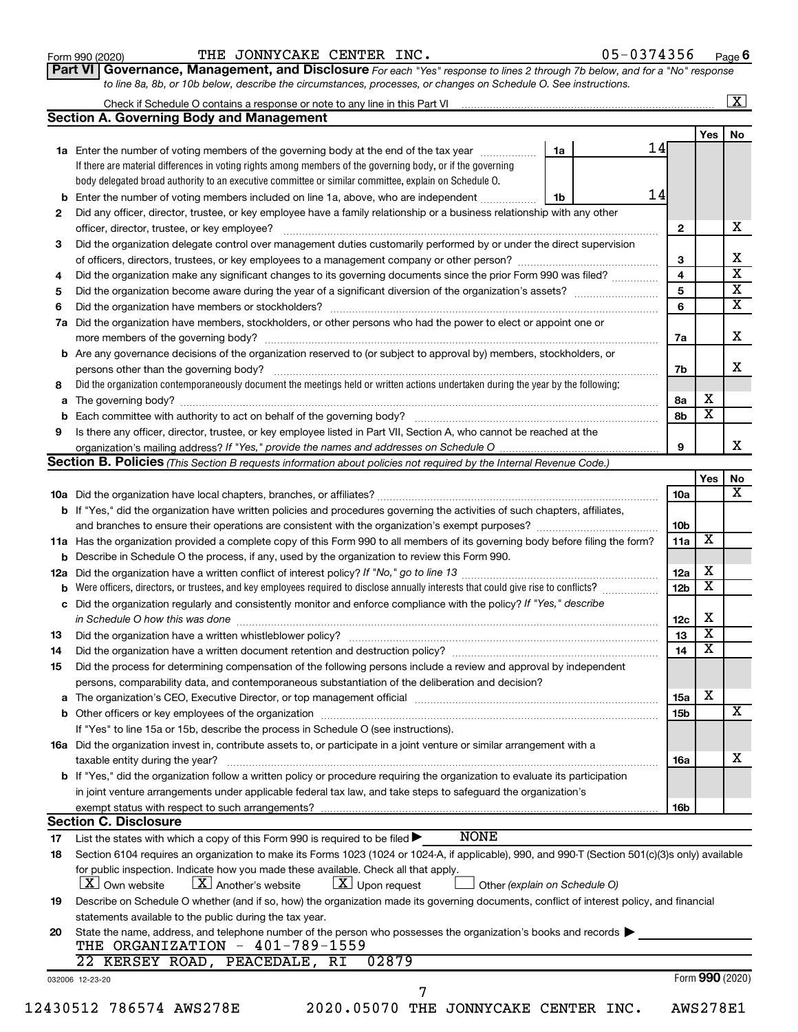Form 990 (2020) THE JONNYCAKE CENTER INC. 05-0374356 Page 6

**Part VI Governance, Management, and Disclosure** *For each "Yes" response to lines 2 through 7b below, and for a "No" response to line 8a, 8b, or 10b below, describe the circumstances, processes, or changes on Schedule O. See instructions.*

Check if Schedule O contains a response or note to any line in this Part VI [X]

## Section A. Governing Body and Management

| | | | | Yes | No |
|---|---|---|---|---|---|
| **1a** | Enter the number of voting members of the governing body at the end of the tax year. If there are material differences in voting rights among members of the governing body, or if the governing body delegated broad authority to an executive committee or similar committee, explain on Schedule O. | 1a: 14 | | | |
| **b** | Enter the number of voting members included on line 1a, above, who are independent | 1b: 14 | | | |
| **2** | Did any officer, director, trustee, or key employee have a family relationship or a business relationship with any other officer, director, trustee, or key employee? | | 2 | | X |
| **3** | Did the organization delegate control over management duties customarily performed by or under the direct supervision of officers, directors, trustees, or key employees to a management company or other person? | | 3 | | X |
| **4** | Did the organization make any significant changes to its governing documents since the prior Form 990 was filed? | | 4 | | X |
| **5** | Did the organization become aware during the year of a significant diversion of the organization's assets? | | 5 | | X |
| **6** | Did the organization have members or stockholders? | | 6 | | X |
| **7a** | Did the organization have members, stockholders, or other persons who had the power to elect or appoint one or more members of the governing body? | | 7a | | X |
| **b** | Are any governance decisions of the organization reserved to (or subject to approval by) members, stockholders, or persons other than the governing body? | | 7b | | X |
| **8** | Did the organization contemporaneously document the meetings held or written actions undertaken during the year by the following: | | | | |
| **a** | The governing body? | | 8a | X | |
| **b** | Each committee with authority to act on behalf of the governing body? | | 8b | X | |
| **9** | Is there any officer, director, trustee, or key employee listed in Part VII, Section A, who cannot be reached at the organization's mailing address? *If "Yes," provide the names and addresses on Schedule O* | | 9 | | X |

## Section B. Policies *(This Section B requests information about policies not required by the Internal Revenue Code.)*

| | | | Yes | No |
|---|---|---|---|---|
| **10a** | Did the organization have local chapters, branches, or affiliates? | 10a | | X |
| **b** | If "Yes," did the organization have written policies and procedures governing the activities of such chapters, affiliates, and branches to ensure their operations are consistent with the organization's exempt purposes? | 10b | | |
| **11a** | Has the organization provided a complete copy of this Form 990 to all members of its governing body before filing the form? | 11a | X | |
| **b** | Describe in Schedule O the process, if any, used by the organization to review this Form 990. | | | |
| **12a** | Did the organization have a written conflict of interest policy? *If "No," go to line 13* | 12a | X | |
| **b** | Were officers, directors, or trustees, and key employees required to disclose annually interests that could give rise to conflicts? | 12b | X | |
| **c** | Did the organization regularly and consistently monitor and enforce compliance with the policy? *If "Yes," describe in Schedule O how this was done* | 12c | X | |
| **13** | Did the organization have a written whistleblower policy? | 13 | X | |
| **14** | Did the organization have a written document retention and destruction policy? | 14 | X | |
| **15** | Did the process for determining compensation of the following persons include a review and approval by independent persons, comparability data, and contemporaneous substantiation of the deliberation and decision? | | | |
| **a** | The organization's CEO, Executive Director, or top management official | 15a | X | |
| **b** | Other officers or key employees of the organization | 15b | | X |
| | If "Yes" to line 15a or 15b, describe the process in Schedule O (see instructions). | | | |
| **16a** | Did the organization invest in, contribute assets to, or participate in a joint venture or similar arrangement with a taxable entity during the year? | 16a | | X |
| **b** | If "Yes," did the organization follow a written policy or procedure requiring the organization to evaluate its participation in joint venture arrangements under applicable federal tax law, and take steps to safeguard the organization's exempt status with respect to such arrangements? | 16b | | |

## Section C. Disclosure

**17** List the states with which a copy of this Form 990 is required to be filed ▶ NONE

**18** Section 6104 requires an organization to make its Forms 1023 (1024 or 1024-A, if applicable), 990, and 990-T (Section 501(c)(3)s only) available for public inspection. Indicate how you made these available. Check all that apply.

[X] Own website [X] Another's website [X] Upon request [ ] Other *(explain on Schedule O)*

**19** Describe on Schedule O whether (and if so, how) the organization made its governing documents, conflict of interest policy, and financial statements available to the public during the tax year.

**20** State the name, address, and telephone number of the person who possesses the organization's books and records ▶

THE ORGANIZATION - 401-789-1559
22 KERSEY ROAD, PEACEDALE, RI 02879

032006 12-23-20 Form **990** (2020)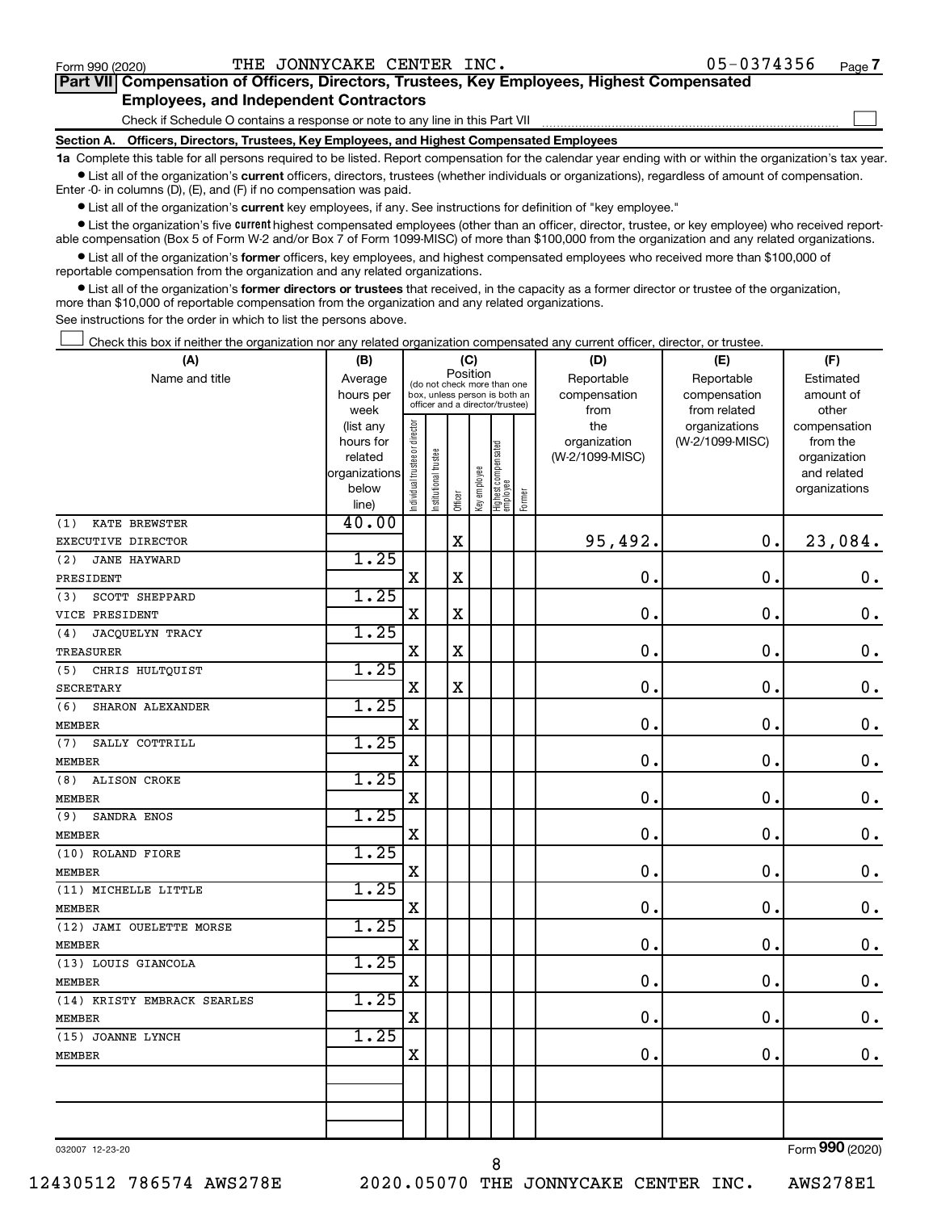Form 990 (2020) THE JONNYCAKE CENTER INC. 05-0374356 Page 7

## Part VII Compensation of Officers, Directors, Trustees, Key Employees, Highest Compensated Employees, and Independent Contractors

Check if Schedule O contains a response or note to any line in this Part VII ☐

### Section A. Officers, Directors, Trustees, Key Employees, and Highest Compensated Employees

**1a** Complete this table for all persons required to be listed. Report compensation for the calendar year ending with or within the organization's tax year.

- List all of the organization's **current** officers, directors, trustees (whether individuals or organizations), regardless of amount of compensation. Enter -0- in columns (D), (E), and (F) if no compensation was paid.
- List all of the organization's **current** key employees, if any. See instructions for definition of "key employee."
- List the organization's five **current** highest compensated employees (other than an officer, director, trustee, or key employee) who received reportable compensation (Box 5 of Form W-2 and/or Box 7 of Form 1099-MISC) of more than $100,000 from the organization and any related organizations.
- List all of the organization's **former** officers, key employees, and highest compensated employees who received more than $100,000 of reportable compensation from the organization and any related organizations.
- List all of the organization's **former directors or trustees** that received, in the capacity as a former director or trustee of the organization, more than $10,000 of reportable compensation from the organization and any related organizations.

See instructions for the order in which to list the persons above.

☐ Check this box if neither the organization nor any related organization compensated any current officer, director, or trustee.

| (A) Name and title | (B) Average hours per week (list any hours for related organizations below line) | (C) Position: Individual trustee or director | Institutional trustee | Officer | Key employee | Highest compensated employee | Former | (D) Reportable compensation from the organization (W-2/1099-MISC) | (E) Reportable compensation from related organizations (W-2/1099-MISC) | (F) Estimated amount of other compensation from the organization and related organizations |
|---|---|---|---|---|---|---|---|---|---|---|
| (1) KATE BREWSTER<br>EXECUTIVE DIRECTOR | 40.00 | | | X | | | | 95,492. | 0. | 23,084. |
| (2) JANE HAYWARD<br>PRESIDENT | 1.25 | X | | X | | | | 0. | 0. | 0. |
| (3) SCOTT SHEPPARD<br>VICE PRESIDENT | 1.25 | X | | X | | | | 0. | 0. | 0. |
| (4) JACQUELYN TRACY<br>TREASURER | 1.25 | X | | X | | | | 0. | 0. | 0. |
| (5) CHRIS HULTQUIST<br>SECRETARY | 1.25 | X | | X | | | | 0. | 0. | 0. |
| (6) SHARON ALEXANDER<br>MEMBER | 1.25 | X | | | | | | 0. | 0. | 0. |
| (7) SALLY COTTRILL<br>MEMBER | 1.25 | X | | | | | | 0. | 0. | 0. |
| (8) ALISON CROKE<br>MEMBER | 1.25 | X | | | | | | 0. | 0. | 0. |
| (9) SANDRA ENOS<br>MEMBER | 1.25 | X | | | | | | 0. | 0. | 0. |
| (10) ROLAND FIORE<br>MEMBER | 1.25 | X | | | | | | 0. | 0. | 0. |
| (11) MICHELLE LITTLE<br>MEMBER | 1.25 | X | | | | | | 0. | 0. | 0. |
| (12) JAMI OUELETTE MORSE<br>MEMBER | 1.25 | X | | | | | | 0. | 0. | 0. |
| (13) LOUIS GIANCOLA<br>MEMBER | 1.25 | X | | | | | | 0. | 0. | 0. |
| (14) KRISTY EMBRACK SEARLES<br>MEMBER | 1.25 | X | | | | | | 0. | 0. | 0. |
| (15) JOANNE LYNCH<br>MEMBER | 1.25 | X | | | | | | 0. | 0. | 0. |
| | | | | | | | | | | |

032007 12-23-20 Form 990 (2020)

12430512 786574 AWS278E 2020.05070 THE JONNYCAKE CENTER INC. AWS278E1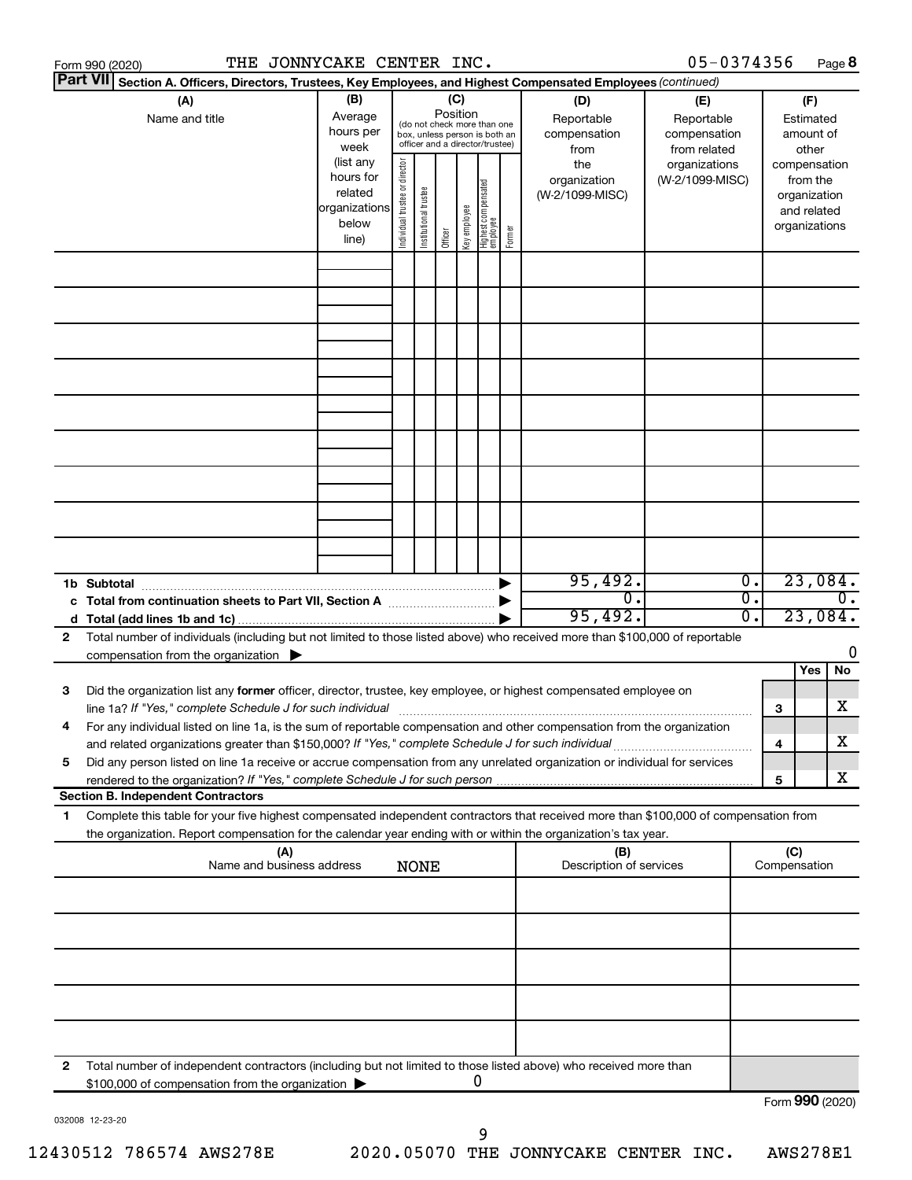Form 990 (2020) THE JONNYCAKE CENTER INC. 05-0374356 Page **8**

**Part VII** Section A. Officers, Directors, Trustees, Key Employees, and Highest Compensated Employees *(continued)*

| (A) Name and title | (B) Average hours per week (list any hours for related organizations below line) | (C) Position (do not check more than one box, unless person is both an officer and a director/trustee): Individual trustee or director | Institutional trustee | Officer | Key employee | Highest compensated employee | Former | (D) Reportable compensation from the organization (W-2/1099-MISC) | (E) Reportable compensation from related organizations (W-2/1099-MISC) | (F) Estimated amount of other compensation from the organization and related organizations |
|---|---|---|---|---|---|---|---|---|---|---|
| | | | | | | | | | | |
| | | | | | | | | | | |
| | | | | | | | | | | |
| | | | | | | | | | | |
| | | | | | | | | | | |
| | | | | | | | | | | |
| | | | | | | | | | | |
| | | | | | | | | | | |
| | | | | | | | | | | |
| **1b Subtotal** | | | | | | | ▶ | 95,492. | 0. | 23,084. |
| **c Total from continuation sheets to Part VII, Section A** | | | | | | | ▶ | 0. | 0. | 0. |
| **d Total (add lines 1b and 1c)** | | | | | | | ▶ | 95,492. | 0. | 23,084. |

**2** Total number of individuals (including but not limited to those listed above) who received more than $100,000 of reportable compensation from the organization ▶ 0

| | | | Yes | No |
|---|---|---|---|---|
| **3** | Did the organization list any **former** officer, director, trustee, key employee, or highest compensated employee on line 1a? *If "Yes," complete Schedule J for such individual* | **3** | | X |
| **4** | For any individual listed on line 1a, is the sum of reportable compensation and other compensation from the organization and related organizations greater than $150,000? *If "Yes," complete Schedule J for such individual* | **4** | | X |
| **5** | Did any person listed on line 1a receive or accrue compensation from any unrelated organization or individual for services rendered to the organization? *If "Yes," complete Schedule J for such person* | **5** | | X |

**Section B. Independent Contractors**

**1** Complete this table for your five highest compensated independent contractors that received more than $100,000 of compensation from the organization. Report compensation for the calendar year ending with or within the organization's tax year.

| (A) Name and business address | (B) Description of services | (C) Compensation |
|---|---|---|
| NONE | | |
| | | |
| | | |
| | | |
| | | |
| | | |

**2** Total number of independent contractors (including but not limited to those listed above) who received more than $100,000 of compensation from the organization ▶ 0

Form **990** (2020)

032008 12-23-20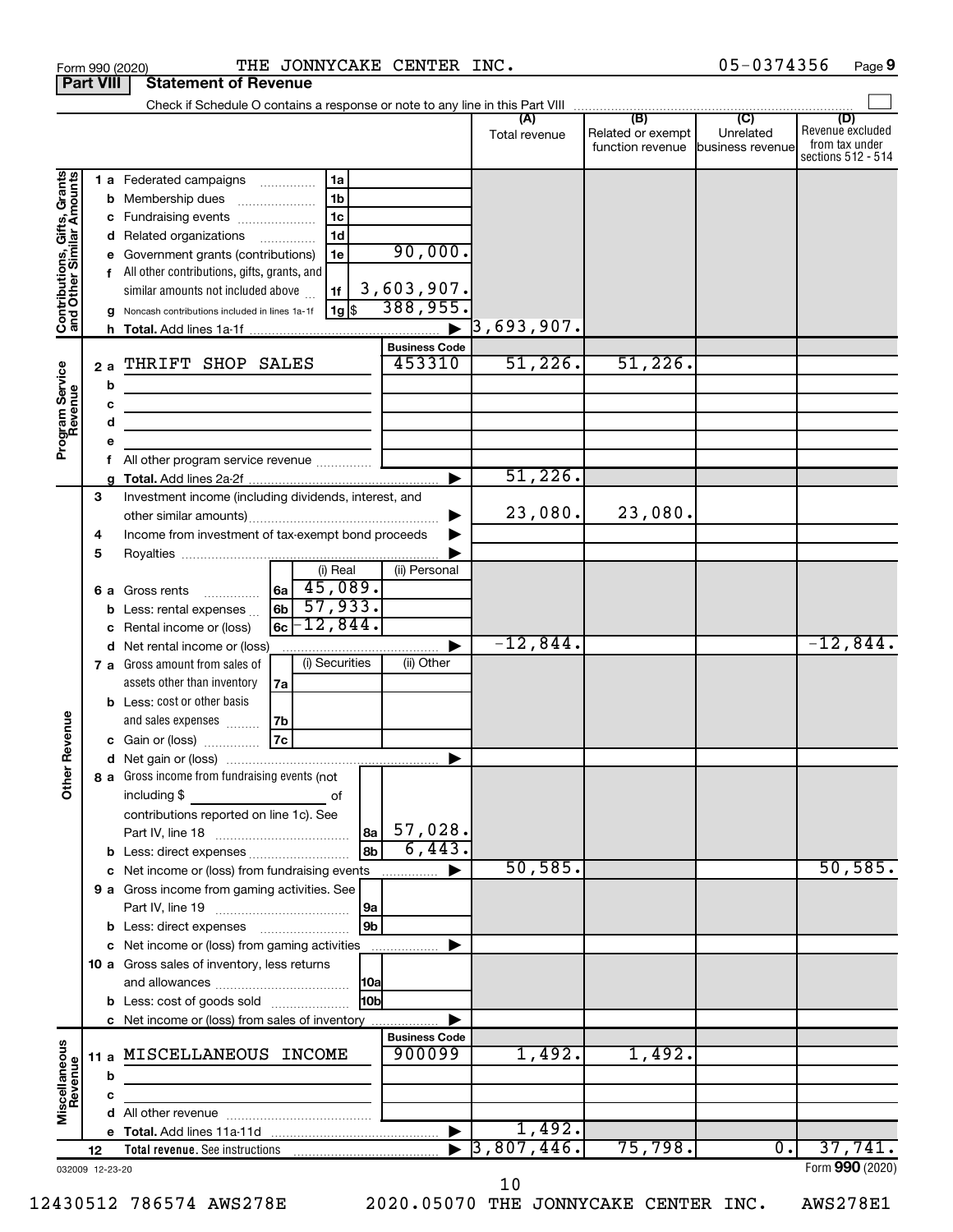Form 990 (2020) THE JONNYCAKE CENTER INC. 05-0374356 Page 9

**Part VIII Statement of Revenue**

Check if Schedule O contains a response or note to any line in this Part VIII

| | | | (A) Total revenue | (B) Related or exempt function revenue | (C) Unrelated business revenue | (D) Revenue excluded from tax under sections 512 - 514 |
|---|---|---|---|---|---|---|
| **Contributions, Gifts, Grants and Other Similar Amounts** | 1 a Federated campaigns | 1a | | | | |
| | b Membership dues | 1b | | | | |
| | c Fundraising events | 1c | | | | |
| | d Related organizations | 1d | | | | |
| | e Government grants (contributions) | 1e 90,000. | | | | |
| | f All other contributions, gifts, grants, and similar amounts not included above | 1f 3,603,907. | | | | |
| | g Noncash contributions included in lines 1a-1f | 1g $ 388,955. | | | | |
| | h Total. Add lines 1a-1f | ▶ | 3,693,907. | | | |
| | | **Business Code** | | | | |
| **Program Service Revenue** | 2 a THRIFT SHOP SALES | 453310 | 51,226. | 51,226. | | |
| | b | | | | | |
| | c | | | | | |
| | d | | | | | |
| | e | | | | | |
| | f All other program service revenue | | | | | |
| | g Total. Add lines 2a-2f | ▶ | 51,226. | | | |
| **Other Revenue** | 3 Investment income (including dividends, interest, and other similar amounts) | ▶ | 23,080. | 23,080. | | |
| | 4 Income from investment of tax-exempt bond proceeds | ▶ | | | | |
| | 5 Royalties | ▶ | | | | |
| | | (i) Real / (ii) Personal | | | | |
| | 6 a Gross rents | 6a 45,089. | | | | |
| | b Less: rental expenses | 6b 57,933. | | | | |
| | c Rental income or (loss) | 6c -12,844. | | | | |
| | d Net rental income or (loss) | ▶ | -12,844. | | | -12,844. |
| | | (i) Securities / (ii) Other | | | | |
| | 7 a Gross amount from sales of assets other than inventory | 7a | | | | |
| | b Less: cost or other basis and sales expenses | 7b | | | | |
| | c Gain or (loss) | 7c | | | | |
| | d Net gain or (loss) | ▶ | | | | |
| | 8 a Gross income from fundraising events (not including $ of contributions reported on line 1c). See Part IV, line 18 | 8a 57,028. | | | | |
| | b Less: direct expenses | 8b 6,443. | | | | |
| | c Net income or (loss) from fundraising events | ▶ | 50,585. | | | 50,585. |
| | 9 a Gross income from gaming activities. See Part IV, line 19 | 9a | | | | |
| | b Less: direct expenses | 9b | | | | |
| | c Net income or (loss) from gaming activities | ▶ | | | | |
| | 10 a Gross sales of inventory, less returns and allowances | 10a | | | | |
| | b Less: cost of goods sold | 10b | | | | |
| | c Net income or (loss) from sales of inventory | ▶ | | | | |
| | | **Business Code** | | | | |
| **Miscellaneous Revenue** | 11 a MISCELLANEOUS INCOME | 900099 | 1,492. | 1,492. | | |
| | b | | | | | |
| | c | | | | | |
| | d All other revenue | | | | | |
| | e Total. Add lines 11a-11d | ▶ | 1,492. | | | |
| | 12 **Total revenue.** See instructions | ▶ | 3,807,446. | 75,798. | 0. | 37,741. |

032009 12-23-20 Form **990** (2020)

12430512 786574 AWS278E 2020.05070 THE JONNYCAKE CENTER INC. AWS278E1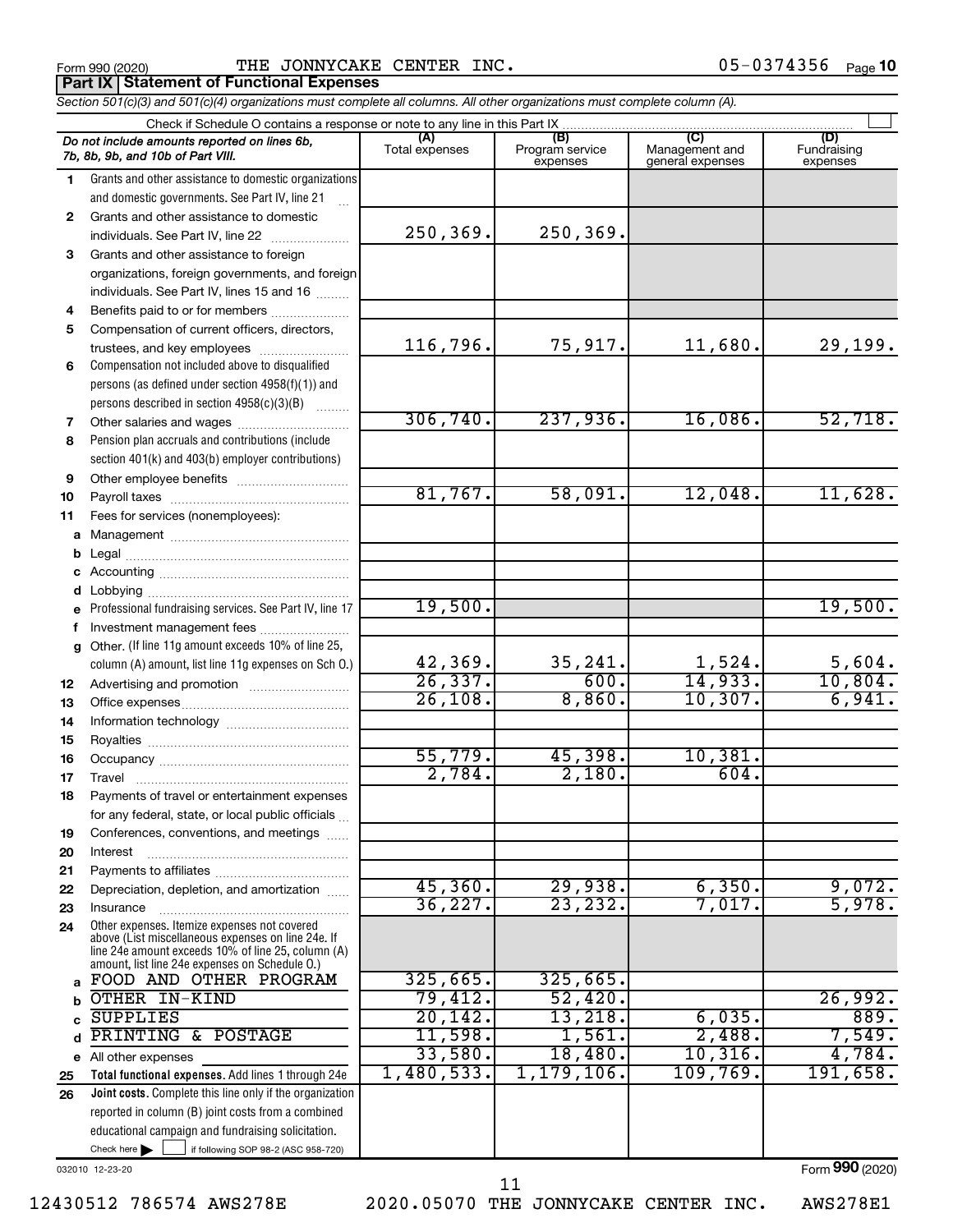Form 990 (2020) THE JONNYCAKE CENTER INC. 05-0374356 Page 10

**Part IX Statement of Functional Expenses**

*Section 501(c)(3) and 501(c)(4) organizations must complete all columns. All other organizations must complete column (A).*

Check if Schedule O contains a response or note to any line in this Part IX

| *Do not include amounts reported on lines 6b, 7b, 8b, 9b, and 10b of Part VIII.* | (A) Total expenses | (B) Program service expenses | (C) Management and general expenses | (D) Fundraising expenses |
|---|---|---|---|---|
| 1 Grants and other assistance to domestic organizations and domestic governments. See Part IV, line 21 | | | | |
| 2 Grants and other assistance to domestic individuals. See Part IV, line 22 | 250,369. | 250,369. | | |
| 3 Grants and other assistance to foreign organizations, foreign governments, and foreign individuals. See Part IV, lines 15 and 16 | | | | |
| 4 Benefits paid to or for members | | | | |
| 5 Compensation of current officers, directors, trustees, and key employees | 116,796. | 75,917. | 11,680. | 29,199. |
| 6 Compensation not included above to disqualified persons (as defined under section 4958(f)(1)) and persons described in section 4958(c)(3)(B) | | | | |
| 7 Other salaries and wages | 306,740. | 237,936. | 16,086. | 52,718. |
| 8 Pension plan accruals and contributions (include section 401(k) and 403(b) employer contributions) | | | | |
| 9 Other employee benefits | | | | |
| 10 Payroll taxes | 81,767. | 58,091. | 12,048. | 11,628. |
| 11 Fees for services (nonemployees): | | | | |
| a Management | | | | |
| b Legal | | | | |
| c Accounting | | | | |
| d Lobbying | | | | |
| e Professional fundraising services. See Part IV, line 17 | 19,500. | | | 19,500. |
| f Investment management fees | | | | |
| g Other. (If line 11g amount exceeds 10% of line 25, column (A) amount, list line 11g expenses on Sch O.) | 42,369. | 35,241. | 1,524. | 5,604. |
| 12 Advertising and promotion | 26,337. | 600. | 14,933. | 10,804. |
| 13 Office expenses | 26,108. | 8,860. | 10,307. | 6,941. |
| 14 Information technology | | | | |
| 15 Royalties | | | | |
| 16 Occupancy | 55,779. | 45,398. | 10,381. | |
| 17 Travel | 2,784. | 2,180. | 604. | |
| 18 Payments of travel or entertainment expenses for any federal, state, or local public officials | | | | |
| 19 Conferences, conventions, and meetings | | | | |
| 20 Interest | | | | |
| 21 Payments to affiliates | | | | |
| 22 Depreciation, depletion, and amortization | 45,360. | 29,938. | 6,350. | 9,072. |
| 23 Insurance | 36,227. | 23,232. | 7,017. | 5,978. |
| 24 Other expenses. Itemize expenses not covered above (List miscellaneous expenses on line 24e. If line 24e amount exceeds 10% of line 25, column (A) amount, list line 24e expenses on Schedule O.) | | | | |
| a FOOD AND OTHER PROGRAM | 325,665. | 325,665. | | |
| b OTHER IN-KIND | 79,412. | 52,420. | | 26,992. |
| c SUPPLIES | 20,142. | 13,218. | 6,035. | 889. |
| d PRINTING & POSTAGE | 11,598. | 1,561. | 2,488. | 7,549. |
| e All other expenses | 33,580. | 18,480. | 10,316. | 4,784. |
| 25 **Total functional expenses.** Add lines 1 through 24e | 1,480,533. | 1,179,106. | 109,769. | 191,658. |
| 26 **Joint costs.** Complete this line only if the organization reported in column (B) joint costs from a combined educational campaign and fundraising solicitation. Check here ☐ if following SOP 98-2 (ASC 958-720) | | | | |

032010 12-23-20

Form **990** (2020)

12430512 786574 AWS278E 2020.05070 THE JONNYCAKE CENTER INC. AWS278E1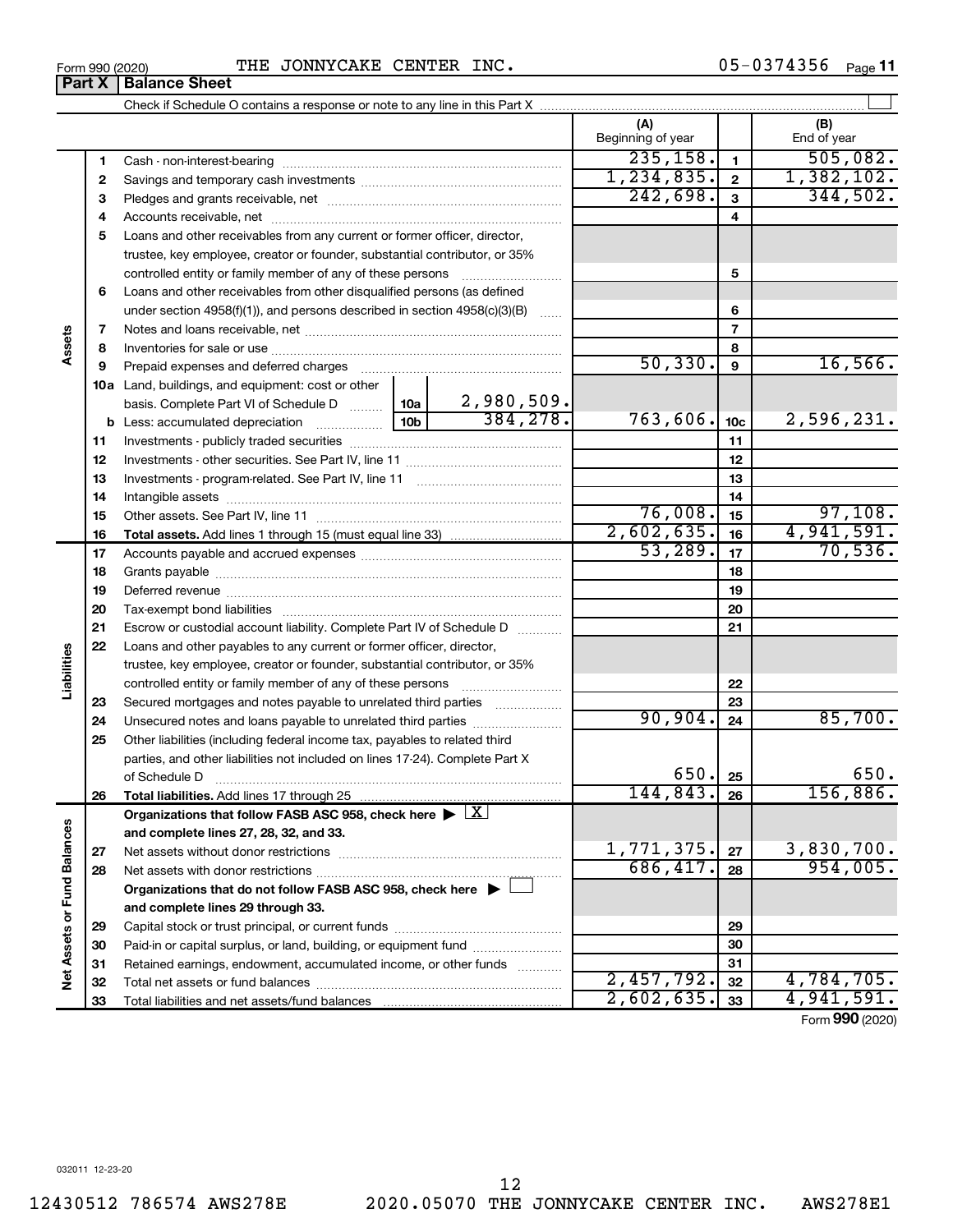Form 990 (2020) THE JONNYCAKE CENTER INC. 05-0374356 Page 11

**Part X | Balance Sheet**

Check if Schedule O contains a response or note to any line in this Part X

| | | | | (A) Beginning of year | | (B) End of year |
|---|---|---|---|---|---|---|
| **Assets** | 1 | Cash - non-interest-bearing | | 235,158. | 1 | 505,082. |
| | 2 | Savings and temporary cash investments | | 1,234,835. | 2 | 1,382,102. |
| | 3 | Pledges and grants receivable, net | | 242,698. | 3 | 344,502. |
| | 4 | Accounts receivable, net | | | 4 | |
| | 5 | Loans and other receivables from any current or former officer, director, trustee, key employee, creator or founder, substantial contributor, or 35% controlled entity or family member of any of these persons | | | 5 | |
| | 6 | Loans and other receivables from other disqualified persons (as defined under section 4958(f)(1)), and persons described in section 4958(c)(3)(B) | | | 6 | |
| | 7 | Notes and loans receivable, net | | | 7 | |
| | 8 | Inventories for sale or use | | | 8 | |
| | 9 | Prepaid expenses and deferred charges | | 50,330. | 9 | 16,566. |
| | 10a | Land, buildings, and equipment: cost or other basis. Complete Part VI of Schedule D | 10a 2,980,509. | | | |
| | b | Less: accumulated depreciation | 10b 384,278. | 763,606. | 10c | 2,596,231. |
| | 11 | Investments - publicly traded securities | | | 11 | |
| | 12 | Investments - other securities. See Part IV, line 11 | | | 12 | |
| | 13 | Investments - program-related. See Part IV, line 11 | | | 13 | |
| | 14 | Intangible assets | | | 14 | |
| | 15 | Other assets. See Part IV, line 11 | | 76,008. | 15 | 97,108. |
| | 16 | **Total assets.** Add lines 1 through 15 (must equal line 33) | | 2,602,635. | 16 | 4,941,591. |
| **Liabilities** | 17 | Accounts payable and accrued expenses | | 53,289. | 17 | 70,536. |
| | 18 | Grants payable | | | 18 | |
| | 19 | Deferred revenue | | | 19 | |
| | 20 | Tax-exempt bond liabilities | | | 20 | |
| | 21 | Escrow or custodial account liability. Complete Part IV of Schedule D | | | 21 | |
| | 22 | Loans and other payables to any current or former officer, director, trustee, key employee, creator or founder, substantial contributor, or 35% controlled entity or family member of any of these persons | | | 22 | |
| | 23 | Secured mortgages and notes payable to unrelated third parties | | | 23 | |
| | 24 | Unsecured notes and loans payable to unrelated third parties | | 90,904. | 24 | 85,700. |
| | 25 | Other liabilities (including federal income tax, payables to related third parties, and other liabilities not included on lines 17-24). Complete Part X of Schedule D | | 650. | 25 | 650. |
| | 26 | **Total liabilities.** Add lines 17 through 25 | | 144,843. | 26 | 156,886. |
| **Net Assets or Fund Balances** | | **Organizations that follow FASB ASC 958, check here** ▶ [X] **and complete lines 27, 28, 32, and 33.** | | | | |
| | 27 | Net assets without donor restrictions | | 1,771,375. | 27 | 3,830,700. |
| | 28 | Net assets with donor restrictions | | 686,417. | 28 | 954,005. |
| | | **Organizations that do not follow FASB ASC 958, check here** ▶ [ ] **and complete lines 29 through 33.** | | | | |
| | 29 | Capital stock or trust principal, or current funds | | | 29 | |
| | 30 | Paid-in or capital surplus, or land, building, or equipment fund | | | 30 | |
| | 31 | Retained earnings, endowment, accumulated income, or other funds | | | 31 | |
| | 32 | Total net assets or fund balances | | 2,457,792. | 32 | 4,784,705. |
| | 33 | Total liabilities and net assets/fund balances | | 2,602,635. | 33 | 4,941,591. |

Form **990** (2020)

032011 12-23-20

12430512 786574 AWS278E 2020.05070 THE JONNYCAKE CENTER INC. AWS278E1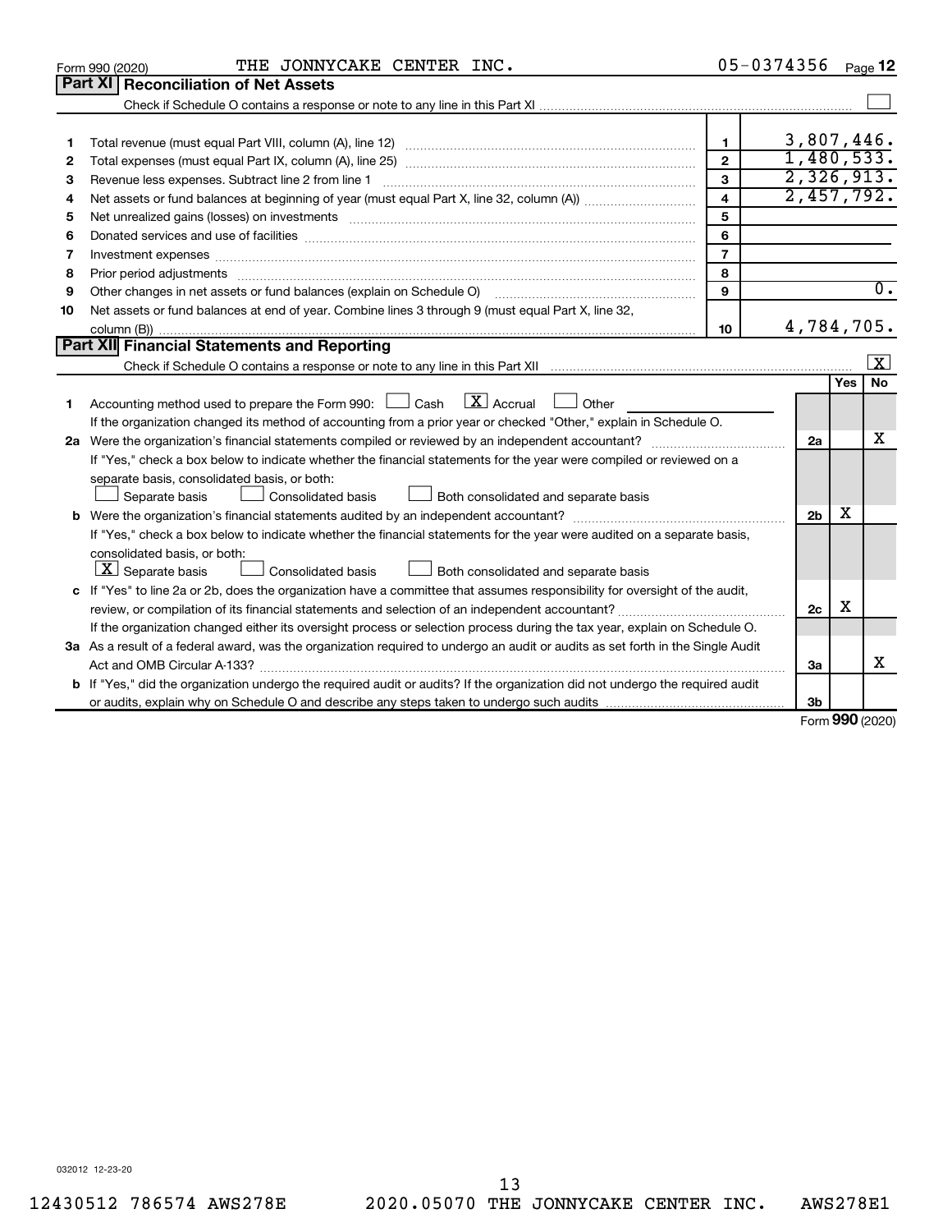Form 990 (2020) THE JONNYCAKE CENTER INC. 05-0374356 Page 12

## Part XI Reconciliation of Net Assets

Check if Schedule O contains a response or note to any line in this Part XI [ ]

| | | | |
|---|---|---|---|
| 1 | Total revenue (must equal Part VIII, column (A), line 12) | 1 | 3,807,446. |
| 2 | Total expenses (must equal Part IX, column (A), line 25) | 2 | 1,480,533. |
| 3 | Revenue less expenses. Subtract line 2 from line 1 | 3 | 2,326,913. |
| 4 | Net assets or fund balances at beginning of year (must equal Part X, line 32, column (A)) | 4 | 2,457,792. |
| 5 | Net unrealized gains (losses) on investments | 5 | |
| 6 | Donated services and use of facilities | 6 | |
| 7 | Investment expenses | 7 | |
| 8 | Prior period adjustments | 8 | |
| 9 | Other changes in net assets or fund balances (explain on Schedule O) | 9 | 0. |
| 10 | Net assets or fund balances at end of year. Combine lines 3 through 9 (must equal Part X, line 32, column (B)) | 10 | 4,784,705. |

## Part XII Financial Statements and Reporting

Check if Schedule O contains a response or note to any line in this Part XII [X]

| | | | Yes | No |
|---|---|---|---|---|
| 1 | Accounting method used to prepare the Form 990: [ ] Cash [X] Accrual [ ] Other<br>If the organization changed its method of accounting from a prior year or checked "Other," explain in Schedule O. | | | |
| 2a | Were the organization's financial statements compiled or reviewed by an independent accountant? | 2a | | X |
| | If "Yes," check a box below to indicate whether the financial statements for the year were compiled or reviewed on a separate basis, consolidated basis, or both:<br>[ ] Separate basis [ ] Consolidated basis [ ] Both consolidated and separate basis | | | |
| b | Were the organization's financial statements audited by an independent accountant? | 2b | X | |
| | If "Yes," check a box below to indicate whether the financial statements for the year were audited on a separate basis, consolidated basis, or both:<br>[X] Separate basis [ ] Consolidated basis [ ] Both consolidated and separate basis | | | |
| c | If "Yes" to line 2a or 2b, does the organization have a committee that assumes responsibility for oversight of the audit, review, or compilation of its financial statements and selection of an independent accountant? | 2c | X | |
| | If the organization changed either its oversight process or selection process during the tax year, explain on Schedule O. | | | |
| 3a | As a result of a federal award, was the organization required to undergo an audit or audits as set forth in the Single Audit Act and OMB Circular A-133? | 3a | | X |
| b | If "Yes," did the organization undergo the required audit or audits? If the organization did not undergo the required audit or audits, explain why on Schedule O and describe any steps taken to undergo such audits | 3b | | |

Form 990 (2020)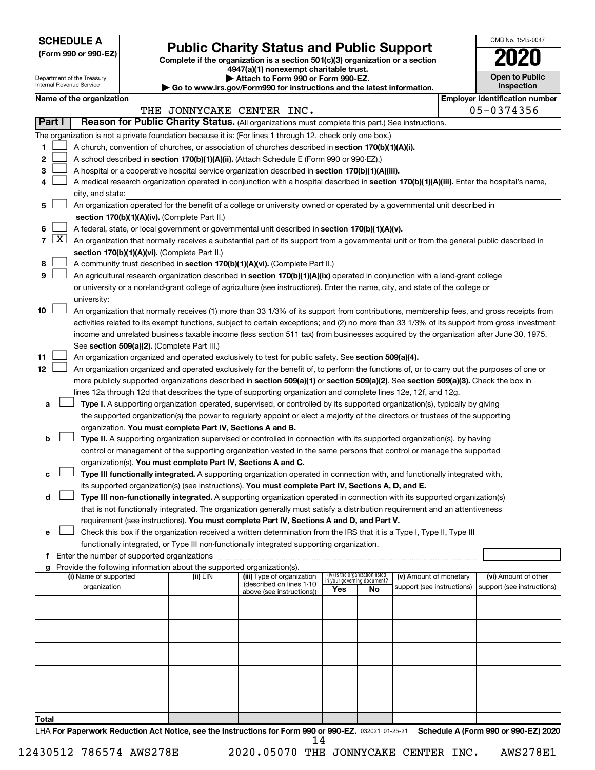**SCHEDULE A**
**(Form 990 or 990-EZ)**

Department of the Treasury
Internal Revenue Service

# Public Charity Status and Public Support

**Complete if the organization is a section 501(c)(3) organization or a section 4947(a)(1) nonexempt charitable trust.**
**▶ Attach to Form 990 or Form 990-EZ.**
**▶ Go to www.irs.gov/Form990 for instructions and the latest information.**

OMB No. 1545-0047

**2020**

**Open to Public Inspection**

**Name of the organization**
THE JONNYCAKE CENTER INC.

**Employer identification number**
05-0374356

## Part I — Reason for Public Charity Status. (All organizations must complete this part.) See instructions.

The organization is not a private foundation because it is: (For lines 1 through 12, check only one box.)

1 ☐ A church, convention of churches, or association of churches described in **section 170(b)(1)(A)(i).**

2 ☐ A school described in **section 170(b)(1)(A)(ii).** (Attach Schedule E (Form 990 or 990-EZ).)

3 ☐ A hospital or a cooperative hospital service organization described in **section 170(b)(1)(A)(iii).**

4 ☐ A medical research organization operated in conjunction with a hospital described in **section 170(b)(1)(A)(iii).** Enter the hospital's name, city, and state:

5 ☐ An organization operated for the benefit of a college or university owned or operated by a governmental unit described in **section 170(b)(1)(A)(iv).** (Complete Part II.)

6 ☐ A federal, state, or local government or governmental unit described in **section 170(b)(1)(A)(v).**

7 ☒ An organization that normally receives a substantial part of its support from a governmental unit or from the general public described in **section 170(b)(1)(A)(vi).** (Complete Part II.)

8 ☐ A community trust described in **section 170(b)(1)(A)(vi).** (Complete Part II.)

9 ☐ An agricultural research organization described in **section 170(b)(1)(A)(ix)** operated in conjunction with a land-grant college or university or a non-land-grant college of agriculture (see instructions). Enter the name, city, and state of the college or university:

10 ☐ An organization that normally receives (1) more than 33 1/3% of its support from contributions, membership fees, and gross receipts from activities related to its exempt functions, subject to certain exceptions; and (2) no more than 33 1/3% of its support from gross investment income and unrelated business taxable income (less section 511 tax) from businesses acquired by the organization after June 30, 1975. See **section 509(a)(2).** (Complete Part III.)

11 ☐ An organization organized and operated exclusively to test for public safety. See **section 509(a)(4).**

12 ☐ An organization organized and operated exclusively for the benefit of, to perform the functions of, or to carry out the purposes of one or more publicly supported organizations described in **section 509(a)(1)** or **section 509(a)(2)**. See **section 509(a)(3).** Check the box in lines 12a through 12d that describes the type of supporting organization and complete lines 12e, 12f, and 12g.

a ☐ **Type I.** A supporting organization operated, supervised, or controlled by its supported organization(s), typically by giving the supported organization(s) the power to regularly appoint or elect a majority of the directors or trustees of the supporting organization. **You must complete Part IV, Sections A and B.**

b ☐ **Type II.** A supporting organization supervised or controlled in connection with its supported organization(s), by having control or management of the supporting organization vested in the same persons that control or manage the supported organization(s). **You must complete Part IV, Sections A and C.**

c ☐ **Type III functionally integrated.** A supporting organization operated in connection with, and functionally integrated with, its supported organization(s) (see instructions). **You must complete Part IV, Sections A, D, and E.**

d ☐ **Type III non-functionally integrated.** A supporting organization operated in connection with its supported organization(s) that is not functionally integrated. The organization generally must satisfy a distribution requirement and an attentiveness requirement (see instructions). **You must complete Part IV, Sections A and D, and Part V.**

e ☐ Check this box if the organization received a written determination from the IRS that it is a Type I, Type II, Type III functionally integrated, or Type III non-functionally integrated supporting organization.

f Enter the number of supported organizations

g Provide the following information about the supported organization(s).

| (i) Name of supported organization | (ii) EIN | (iii) Type of organization (described on lines 1-10 above (see instructions)) | (iv) Is the organization listed in your governing document? Yes | No | (v) Amount of monetary support (see instructions) | (vi) Amount of other support (see instructions) |
|---|---|---|---|---|---|---|
| | | | | | | |
| | | | | | | |
| | | | | | | |
| | | | | | | |
| | | | | | | |
| **Total** | | | | | | |

LHA **For Paperwork Reduction Act Notice, see the Instructions for Form 990 or 990-EZ.** 032021 01-25-21 **Schedule A (Form 990 or 990-EZ) 2020**

12430512 786574 AWS278E 2020.05070 THE JONNYCAKE CENTER INC. AWS278E1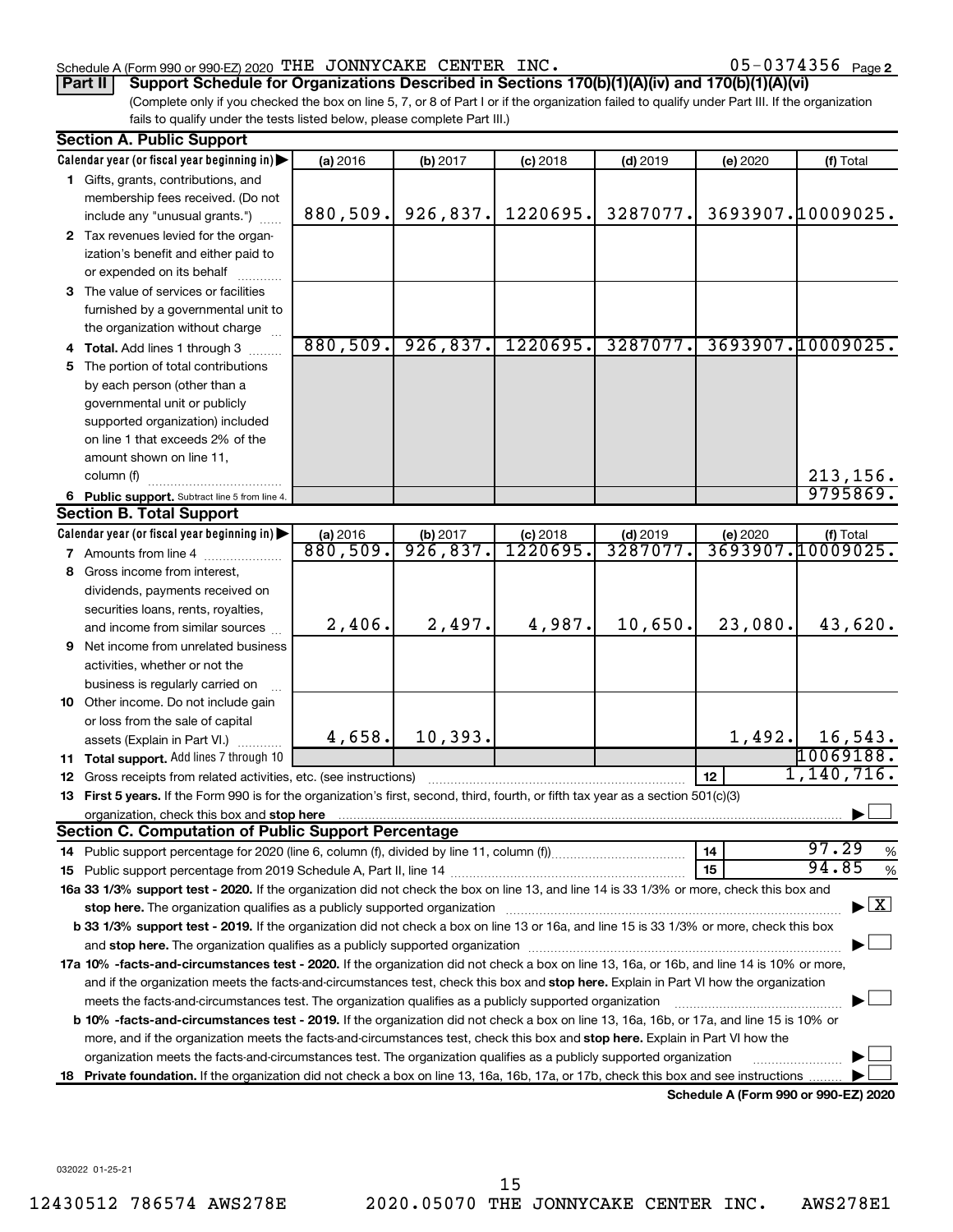Schedule A (Form 990 or 990-EZ) 2020 THE JONNYCAKE CENTER INC. 05-0374356 Page 2

**Part II Support Schedule for Organizations Described in Sections 170(b)(1)(A)(iv) and 170(b)(1)(A)(vi)**

(Complete only if you checked the box on line 5, 7, or 8 of Part I or if the organization failed to qualify under Part III. If the organization fails to qualify under the tests listed below, please complete Part III.)

**Section A. Public Support**

| Calendar year (or fiscal year beginning in) | (a) 2016 | (b) 2017 | (c) 2018 | (d) 2019 | (e) 2020 | (f) Total |
|---|---|---|---|---|---|---|
| 1 Gifts, grants, contributions, and membership fees received. (Do not include any "unusual grants.") | 880,509. | 926,837. | 1220695. | 3287077. | 3693907. | 10009025. |
| 2 Tax revenues levied for the organization's benefit and either paid to or expended on its behalf | | | | | | |
| 3 The value of services or facilities furnished by a governmental unit to the organization without charge | | | | | | |
| 4 Total. Add lines 1 through 3 | 880,509. | 926,837. | 1220695. | 3287077. | 3693907. | 10009025. |
| 5 The portion of total contributions by each person (other than a governmental unit or publicly supported organization) included on line 1 that exceeds 2% of the amount shown on line 11, column (f) | | | | | | 213,156. |
| 6 Public support. Subtract line 5 from line 4. | | | | | | 9795869. |

**Section B. Total Support**

| Calendar year (or fiscal year beginning in) | (a) 2016 | (b) 2017 | (c) 2018 | (d) 2019 | (e) 2020 | (f) Total |
|---|---|---|---|---|---|---|
| 7 Amounts from line 4 | 880,509. | 926,837. | 1220695. | 3287077. | 3693907. | 10009025. |
| 8 Gross income from interest, dividends, payments received on securities loans, rents, royalties, and income from similar sources | 2,406. | 2,497. | 4,987. | 10,650. | 23,080. | 43,620. |
| 9 Net income from unrelated business activities, whether or not the business is regularly carried on | | | | | | |
| 10 Other income. Do not include gain or loss from the sale of capital assets (Explain in Part VI.) | 4,658. | 10,393. | | | 1,492. | 16,543. |
| 11 Total support. Add lines 7 through 10 | | | | | | 10069188. |

12 Gross receipts from related activities, etc. (see instructions) | 12 | 1,140,716.

13 **First 5 years.** If the Form 990 is for the organization's first, second, third, fourth, or fifth tax year as a section 501(c)(3) organization, check this box and **stop here** ☐

**Section C. Computation of Public Support Percentage**

14 Public support percentage for 2020 (line 6, column (f), divided by line 11, column (f)) | 14 | 97.29 %

15 Public support percentage from 2019 Schedule A, Part II, line 14 | 15 | 94.85 %

**16a 33 1/3% support test - 2020.** If the organization did not check the box on line 13, and line 14 is 33 1/3% or more, check this box and **stop here.** The organization qualifies as a publicly supported organization ☒

**b 33 1/3% support test - 2019.** If the organization did not check a box on line 13 or 16a, and line 15 is 33 1/3% or more, check this box and **stop here.** The organization qualifies as a publicly supported organization ☐

**17a 10% -facts-and-circumstances test - 2020.** If the organization did not check a box on line 13, 16a, or 16b, and line 14 is 10% or more, and if the organization meets the facts-and-circumstances test, check this box and **stop here.** Explain in Part VI how the organization meets the facts-and-circumstances test. The organization qualifies as a publicly supported organization ☐

**b 10% -facts-and-circumstances test - 2019.** If the organization did not check a box on line 13, 16a, 16b, or 17a, and line 15 is 10% or more, and if the organization meets the facts-and-circumstances test, check this box and **stop here.** Explain in Part VI how the organization meets the facts-and-circumstances test. The organization qualifies as a publicly supported organization ☐

**18 Private foundation.** If the organization did not check a box on line 13, 16a, 16b, 17a, or 17b, check this box and see instructions ☐

**Schedule A (Form 990 or 990-EZ) 2020**

032022 01-25-21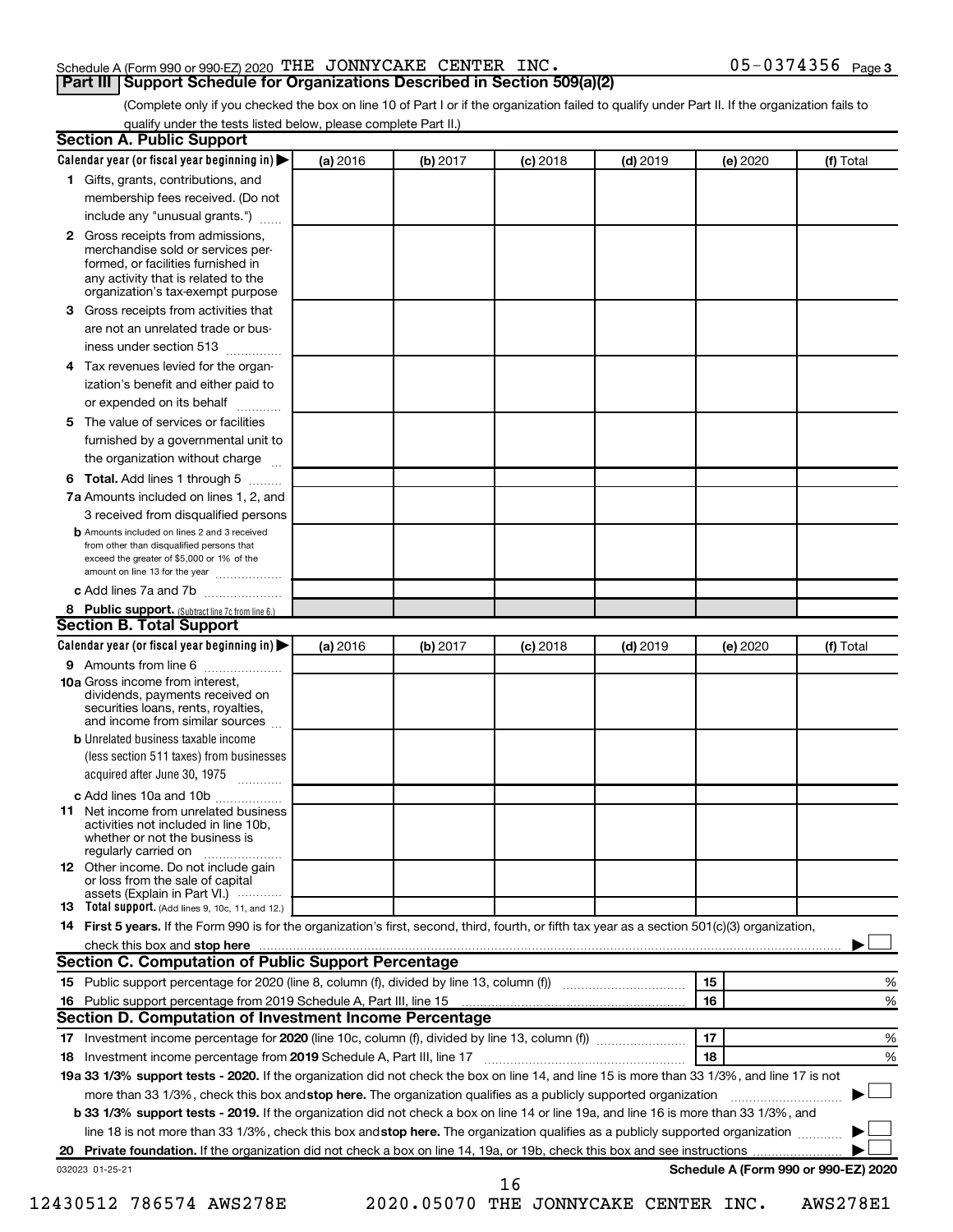Schedule A (Form 990 or 990-EZ) 2020 THE JONNYCAKE CENTER INC. 05-0374356 Page 3

## Part III Support Schedule for Organizations Described in Section 509(a)(2)

(Complete only if you checked the box on line 10 of Part I or if the organization failed to qualify under Part II. If the organization fails to qualify under the tests listed below, please complete Part II.)

### Section A. Public Support

| Calendar year (or fiscal year beginning in) ▶ | (a) 2016 | (b) 2017 | (c) 2018 | (d) 2019 | (e) 2020 | (f) Total |
|---|---|---|---|---|---|---|
| 1 Gifts, grants, contributions, and membership fees received. (Do not include any "unusual grants.") | | | | | | |
| 2 Gross receipts from admissions, merchandise sold or services performed, or facilities furnished in any activity that is related to the organization's tax-exempt purpose | | | | | | |
| 3 Gross receipts from activities that are not an unrelated trade or business under section 513 | | | | | | |
| 4 Tax revenues levied for the organization's benefit and either paid to or expended on its behalf | | | | | | |
| 5 The value of services or facilities furnished by a governmental unit to the organization without charge | | | | | | |
| 6 **Total.** Add lines 1 through 5 | | | | | | |
| 7a Amounts included on lines 1, 2, and 3 received from disqualified persons | | | | | | |
| b Amounts included on lines 2 and 3 received from other than disqualified persons that exceed the greater of $5,000 or 1% of the amount on line 13 for the year | | | | | | |
| c Add lines 7a and 7b | | | | | | |
| 8 **Public support.** (Subtract line 7c from line 6.) | | | | | | |

### Section B. Total Support

| Calendar year (or fiscal year beginning in) ▶ | (a) 2016 | (b) 2017 | (c) 2018 | (d) 2019 | (e) 2020 | (f) Total |
|---|---|---|---|---|---|---|
| 9 Amounts from line 6 | | | | | | |
| 10a Gross income from interest, dividends, payments received on securities loans, rents, royalties, and income from similar sources | | | | | | |
| b Unrelated business taxable income (less section 511 taxes) from businesses acquired after June 30, 1975 | | | | | | |
| c Add lines 10a and 10b | | | | | | |
| 11 Net income from unrelated business activities not included in line 10b, whether or not the business is regularly carried on | | | | | | |
| 12 Other income. Do not include gain or loss from the sale of capital assets (Explain in Part VI.) | | | | | | |
| 13 **Total support.** (Add lines 9, 10c, 11, and 12.) | | | | | | |

14 **First 5 years.** If the Form 990 is for the organization's first, second, third, fourth, or fifth tax year as a section 501(c)(3) organization, check this box and **stop here** ▶ ☐

### Section C. Computation of Public Support Percentage

| | | | |
|---|---|---|---|
| 15 | Public support percentage for 2020 (line 8, column (f), divided by line 13, column (f)) | 15 | % |
| 16 | Public support percentage from 2019 Schedule A, Part III, line 15 | 16 | % |

### Section D. Computation of Investment Income Percentage

| | | | |
|---|---|---|---|
| 17 | Investment income percentage for **2020** (line 10c, column (f), divided by line 13, column (f)) | 17 | % |
| 18 | Investment income percentage from **2019** Schedule A, Part III, line 17 | 18 | % |

**19a 33 1/3% support tests - 2020.** If the organization did not check the box on line 14, and line 15 is more than 33 1/3%, and line 17 is not more than 33 1/3%, check this box and **stop here.** The organization qualifies as a publicly supported organization ▶ ☐

**b 33 1/3% support tests - 2019.** If the organization did not check a box on line 14 or line 19a, and line 16 is more than 33 1/3%, and line 18 is not more than 33 1/3%, check this box and **stop here.** The organization qualifies as a publicly supported organization ▶ ☐

**20 Private foundation.** If the organization did not check a box on line 14, 19a, or 19b, check this box and see instructions ▶ ☐

032023 01-25-21 **Schedule A (Form 990 or 990-EZ) 2020**

12430512 786574 AWS278E 2020.05070 THE JONNYCAKE CENTER INC. AWS278E1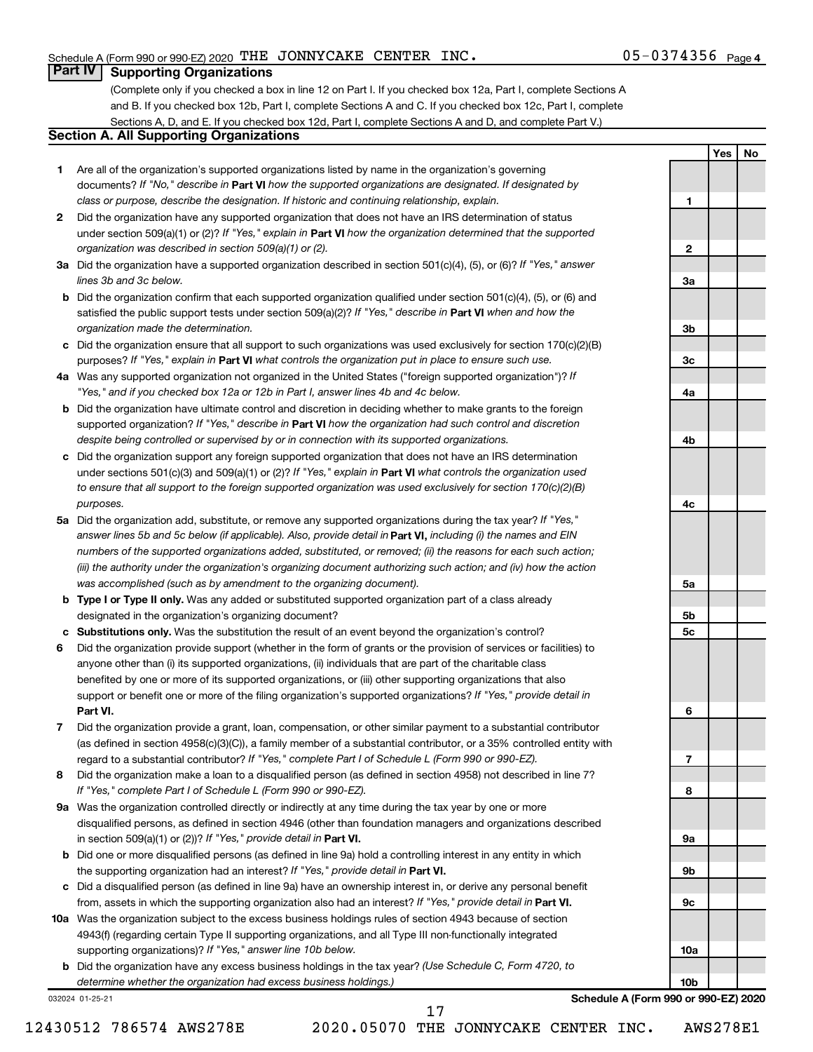Schedule A (Form 990 or 990-EZ) 2020 THE JONNYCAKE CENTER INC. 05-0374356 Page 4

## Part IV Supporting Organizations

(Complete only if you checked a box in line 12 on Part I. If you checked box 12a, Part I, complete Sections A and B. If you checked box 12b, Part I, complete Sections A and C. If you checked box 12c, Part I, complete Sections A, D, and E. If you checked box 12d, Part I, complete Sections A and D, and complete Part V.)

### Section A. All Supporting Organizations

| | Question | Line | Yes | No |
|---|---|---|---|---|
| **1** | Are all of the organization's supported organizations listed by name in the organization's governing documents? *If "No," describe in* **Part VI** *how the supported organizations are designated. If designated by class or purpose, describe the designation. If historic and continuing relationship, explain.* | 1 | | |
| **2** | Did the organization have any supported organization that does not have an IRS determination of status under section 509(a)(1) or (2)? *If "Yes," explain in* **Part VI** *how the organization determined that the supported organization was described in section 509(a)(1) or (2).* | 2 | | |
| **3a** | Did the organization have a supported organization described in section 501(c)(4), (5), or (6)? *If "Yes," answer lines 3b and 3c below.* | 3a | | |
| **b** | Did the organization confirm that each supported organization qualified under section 501(c)(4), (5), or (6) and satisfied the public support tests under section 509(a)(2)? *If "Yes," describe in* **Part VI** *when and how the organization made the determination.* | 3b | | |
| **c** | Did the organization ensure that all support to such organizations was used exclusively for section 170(c)(2)(B) purposes? *If "Yes," explain in* **Part VI** *what controls the organization put in place to ensure such use.* | 3c | | |
| **4a** | Was any supported organization not organized in the United States ("foreign supported organization")? *If "Yes," and if you checked box 12a or 12b in Part I, answer lines 4b and 4c below.* | 4a | | |
| **b** | Did the organization have ultimate control and discretion in deciding whether to make grants to the foreign supported organization? *If "Yes," describe in* **Part VI** *how the organization had such control and discretion despite being controlled or supervised by or in connection with its supported organizations.* | 4b | | |
| **c** | Did the organization support any foreign supported organization that does not have an IRS determination under sections 501(c)(3) and 509(a)(1) or (2)? *If "Yes," explain in* **Part VI** *what controls the organization used to ensure that all support to the foreign supported organization was used exclusively for section 170(c)(2)(B) purposes.* | 4c | | |
| **5a** | Did the organization add, substitute, or remove any supported organizations during the tax year? *If "Yes," answer lines 5b and 5c below (if applicable). Also, provide detail in* **Part VI,** *including (i) the names and EIN numbers of the supported organizations added, substituted, or removed; (ii) the reasons for each such action; (iii) the authority under the organization's organizing document authorizing such action; and (iv) how the action was accomplished (such as by amendment to the organizing document).* | 5a | | |
| **b** | **Type I or Type II only.** Was any added or substituted supported organization part of a class already designated in the organization's organizing document? | 5b | | |
| **c** | **Substitutions only.** Was the substitution the result of an event beyond the organization's control? | 5c | | |
| **6** | Did the organization provide support (whether in the form of grants or the provision of services or facilities) to anyone other than (i) its supported organizations, (ii) individuals that are part of the charitable class benefited by one or more of its supported organizations, or (iii) other supporting organizations that also support or benefit one or more of the filing organization's supported organizations? *If "Yes," provide detail in* **Part VI.** | 6 | | |
| **7** | Did the organization provide a grant, loan, compensation, or other similar payment to a substantial contributor (as defined in section 4958(c)(3)(C)), a family member of a substantial contributor, or a 35% controlled entity with regard to a substantial contributor? *If "Yes," complete Part I of Schedule L (Form 990 or 990-EZ).* | 7 | | |
| **8** | Did the organization make a loan to a disqualified person (as defined in section 4958) not described in line 7? *If "Yes," complete Part I of Schedule L (Form 990 or 990-EZ).* | 8 | | |
| **9a** | Was the organization controlled directly or indirectly at any time during the tax year by one or more disqualified persons, as defined in section 4946 (other than foundation managers and organizations described in section 509(a)(1) or (2))? *If "Yes," provide detail in* **Part VI.** | 9a | | |
| **b** | Did one or more disqualified persons (as defined in line 9a) hold a controlling interest in any entity in which the supporting organization had an interest? *If "Yes," provide detail in* **Part VI.** | 9b | | |
| **c** | Did a disqualified person (as defined in line 9a) have an ownership interest in, or derive any personal benefit from, assets in which the supporting organization also had an interest? *If "Yes," provide detail in* **Part VI.** | 9c | | |
| **10a** | Was the organization subject to the excess business holdings rules of section 4943 because of section 4943(f) (regarding certain Type II supporting organizations, and all Type III non-functionally integrated supporting organizations)? *If "Yes," answer line 10b below.* | 10a | | |
| **b** | Did the organization have any excess business holdings in the tax year? *(Use Schedule C, Form 4720, to determine whether the organization had excess business holdings.)* | 10b | | |

032024 01-25-21

**Schedule A (Form 990 or 990-EZ) 2020**

12430512 786574 AWS278E 2020.05070 THE JONNYCAKE CENTER INC. AWS278E1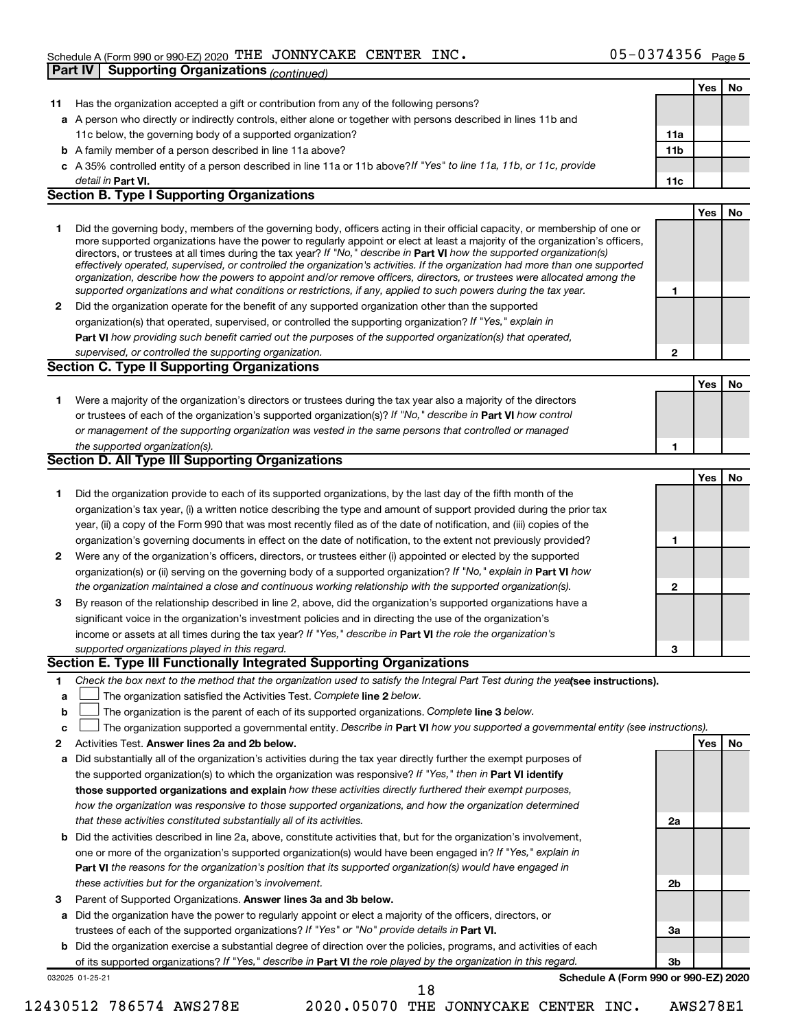Schedule A (Form 990 or 990-EZ) 2020 THE JONNYCAKE CENTER INC. 05-0374356 Page 5

**Part IV Supporting Organizations** *(continued)*

| | | | Yes | No |
|---|---|---|---|---|
| **11** | Has the organization accepted a gift or contribution from any of the following persons? | | | |
| **a** | A person who directly or indirectly controls, either alone or together with persons described in lines 11b and 11c below, the governing body of a supported organization? | 11a | | |
| **b** | A family member of a person described in line 11a above? | 11b | | |
| **c** | A 35% controlled entity of a person described in line 11a or 11b above? *If "Yes" to line 11a, 11b, or 11c, provide detail in* **Part VI.** | 11c | | |

## Section B. Type I Supporting Organizations

| | | | Yes | No |
|---|---|---|---|---|
| **1** | Did the governing body, members of the governing body, officers acting in their official capacity, or membership of one or more supported organizations have the power to regularly appoint or elect at least a majority of the organization's officers, directors, or trustees at all times during the tax year? *If "No," describe in* **Part VI** *how the supported organization(s) effectively operated, supervised, or controlled the organization's activities. If the organization had more than one supported organization, describe how the powers to appoint and/or remove officers, directors, or trustees were allocated among the supported organizations and what conditions or restrictions, if any, applied to such powers during the tax year.* | 1 | | |
| **2** | Did the organization operate for the benefit of any supported organization other than the supported organization(s) that operated, supervised, or controlled the supporting organization? *If "Yes," explain in* **Part VI** *how providing such benefit carried out the purposes of the supported organization(s) that operated, supervised, or controlled the supporting organization.* | 2 | | |

## Section C. Type II Supporting Organizations

| | | | Yes | No |
|---|---|---|---|---|
| **1** | Were a majority of the organization's directors or trustees during the tax year also a majority of the directors or trustees of each of the organization's supported organization(s)? *If "No," describe in* **Part VI** *how control or management of the supporting organization was vested in the same persons that controlled or managed the supported organization(s).* | 1 | | |

## Section D. All Type III Supporting Organizations

| | | | Yes | No |
|---|---|---|---|---|
| **1** | Did the organization provide to each of its supported organizations, by the last day of the fifth month of the organization's tax year, (i) a written notice describing the type and amount of support provided during the prior tax year, (ii) a copy of the Form 990 that was most recently filed as of the date of notification, and (iii) copies of the organization's governing documents in effect on the date of notification, to the extent not previously provided? | 1 | | |
| **2** | Were any of the organization's officers, directors, or trustees either (i) appointed or elected by the supported organization(s) or (ii) serving on the governing body of a supported organization? *If "No," explain in* **Part VI** *how the organization maintained a close and continuous working relationship with the supported organization(s).* | 2 | | |
| **3** | By reason of the relationship described in line 2, above, did the organization's supported organizations have a significant voice in the organization's investment policies and in directing the use of the organization's income or assets at all times during the tax year? *If "Yes," describe in* **Part VI** *the role the organization's supported organizations played in this regard.* | 3 | | |

## Section E. Type III Functionally Integrated Supporting Organizations

**1** *Check the box next to the method that the organization used to satisfy the Integral Part Test during the year* **(see instructions).**

- **a** ☐ The organization satisfied the Activities Test. *Complete* **line 2** *below.*
- **b** ☐ The organization is the parent of each of its supported organizations. *Complete* **line 3** *below.*
- **c** ☐ The organization supported a governmental entity. *Describe in* **Part VI** *how you supported a governmental entity (see instructions).*

| | | | Yes | No |
|---|---|---|---|---|
| **2** | Activities Test. **Answer lines 2a and 2b below.** | | | |
| **a** | Did substantially all of the organization's activities during the tax year directly further the exempt purposes of the supported organization(s) to which the organization was responsive? *If "Yes," then in* **Part VI identify those supported organizations and explain** *how these activities directly furthered their exempt purposes, how the organization was responsive to those supported organizations, and how the organization determined that these activities constituted substantially all of its activities.* | 2a | | |
| **b** | Did the activities described in line 2a, above, constitute activities that, but for the organization's involvement, one or more of the organization's supported organization(s) would have been engaged in? *If "Yes," explain in* **Part VI** *the reasons for the organization's position that its supported organization(s) would have engaged in these activities but for the organization's involvement.* | 2b | | |
| **3** | Parent of Supported Organizations. **Answer lines 3a and 3b below.** | | | |
| **a** | Did the organization have the power to regularly appoint or elect a majority of the officers, directors, or trustees of each of the supported organizations? *If "Yes" or "No" provide details in* **Part VI.** | 3a | | |
| **b** | Did the organization exercise a substantial degree of direction over the policies, programs, and activities of each of its supported organizations? *If "Yes," describe in* **Part VI** *the role played by the organization in this regard.* | 3b | | |

032025 01-25-21 **Schedule A (Form 990 or 990-EZ) 2020**

12430512 786574 AWS278E 2020.05070 THE JONNYCAKE CENTER INC. AWS278E1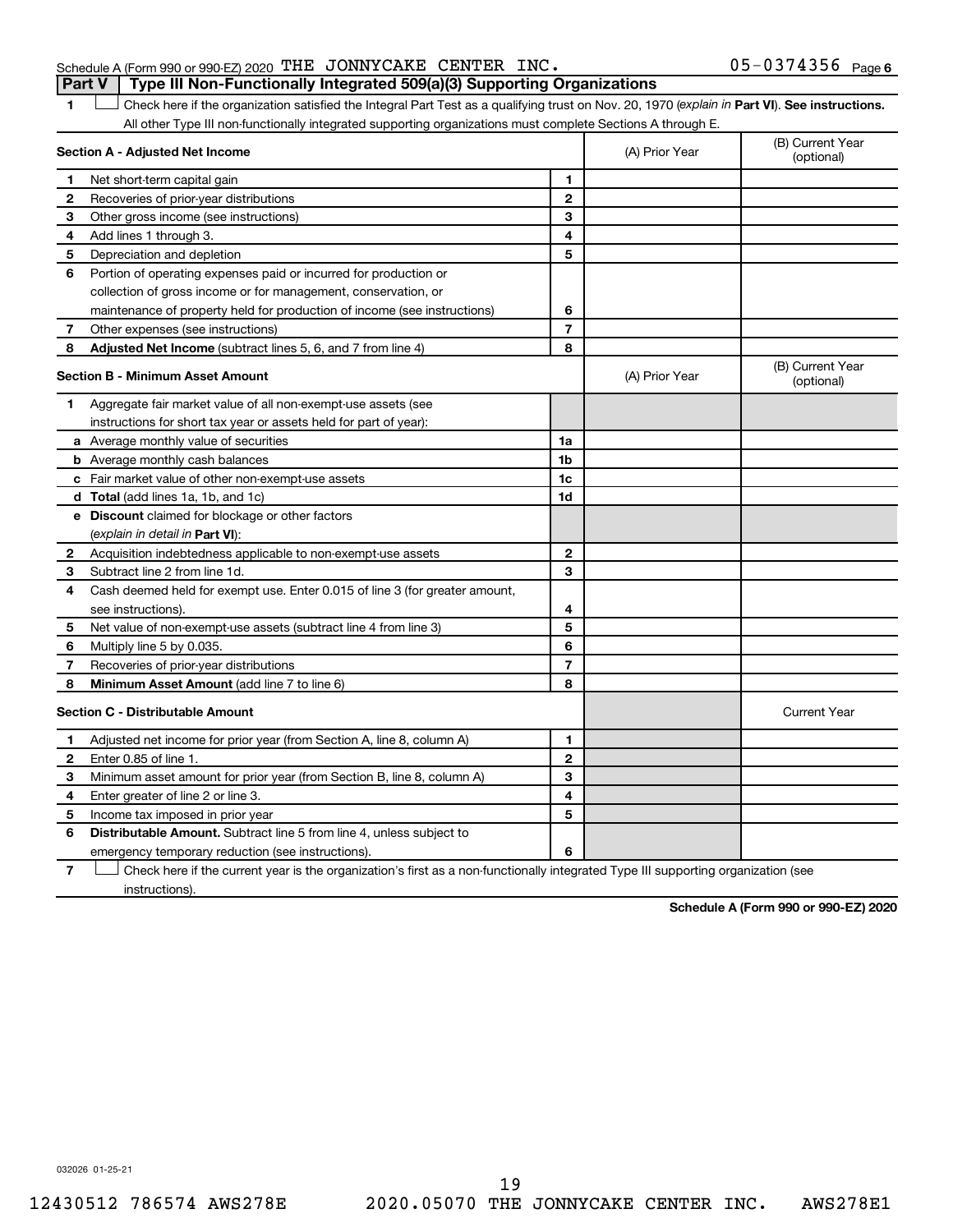Schedule A (Form 990 or 990-EZ) 2020 THE JONNYCAKE CENTER INC. 05-0374356 Page 6

## Part V Type III Non-Functionally Integrated 509(a)(3) Supporting Organizations

1 ☐ Check here if the organization satisfied the Integral Part Test as a qualifying trust on Nov. 20, 1970 (*explain in* **Part VI**). **See instructions.** All other Type III non-functionally integrated supporting organizations must complete Sections A through E.

| **Section A - Adjusted Net Income** | | | (A) Prior Year | (B) Current Year (optional) |
|---|---|---|---|---|
| **1** | Net short-term capital gain | 1 | | |
| **2** | Recoveries of prior-year distributions | 2 | | |
| **3** | Other gross income (see instructions) | 3 | | |
| **4** | Add lines 1 through 3. | 4 | | |
| **5** | Depreciation and depletion | 5 | | |
| **6** | Portion of operating expenses paid or incurred for production or collection of gross income or for management, conservation, or maintenance of property held for production of income (see instructions) | 6 | | |
| **7** | Other expenses (see instructions) | 7 | | |
| **8** | **Adjusted Net Income** (subtract lines 5, 6, and 7 from line 4) | 8 | | |

| **Section B - Minimum Asset Amount** | | | (A) Prior Year | (B) Current Year (optional) |
|---|---|---|---|---|
| **1** | Aggregate fair market value of all non-exempt-use assets (see instructions for short tax year or assets held for part of year): | | | |
| **a** | Average monthly value of securities | 1a | | |
| **b** | Average monthly cash balances | 1b | | |
| **c** | Fair market value of other non-exempt-use assets | 1c | | |
| **d** | **Total** (add lines 1a, 1b, and 1c) | 1d | | |
| **e** | **Discount** claimed for blockage or other factors (*explain in detail in* **Part VI**): | | | |
| **2** | Acquisition indebtedness applicable to non-exempt-use assets | 2 | | |
| **3** | Subtract line 2 from line 1d. | 3 | | |
| **4** | Cash deemed held for exempt use. Enter 0.015 of line 3 (for greater amount, see instructions). | 4 | | |
| **5** | Net value of non-exempt-use assets (subtract line 4 from line 3) | 5 | | |
| **6** | Multiply line 5 by 0.035. | 6 | | |
| **7** | Recoveries of prior-year distributions | 7 | | |
| **8** | **Minimum Asset Amount** (add line 7 to line 6) | 8 | | |

| **Section C - Distributable Amount** | | | | Current Year |
|---|---|---|---|---|
| **1** | Adjusted net income for prior year (from Section A, line 8, column A) | 1 | | |
| **2** | Enter 0.85 of line 1. | 2 | | |
| **3** | Minimum asset amount for prior year (from Section B, line 8, column A) | 3 | | |
| **4** | Enter greater of line 2 or line 3. | 4 | | |
| **5** | Income tax imposed in prior year | 5 | | |
| **6** | **Distributable Amount.** Subtract line 5 from line 4, unless subject to emergency temporary reduction (see instructions). | 6 | | |

7 ☐ Check here if the current year is the organization's first as a non-functionally integrated Type III supporting organization (see instructions).

**Schedule A (Form 990 or 990-EZ) 2020**

032026 01-25-21

12430512 786574 AWS278E 2020.05070 THE JONNYCAKE CENTER INC. AWS278E1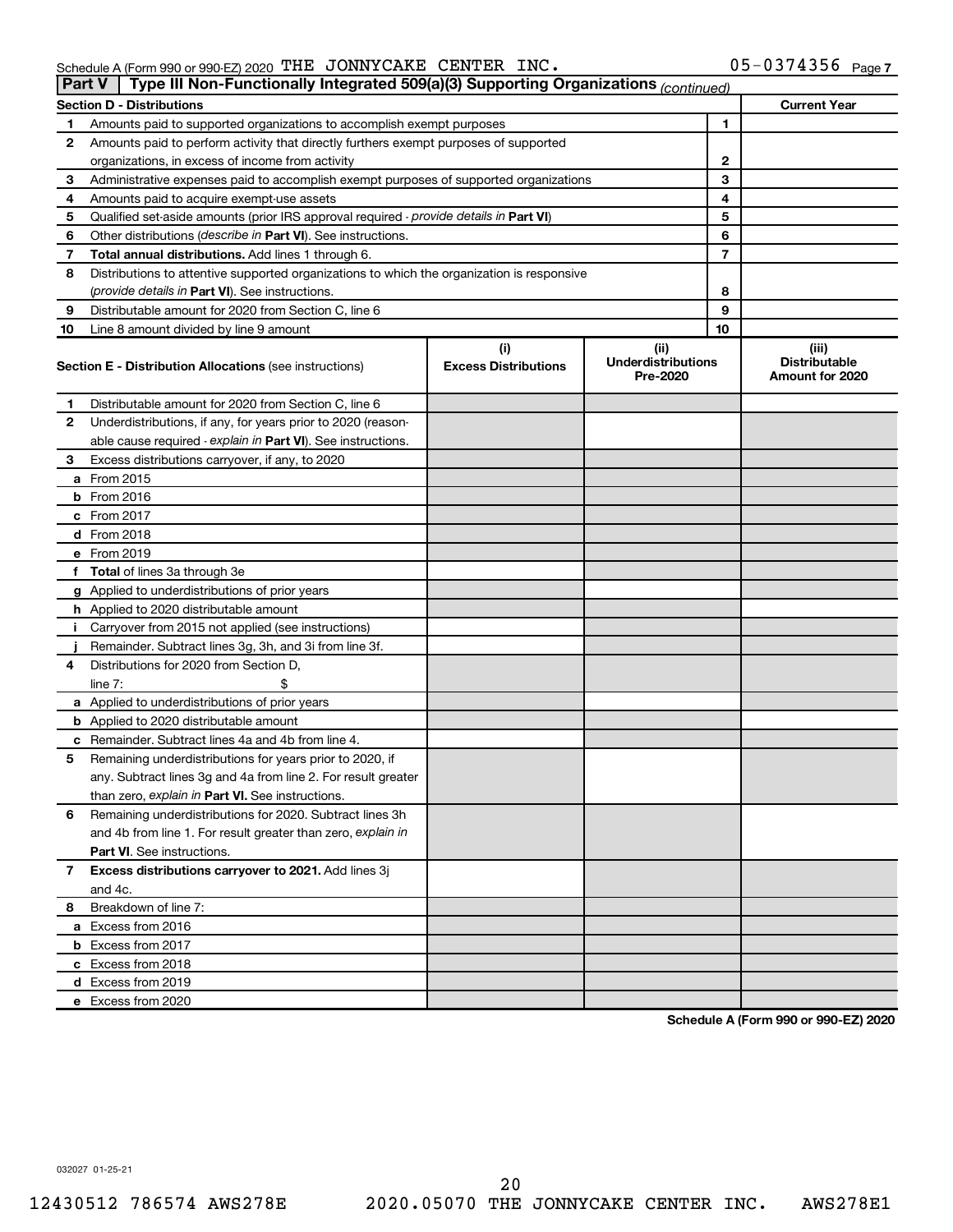Schedule A (Form 990 or 990-EZ) 2020 THE JONNYCAKE CENTER INC. 05-0374356 Page 7

**Part V | Type III Non-Functionally Integrated 509(a)(3) Supporting Organizations** *(continued)*

| **Section D - Distributions** | | | **Current Year** |
|---|---|---|---|
| 1 | Amounts paid to supported organizations to accomplish exempt purposes | 1 | |
| 2 | Amounts paid to perform activity that directly furthers exempt purposes of supported organizations, in excess of income from activity | 2 | |
| 3 | Administrative expenses paid to accomplish exempt purposes of supported organizations | 3 | |
| 4 | Amounts paid to acquire exempt-use assets | 4 | |
| 5 | Qualified set-aside amounts (prior IRS approval required - *provide details in* **Part VI**) | 5 | |
| 6 | Other distributions (*describe in* **Part VI**). See instructions. | 6 | |
| 7 | **Total annual distributions.** Add lines 1 through 6. | 7 | |
| 8 | Distributions to attentive supported organizations to which the organization is responsive (*provide details in* **Part VI**). See instructions. | 8 | |
| 9 | Distributable amount for 2020 from Section C, line 6 | 9 | |
| 10 | Line 8 amount divided by line 9 amount | 10 | |

| **Section E - Distribution Allocations** (see instructions) | (i) **Excess Distributions** | (ii) **Underdistributions Pre-2020** | (iii) **Distributable Amount for 2020** |
|---|---|---|---|
| **1** Distributable amount for 2020 from Section C, line 6 | | | |
| **2** Underdistributions, if any, for years prior to 2020 (reasonable cause required - *explain in* **Part VI**). See instructions. | | | |
| **3** Excess distributions carryover, if any, to 2020 | | | |
| **a** From 2015 | | | |
| **b** From 2016 | | | |
| **c** From 2017 | | | |
| **d** From 2018 | | | |
| **e** From 2019 | | | |
| **f** **Total** of lines 3a through 3e | | | |
| **g** Applied to underdistributions of prior years | | | |
| **h** Applied to 2020 distributable amount | | | |
| **i** Carryover from 2015 not applied (see instructions) | | | |
| **j** Remainder. Subtract lines 3g, 3h, and 3i from line 3f. | | | |
| **4** Distributions for 2020 from Section D, line 7: $ | | | |
| **a** Applied to underdistributions of prior years | | | |
| **b** Applied to 2020 distributable amount | | | |
| **c** Remainder. Subtract lines 4a and 4b from line 4. | | | |
| **5** Remaining underdistributions for years prior to 2020, if any. Subtract lines 3g and 4a from line 2. For result greater than zero, *explain in* **Part VI.** See instructions. | | | |
| **6** Remaining underdistributions for 2020. Subtract lines 3h and 4b from line 1. For result greater than zero, *explain in* **Part VI**. See instructions. | | | |
| **7** **Excess distributions carryover to 2021.** Add lines 3j and 4c. | | | |
| **8** Breakdown of line 7: | | | |
| **a** Excess from 2016 | | | |
| **b** Excess from 2017 | | | |
| **c** Excess from 2018 | | | |
| **d** Excess from 2019 | | | |
| **e** Excess from 2020 | | | |

**Schedule A (Form 990 or 990-EZ) 2020**

032027 01-25-21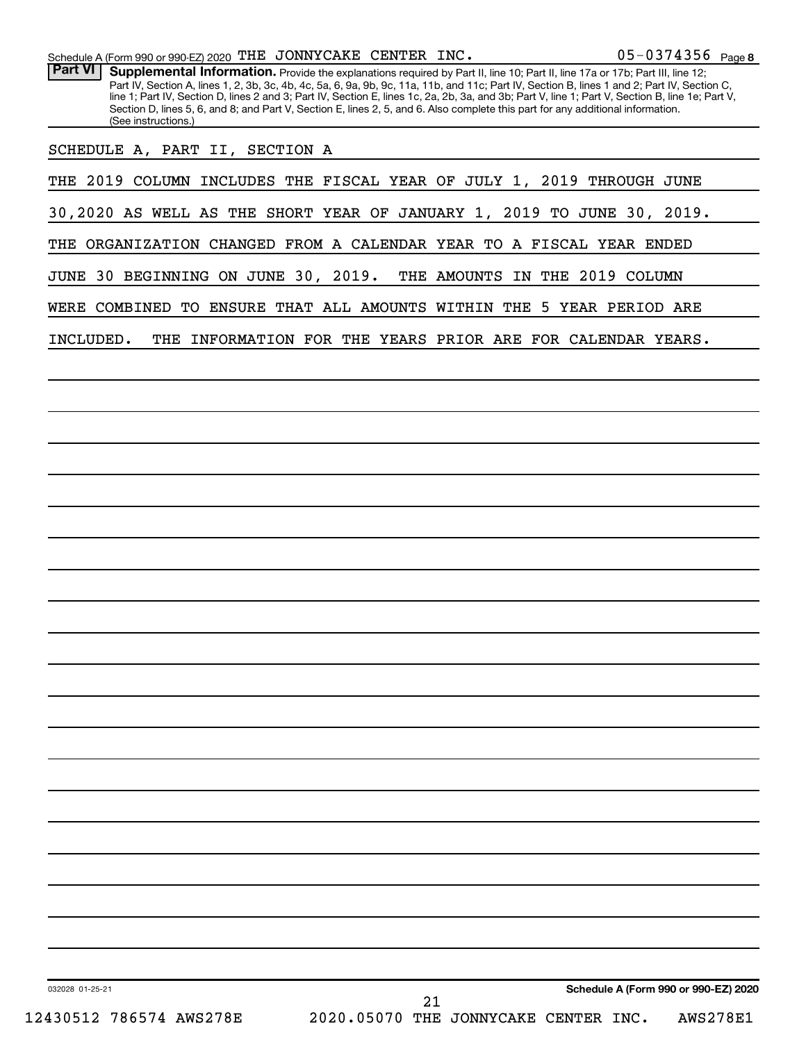**Part VI** **Supplemental Information.** Provide the explanations required by Part II, line 10; Part II, line 17a or 17b; Part III, line 12; Part IV, Section A, lines 1, 2, 3b, 3c, 4b, 4c, 5a, 6, 9a, 9b, 9c, 11a, 11b, and 11c; Part IV, Section B, lines 1 and 2; Part IV, Section C, line 1; Part IV, Section D, lines 2 and 3; Part IV, Section E, lines 1c, 2a, 2b, 3a, and 3b; Part V, line 1; Part V, Section B, line 1e; Part V, Section D, lines 5, 6, and 8; and Part V, Section E, lines 2, 5, and 6. Also complete this part for any additional information. (See instructions.)

SCHEDULE A, PART II, SECTION A

THE 2019 COLUMN INCLUDES THE FISCAL YEAR OF JULY 1, 2019 THROUGH JUNE 30,2020 AS WELL AS THE SHORT YEAR OF JANUARY 1, 2019 TO JUNE 30, 2019. THE ORGANIZATION CHANGED FROM A CALENDAR YEAR TO A FISCAL YEAR ENDED JUNE 30 BEGINNING ON JUNE 30, 2019. THE AMOUNTS IN THE 2019 COLUMN WERE COMBINED TO ENSURE THAT ALL AMOUNTS WITHIN THE 5 YEAR PERIOD ARE INCLUDED. THE INFORMATION FOR THE YEARS PRIOR ARE FOR CALENDAR YEARS.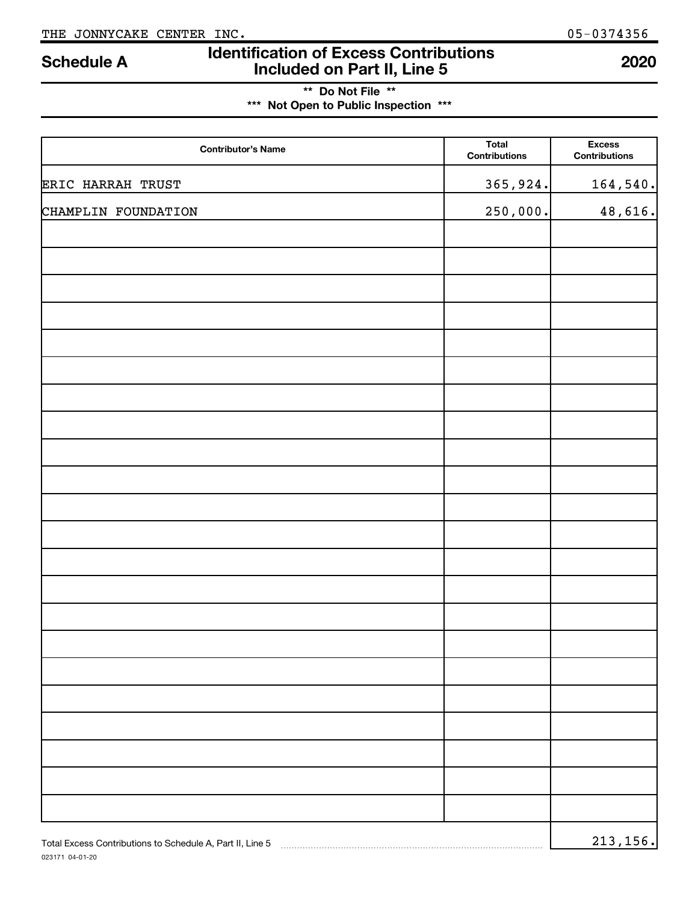THE JONNYCAKE CENTER INC. 05-0374356

# Schedule A — Identification of Excess Contributions Included on Part II, Line 5 — 2020

**\*\* Do Not File \*\***

**\*\*\* Not Open to Public Inspection \*\*\***

| Contributor's Name | Total Contributions | Excess Contributions |
|---|---|---|
| ERIC HARRAH TRUST | 365,924. | 164,540. |
| CHAMPLIN FOUNDATION | 250,000. | 48,616. |

Total Excess Contributions to Schedule A, Part II, Line 5 ........ 213,156.

023171 04-01-20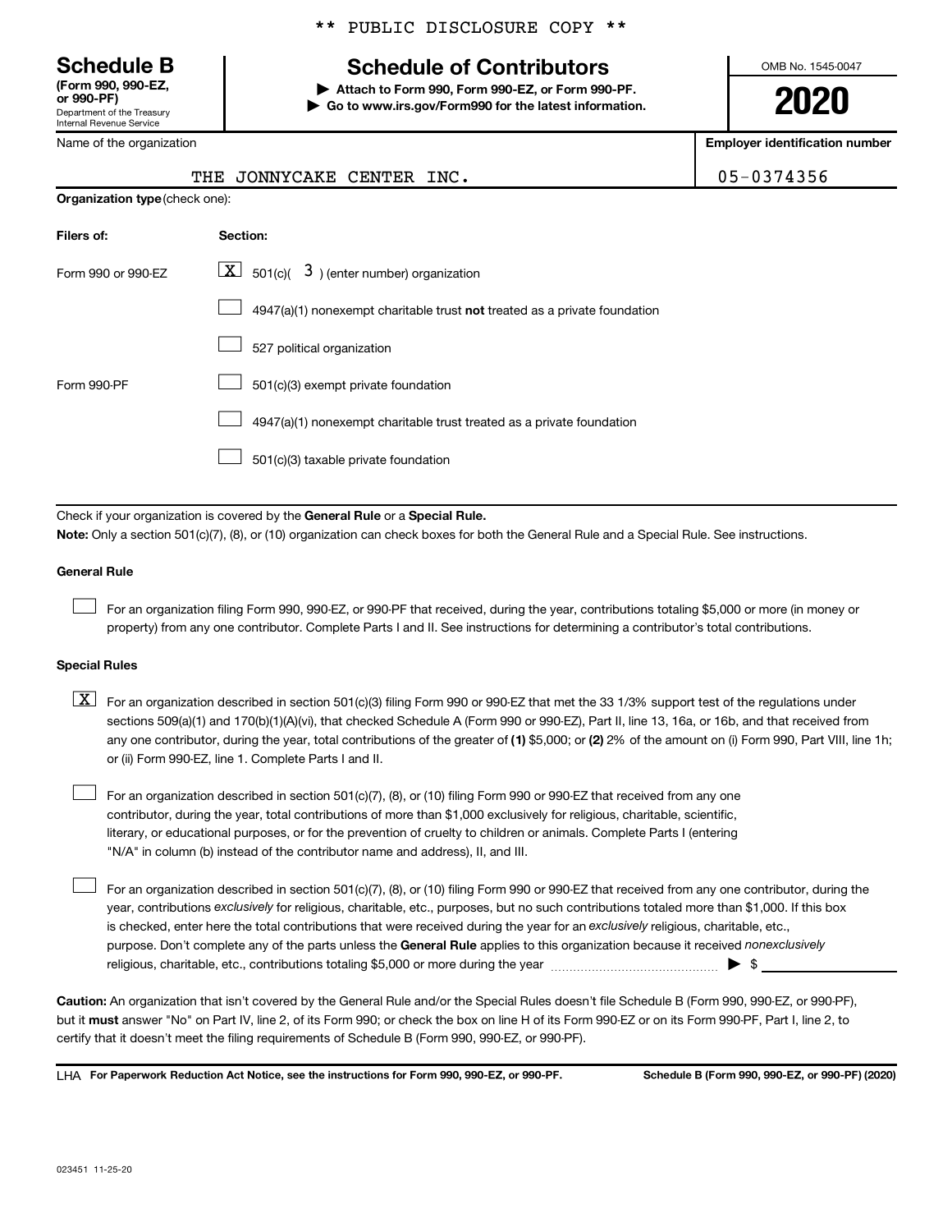** PUBLIC DISCLOSURE COPY **

**Schedule B**
**(Form 990, 990-EZ, or 990-PF)**
Department of the Treasury
Internal Revenue Service

# Schedule of Contributors

▶ **Attach to Form 990, Form 990-EZ, or Form 990-PF.**
▶ **Go to www.irs.gov/Form990 for the latest information.**

OMB No. 1545-0047

**2020**

Name of the organization: THE JONNYCAKE CENTER INC.

**Employer identification number:** 05-0374356

**Organization type** (check one):

| Filers of: | Section: |
|---|---|
| Form 990 or 990-EZ | [X] 501(c)( 3 ) (enter number) organization |
| | [ ] 4947(a)(1) nonexempt charitable trust **not** treated as a private foundation |
| | [ ] 527 political organization |
| Form 990-PF | [ ] 501(c)(3) exempt private foundation |
| | [ ] 4947(a)(1) nonexempt charitable trust treated as a private foundation |
| | [ ] 501(c)(3) taxable private foundation |

Check if your organization is covered by the **General Rule** or a **Special Rule.**

**Note:** Only a section 501(c)(7), (8), or (10) organization can check boxes for both the General Rule and a Special Rule. See instructions.

### General Rule

[ ] For an organization filing Form 990, 990-EZ, or 990-PF that received, during the year, contributions totaling $5,000 or more (in money or property) from any one contributor. Complete Parts I and II. See instructions for determining a contributor's total contributions.

### Special Rules

[X] For an organization described in section 501(c)(3) filing Form 990 or 990-EZ that met the 33 1/3% support test of the regulations under sections 509(a)(1) and 170(b)(1)(A)(vi), that checked Schedule A (Form 990 or 990-EZ), Part II, line 13, 16a, or 16b, and that received from any one contributor, during the year, total contributions of the greater of **(1)** $5,000; or **(2)** 2% of the amount on (i) Form 990, Part VIII, line 1h; or (ii) Form 990-EZ, line 1. Complete Parts I and II.

[ ] For an organization described in section 501(c)(7), (8), or (10) filing Form 990 or 990-EZ that received from any one contributor, during the year, total contributions of more than $1,000 exclusively for religious, charitable, scientific, literary, or educational purposes, or for the prevention of cruelty to children or animals. Complete Parts I (entering "N/A" in column (b) instead of the contributor name and address), II, and III.

[ ] For an organization described in section 501(c)(7), (8), or (10) filing Form 990 or 990-EZ that received from any one contributor, during the year, contributions *exclusively* for religious, charitable, etc., purposes, but no such contributions totaled more than $1,000. If this box is checked, enter here the total contributions that were received during the year for an *exclusively* religious, charitable, etc., purpose. Don't complete any of the parts unless the **General Rule** applies to this organization because it received *nonexclusively* religious, charitable, etc., contributions totaling $5,000 or more during the year ▶ $

**Caution:** An organization that isn't covered by the General Rule and/or the Special Rules doesn't file Schedule B (Form 990, 990-EZ, or 990-PF), but it **must** answer "No" on Part IV, line 2, of its Form 990; or check the box on line H of its Form 990-EZ or on its Form 990-PF, Part I, line 2, to certify that it doesn't meet the filing requirements of Schedule B (Form 990, 990-EZ, or 990-PF).

LHA **For Paperwork Reduction Act Notice, see the instructions for Form 990, 990-EZ, or 990-PF.** **Schedule B (Form 990, 990-EZ, or 990-PF) (2020)**

023451 11-25-20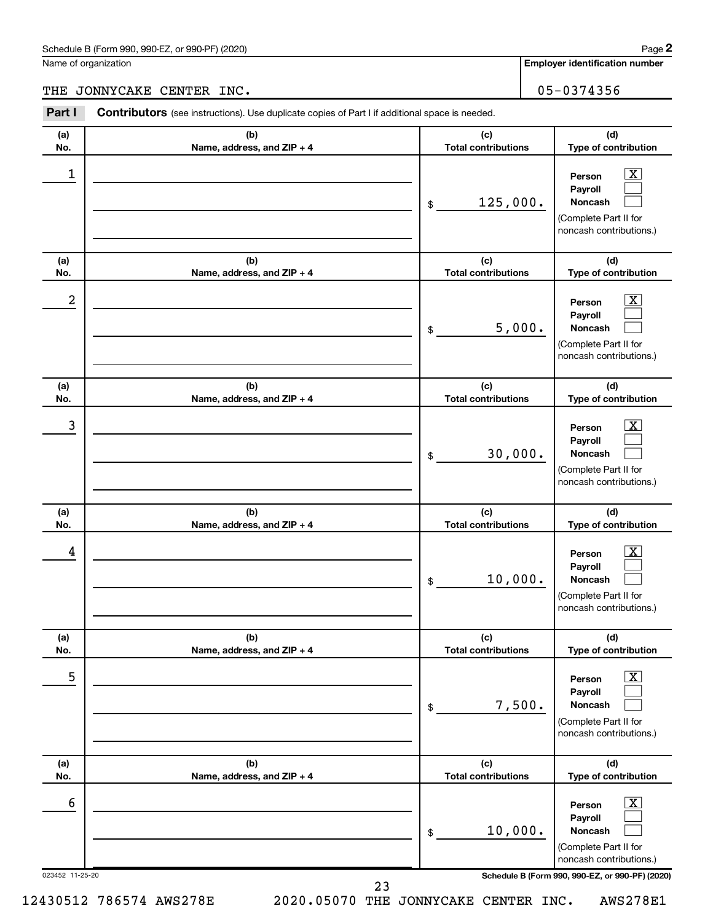Schedule B (Form 990, 990-EZ, or 990-PF) (2020) Page **2**

Name of organization: THE JONNYCAKE CENTER INC.

**Employer identification number:** 05-0374356

**Part I** **Contributors** (see instructions). Use duplicate copies of Part I if additional space is needed.

| (a) No. | (b) Name, address, and ZIP + 4 | (c) Total contributions | (d) Type of contribution |
|---|---|---|---|
| 1 | | $ 125,000. | Person [X] Payroll [ ] Noncash [ ] (Complete Part II for noncash contributions.) |
| 2 | | $ 5,000. | Person [X] Payroll [ ] Noncash [ ] (Complete Part II for noncash contributions.) |
| 3 | | $ 30,000. | Person [X] Payroll [ ] Noncash [ ] (Complete Part II for noncash contributions.) |
| 4 | | $ 10,000. | Person [X] Payroll [ ] Noncash [ ] (Complete Part II for noncash contributions.) |
| 5 | | $ 7,500. | Person [X] Payroll [ ] Noncash [ ] (Complete Part II for noncash contributions.) |
| 6 | | $ 10,000. | Person [X] Payroll [ ] Noncash [ ] (Complete Part II for noncash contributions.) |

023452 11-25-20 **Schedule B (Form 990, 990-EZ, or 990-PF) (2020)**

12430512 786574 AWS278E 2020.05070 THE JONNYCAKE CENTER INC. AWS278E1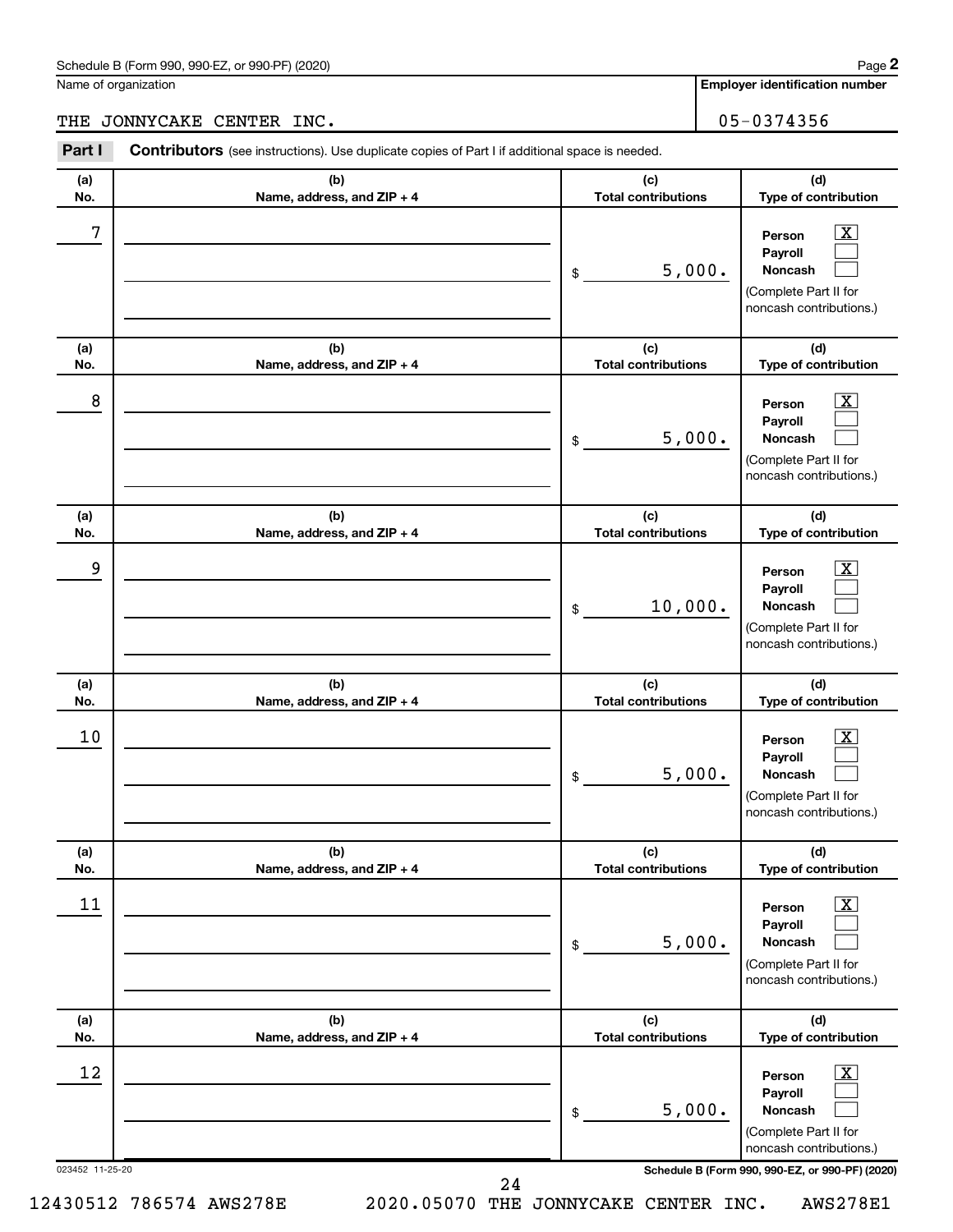Schedule B (Form 990, 990-EZ, or 990-PF) (2020)

Name of organization: THE JONNYCAKE CENTER INC.

Employer identification number: 05-0374356

**Part I** **Contributors** (see instructions). Use duplicate copies of Part I if additional space is needed.

| (a) No. | (b) Name, address, and ZIP + 4 | (c) Total contributions | (d) Type of contribution |
|---|---|---|---|
| 7 | | $ 5,000. | Person [X] Payroll [ ] Noncash [ ] (Complete Part II for noncash contributions.) |
| 8 | | $ 5,000. | Person [X] Payroll [ ] Noncash [ ] (Complete Part II for noncash contributions.) |
| 9 | | $ 10,000. | Person [X] Payroll [ ] Noncash [ ] (Complete Part II for noncash contributions.) |
| 10 | | $ 5,000. | Person [X] Payroll [ ] Noncash [ ] (Complete Part II for noncash contributions.) |
| 11 | | $ 5,000. | Person [X] Payroll [ ] Noncash [ ] (Complete Part II for noncash contributions.) |
| 12 | | $ 5,000. | Person [X] Payroll [ ] Noncash [ ] (Complete Part II for noncash contributions.) |

023452 11-25-20

Schedule B (Form 990, 990-EZ, or 990-PF) (2020)

12430512 786574 AWS278E 2020.05070 THE JONNYCAKE CENTER INC. AWS278E1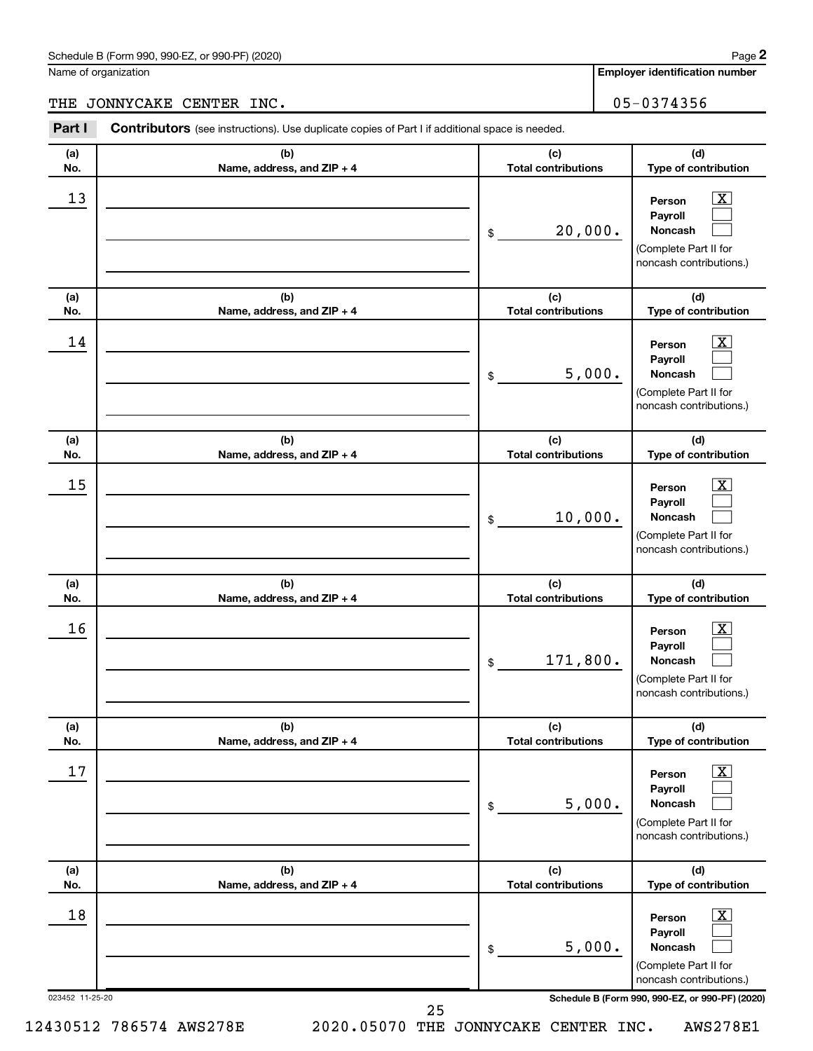Schedule B (Form 990, 990-EZ, or 990-PF) (2020)

Name of organization: THE JONNYCAKE CENTER INC.

Employer identification number: 05-0374356

**Part I** **Contributors** (see instructions). Use duplicate copies of Part I if additional space is needed.

| (a) No. | (b) Name, address, and ZIP + 4 | (c) Total contributions | (d) Type of contribution |
|---|---|---|---|
| 13 | | $ 20,000. | Person [X] Payroll [ ] Noncash [ ] (Complete Part II for noncash contributions.) |
| 14 | | $ 5,000. | Person [X] Payroll [ ] Noncash [ ] (Complete Part II for noncash contributions.) |
| 15 | | $ 10,000. | Person [X] Payroll [ ] Noncash [ ] (Complete Part II for noncash contributions.) |
| 16 | | $ 171,800. | Person [X] Payroll [ ] Noncash [ ] (Complete Part II for noncash contributions.) |
| 17 | | $ 5,000. | Person [X] Payroll [ ] Noncash [ ] (Complete Part II for noncash contributions.) |
| 18 | | $ 5,000. | Person [X] Payroll [ ] Noncash [ ] (Complete Part II for noncash contributions.) |

023452 11-25-20

Schedule B (Form 990, 990-EZ, or 990-PF) (2020)

12430512 786574 AWS278E 2020.05070 THE JONNYCAKE CENTER INC. AWS278E1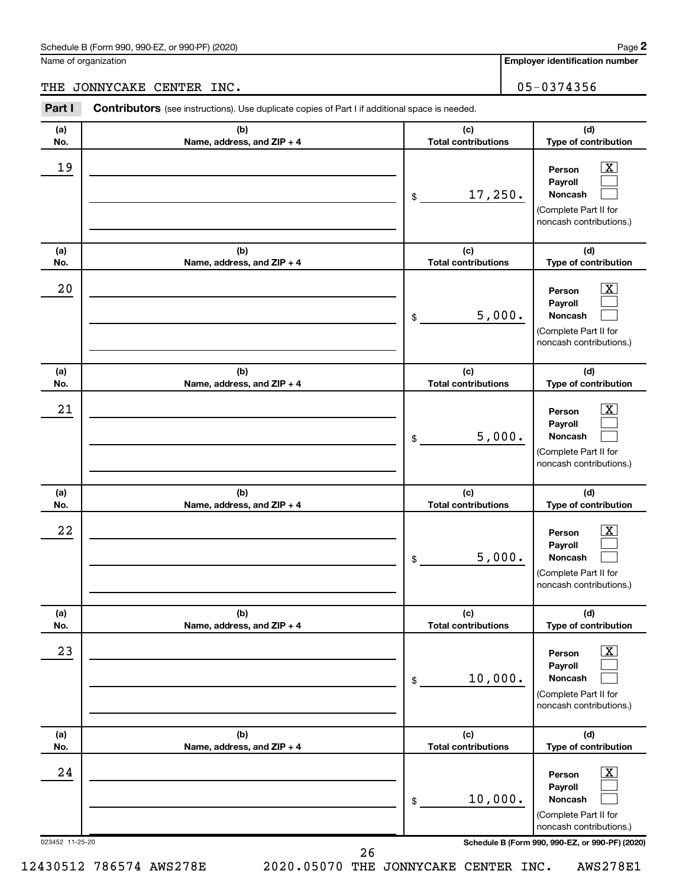Schedule B (Form 990, 990-EZ, or 990-PF) (2020)

Name of organization: THE JONNYCAKE CENTER INC.

Employer identification number: 05-0374356

**Part I** **Contributors** (see instructions). Use duplicate copies of Part I if additional space is needed.

| (a) No. | (b) Name, address, and ZIP + 4 | (c) Total contributions | (d) Type of contribution |
|---|---|---|---|
| 19 | | $ 17,250. | Person [X] Payroll [ ] Noncash [ ] (Complete Part II for noncash contributions.) |
| 20 | | $ 5,000. | Person [X] Payroll [ ] Noncash [ ] (Complete Part II for noncash contributions.) |
| 21 | | $ 5,000. | Person [X] Payroll [ ] Noncash [ ] (Complete Part II for noncash contributions.) |
| 22 | | $ 5,000. | Person [X] Payroll [ ] Noncash [ ] (Complete Part II for noncash contributions.) |
| 23 | | $ 10,000. | Person [X] Payroll [ ] Noncash [ ] (Complete Part II for noncash contributions.) |
| 24 | | $ 10,000. | Person [X] Payroll [ ] Noncash [ ] (Complete Part II for noncash contributions.) |

023452 11-25-20

Schedule B (Form 990, 990-EZ, or 990-PF) (2020)

12430512 786574 AWS278E 2020.05070 THE JONNYCAKE CENTER INC. AWS278E1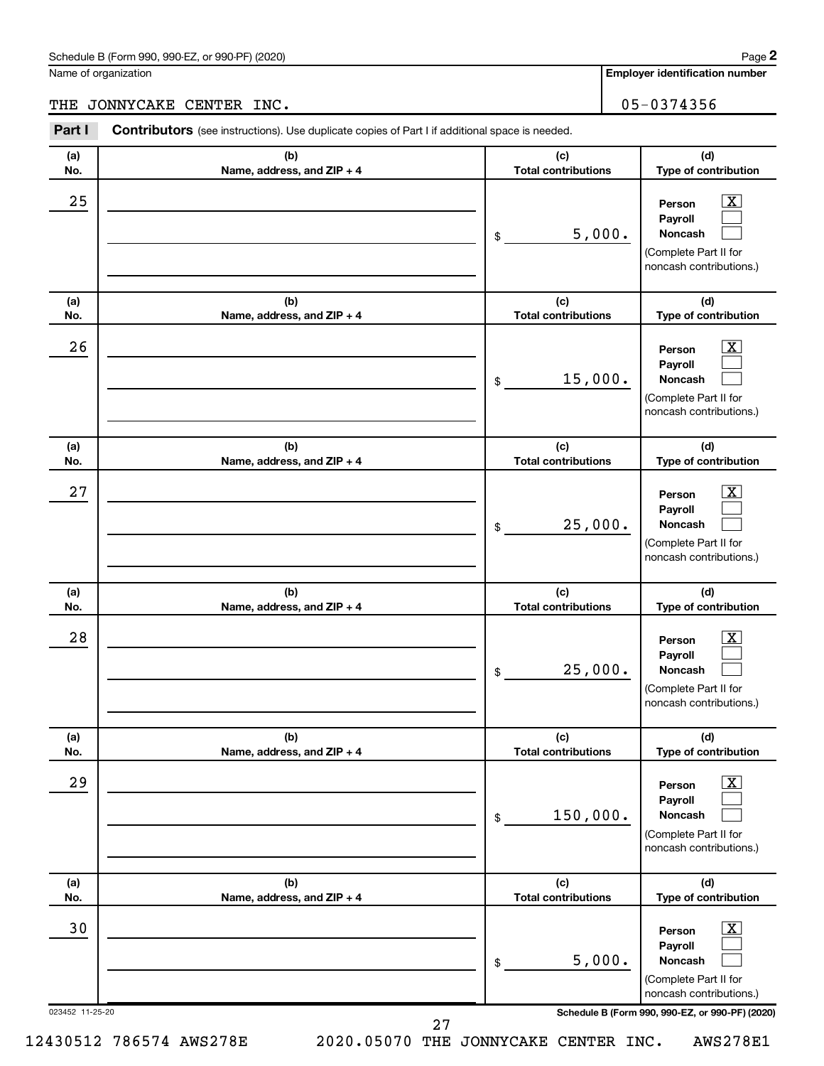Schedule B (Form 990, 990-EZ, or 990-PF) (2020) Page **2**

Name of organization: THE JONNYCAKE CENTER INC.

**Employer identification number**: 05-0374356

**Part I** **Contributors** (see instructions). Use duplicate copies of Part I if additional space is needed.

| (a) No. | (b) Name, address, and ZIP + 4 | (c) Total contributions | (d) Type of contribution |
|---|---|---|---|
| 25 | | $ 5,000. | Person [X] Payroll [ ] Noncash [ ] (Complete Part II for noncash contributions.) |
| 26 | | $ 15,000. | Person [X] Payroll [ ] Noncash [ ] (Complete Part II for noncash contributions.) |
| 27 | | $ 25,000. | Person [X] Payroll [ ] Noncash [ ] (Complete Part II for noncash contributions.) |
| 28 | | $ 25,000. | Person [X] Payroll [ ] Noncash [ ] (Complete Part II for noncash contributions.) |
| 29 | | $ 150,000. | Person [X] Payroll [ ] Noncash [ ] (Complete Part II for noncash contributions.) |
| 30 | | $ 5,000. | Person [X] Payroll [ ] Noncash [ ] (Complete Part II for noncash contributions.) |

023452 11-25-20 **Schedule B (Form 990, 990-EZ, or 990-PF) (2020)**

12430512 786574 AWS278E 2020.05070 THE JONNYCAKE CENTER INC. AWS278E1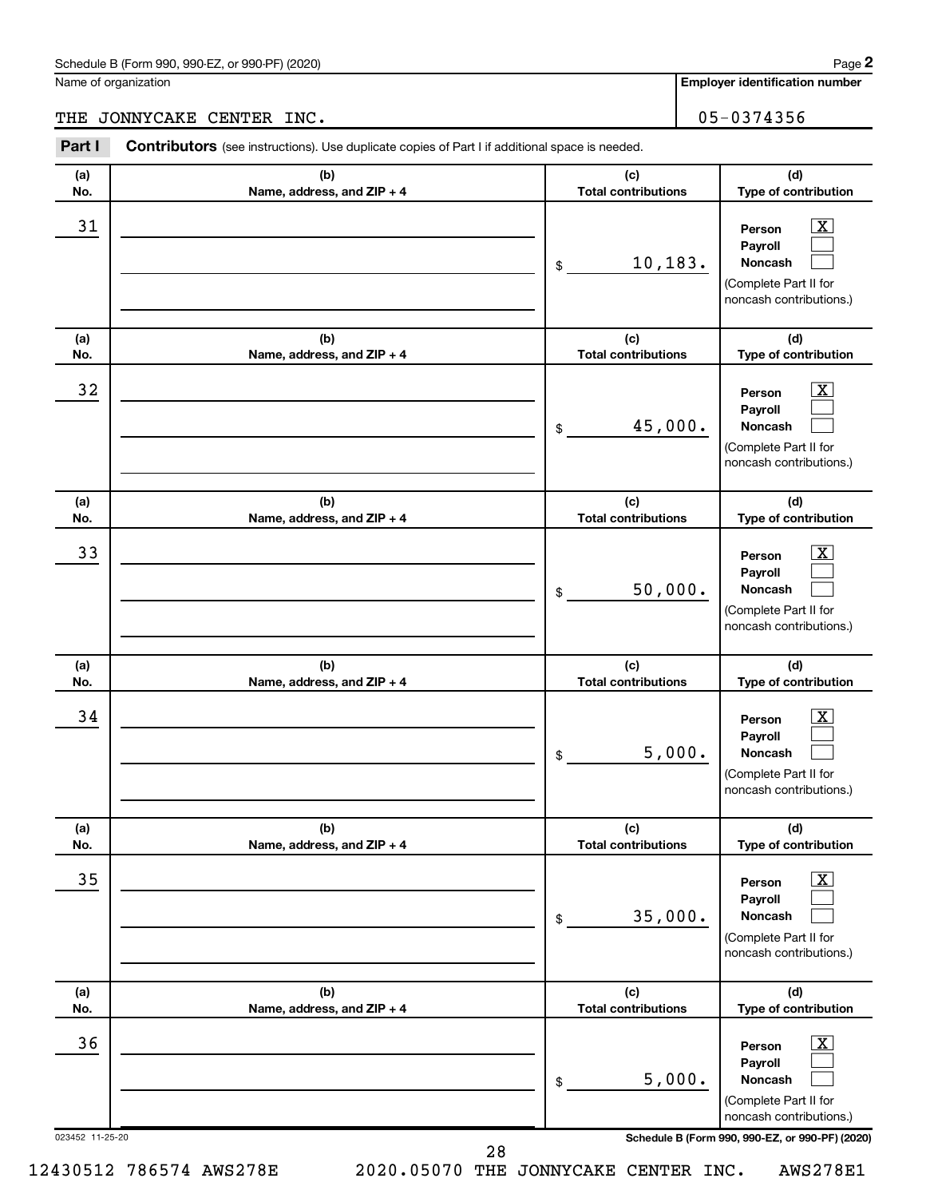Schedule B (Form 990, 990-EZ, or 990-PF) (2020) Page **2**

Name of organization: THE JONNYCAKE CENTER INC.

**Employer identification number**: 05-0374356

**Part I** **Contributors** (see instructions). Use duplicate copies of Part I if additional space is needed.

| (a) No. | (b) Name, address, and ZIP + 4 | (c) Total contributions | (d) Type of contribution |
| --- | --- | --- | --- |
| 31 | | $ 10,183. | Person [X] Payroll [ ] Noncash [ ] (Complete Part II for noncash contributions.) |
| 32 | | $ 45,000. | Person [X] Payroll [ ] Noncash [ ] (Complete Part II for noncash contributions.) |
| 33 | | $ 50,000. | Person [X] Payroll [ ] Noncash [ ] (Complete Part II for noncash contributions.) |
| 34 | | $ 5,000. | Person [X] Payroll [ ] Noncash [ ] (Complete Part II for noncash contributions.) |
| 35 | | $ 35,000. | Person [X] Payroll [ ] Noncash [ ] (Complete Part II for noncash contributions.) |
| 36 | | $ 5,000. | Person [X] Payroll [ ] Noncash [ ] (Complete Part II for noncash contributions.) |

023452 11-25-20 **Schedule B (Form 990, 990-EZ, or 990-PF) (2020)**

12430512 786574 AWS278E 2020.05070 THE JONNYCAKE CENTER INC. AWS278E1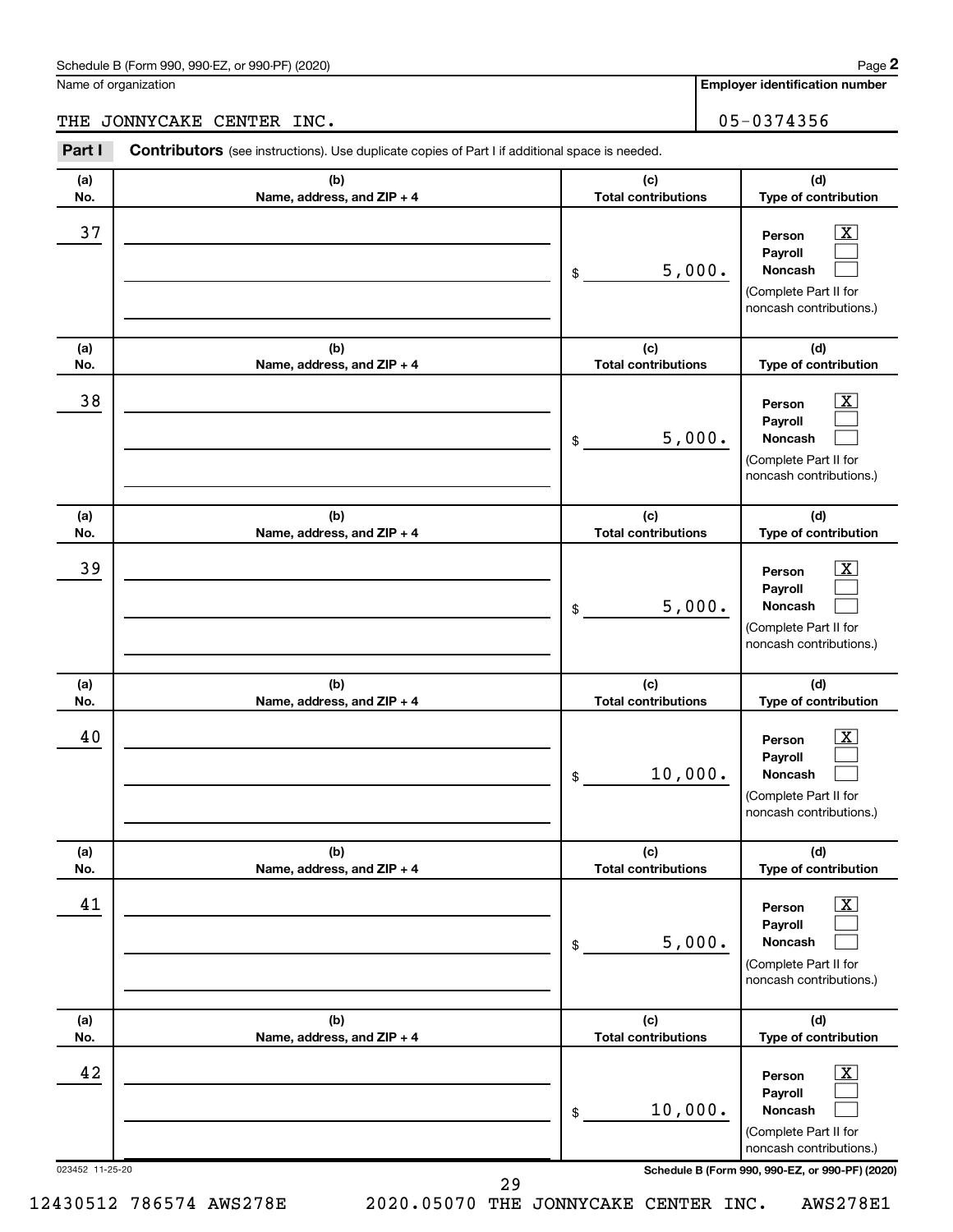Schedule B (Form 990, 990-EZ, or 990-PF) (2020)

Name of organization: THE JONNYCAKE CENTER INC.

Employer identification number: 05-0374356

**Part I** **Contributors** (see instructions). Use duplicate copies of Part I if additional space is needed.

| (a) No. | (b) Name, address, and ZIP + 4 | (c) Total contributions | (d) Type of contribution |
|---|---|---|---|
| 37 | | $ 5,000. | Person [X] Payroll [ ] Noncash [ ] (Complete Part II for noncash contributions.) |
| 38 | | $ 5,000. | Person [X] Payroll [ ] Noncash [ ] (Complete Part II for noncash contributions.) |
| 39 | | $ 5,000. | Person [X] Payroll [ ] Noncash [ ] (Complete Part II for noncash contributions.) |
| 40 | | $ 10,000. | Person [X] Payroll [ ] Noncash [ ] (Complete Part II for noncash contributions.) |
| 41 | | $ 5,000. | Person [X] Payroll [ ] Noncash [ ] (Complete Part II for noncash contributions.) |
| 42 | | $ 10,000. | Person [X] Payroll [ ] Noncash [ ] (Complete Part II for noncash contributions.) |

023452 11-25-20

Schedule B (Form 990, 990-EZ, or 990-PF) (2020)

12430512 786574 AWS278E 2020.05070 THE JONNYCAKE CENTER INC. AWS278E1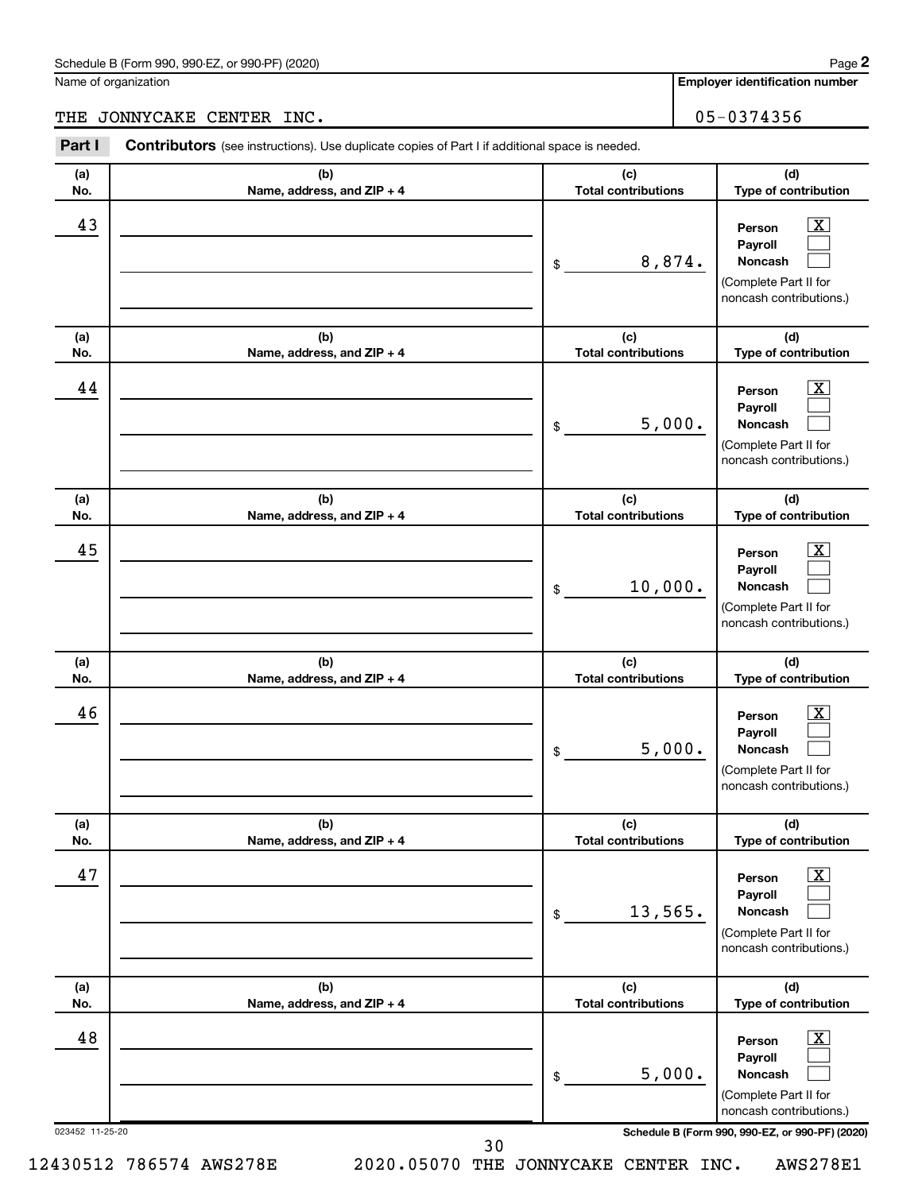Schedule B (Form 990, 990-EZ, or 990-PF) (2020)

Name of organization: THE JONNYCAKE CENTER INC.

Employer identification number: 05-0374356

**Part I** **Contributors** (see instructions). Use duplicate copies of Part I if additional space is needed.

| (a) No. | (b) Name, address, and ZIP + 4 | (c) Total contributions | (d) Type of contribution |
|---|---|---|---|
| 43 | | $ 8,874. | Person [X] Payroll [ ] Noncash [ ] (Complete Part II for noncash contributions.) |
| 44 | | $ 5,000. | Person [X] Payroll [ ] Noncash [ ] (Complete Part II for noncash contributions.) |
| 45 | | $ 10,000. | Person [X] Payroll [ ] Noncash [ ] (Complete Part II for noncash contributions.) |
| 46 | | $ 5,000. | Person [X] Payroll [ ] Noncash [ ] (Complete Part II for noncash contributions.) |
| 47 | | $ 13,565. | Person [X] Payroll [ ] Noncash [ ] (Complete Part II for noncash contributions.) |
| 48 | | $ 5,000. | Person [X] Payroll [ ] Noncash [ ] (Complete Part II for noncash contributions.) |

023452 11-25-20

Schedule B (Form 990, 990-EZ, or 990-PF) (2020)

12430512 786574 AWS278E 2020.05070 THE JONNYCAKE CENTER INC. AWS278E1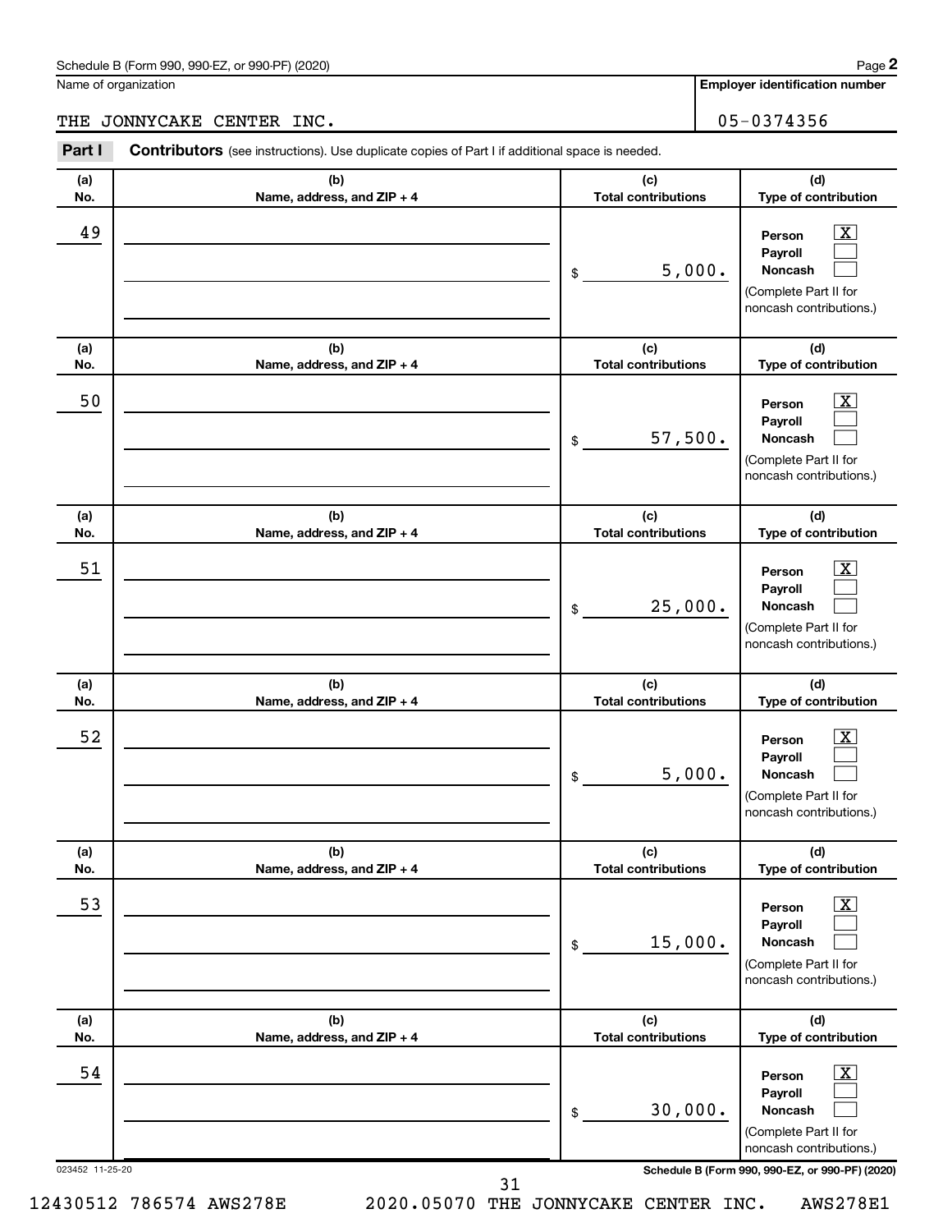Schedule B (Form 990, 990-EZ, or 990-PF) (2020) Page **2**

Name of organization: THE JONNYCAKE CENTER INC.

**Employer identification number:** 05-0374356

**Part I** **Contributors** (see instructions). Use duplicate copies of Part I if additional space is needed.

| (a) No. | (b) Name, address, and ZIP + 4 | (c) Total contributions | (d) Type of contribution |
|---|---|---|---|
| 49 | | $ 5,000. | Person [X] Payroll [ ] Noncash [ ] (Complete Part II for noncash contributions.) |
| 50 | | $ 57,500. | Person [X] Payroll [ ] Noncash [ ] (Complete Part II for noncash contributions.) |
| 51 | | $ 25,000. | Person [X] Payroll [ ] Noncash [ ] (Complete Part II for noncash contributions.) |
| 52 | | $ 5,000. | Person [X] Payroll [ ] Noncash [ ] (Complete Part II for noncash contributions.) |
| 53 | | $ 15,000. | Person [X] Payroll [ ] Noncash [ ] (Complete Part II for noncash contributions.) |
| 54 | | $ 30,000. | Person [X] Payroll [ ] Noncash [ ] (Complete Part II for noncash contributions.) |

023452 11-25-20 **Schedule B (Form 990, 990-EZ, or 990-PF) (2020)**

12430512 786574 AWS278E 2020.05070 THE JONNYCAKE CENTER INC. AWS278E1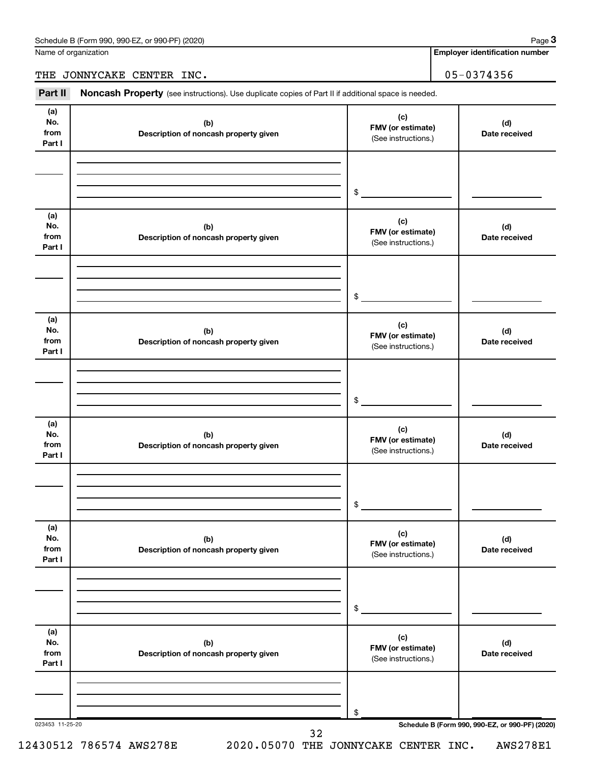Schedule B (Form 990, 990-EZ, or 990-PF) (2020)

| Name of organization | Employer identification number |
|---|---|
| THE JONNYCAKE CENTER INC. | 05-0374356 |

**Part II** **Noncash Property** (see instructions). Use duplicate copies of Part II if additional space is needed.

| (a) No. from Part I | (b) Description of noncash property given | (c) FMV (or estimate) (See instructions.) | (d) Date received |
|---|---|---|---|
| | | $ | |

| (a) No. from Part I | (b) Description of noncash property given | (c) FMV (or estimate) (See instructions.) | (d) Date received |
|---|---|---|---|
| | | $ | |

| (a) No. from Part I | (b) Description of noncash property given | (c) FMV (or estimate) (See instructions.) | (d) Date received |
|---|---|---|---|
| | | $ | |

| (a) No. from Part I | (b) Description of noncash property given | (c) FMV (or estimate) (See instructions.) | (d) Date received |
|---|---|---|---|
| | | $ | |

| (a) No. from Part I | (b) Description of noncash property given | (c) FMV (or estimate) (See instructions.) | (d) Date received |
|---|---|---|---|
| | | $ | |

| (a) No. from Part I | (b) Description of noncash property given | (c) FMV (or estimate) (See instructions.) | (d) Date received |
|---|---|---|---|
| | | $ | |

023453 11-25-20

Schedule B (Form 990, 990-EZ, or 990-PF) (2020)

12430512 786574 AWS278E 2020.05070 THE JONNYCAKE CENTER INC. AWS278E1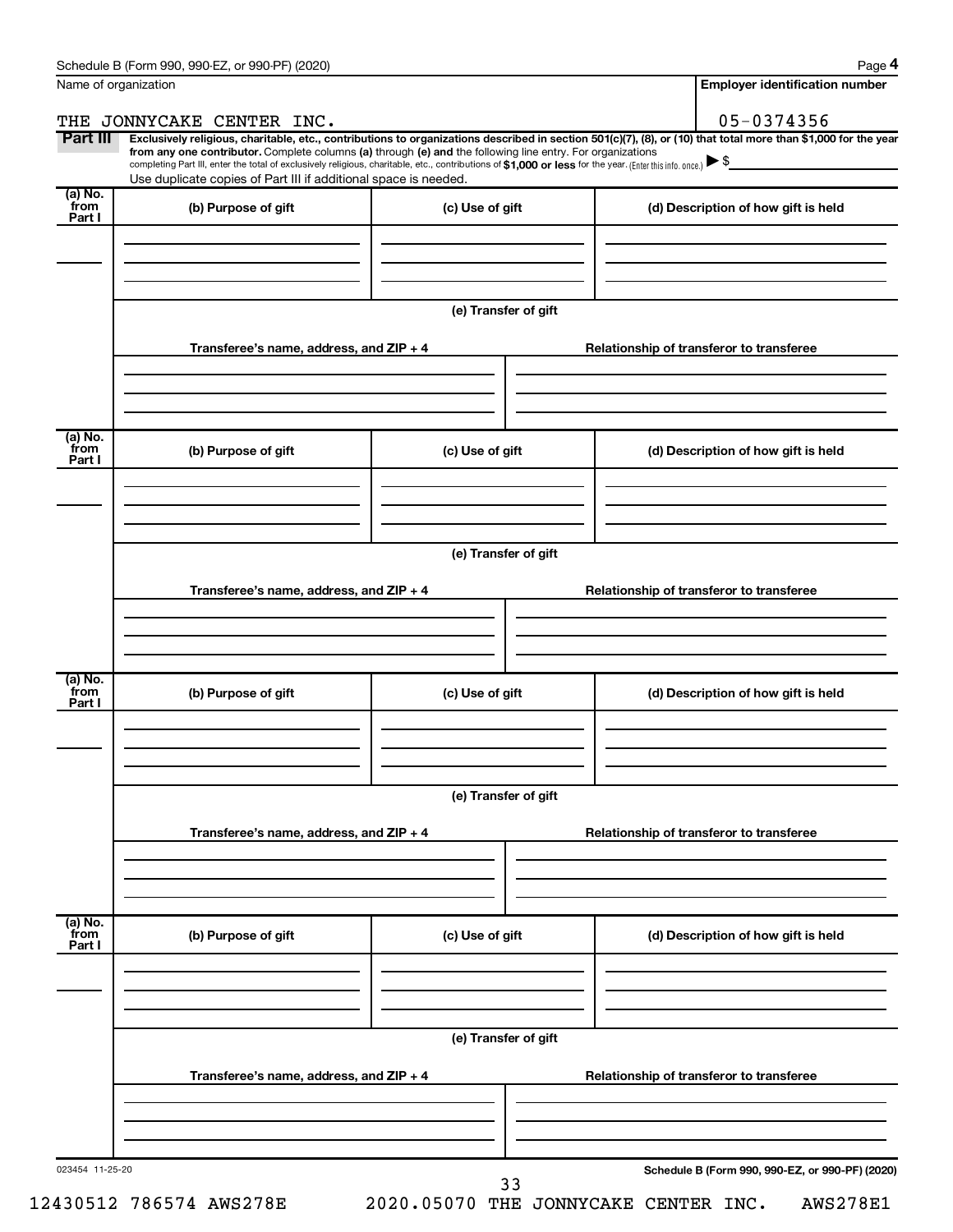Schedule B (Form 990, 990-EZ, or 990-PF) (2020) Page **4**

| Name of organization | Employer identification number |
|---|---|
| THE JONNYCAKE CENTER INC. | 05-0374356 |

**Part III** **Exclusively religious, charitable, etc., contributions to organizations described in section 501(c)(7), (8), or (10) that total more than $1,000 for the year from any one contributor.** Complete columns **(a)** through **(e) and** the following line entry. For organizations completing Part III, enter the total of exclusively religious, charitable, etc., contributions of **$1,000 or less** for the year. (Enter this info. once.) ▶ $

Use duplicate copies of Part III if additional space is needed.

| (a) No. from Part I | (b) Purpose of gift | (c) Use of gift | (d) Description of how gift is held |
|---|---|---|---|
| | | | |

**(e) Transfer of gift**

| Transferee's name, address, and ZIP + 4 | Relationship of transferor to transferee |
|---|---|
| | |

| (a) No. from Part I | (b) Purpose of gift | (c) Use of gift | (d) Description of how gift is held |
|---|---|---|---|
| | | | |

**(e) Transfer of gift**

| Transferee's name, address, and ZIP + 4 | Relationship of transferor to transferee |
|---|---|
| | |

| (a) No. from Part I | (b) Purpose of gift | (c) Use of gift | (d) Description of how gift is held |
|---|---|---|---|
| | | | |

**(e) Transfer of gift**

| Transferee's name, address, and ZIP + 4 | Relationship of transferor to transferee |
|---|---|
| | |

| (a) No. from Part I | (b) Purpose of gift | (c) Use of gift | (d) Description of how gift is held |
|---|---|---|---|
| | | | |

**(e) Transfer of gift**

| Transferee's name, address, and ZIP + 4 | Relationship of transferor to transferee |
|---|---|
| | |

023454 11-25-20 **Schedule B (Form 990, 990-EZ, or 990-PF) (2020)**

12430512 786574 AWS278E 2020.05070 THE JONNYCAKE CENTER INC. AWS278E1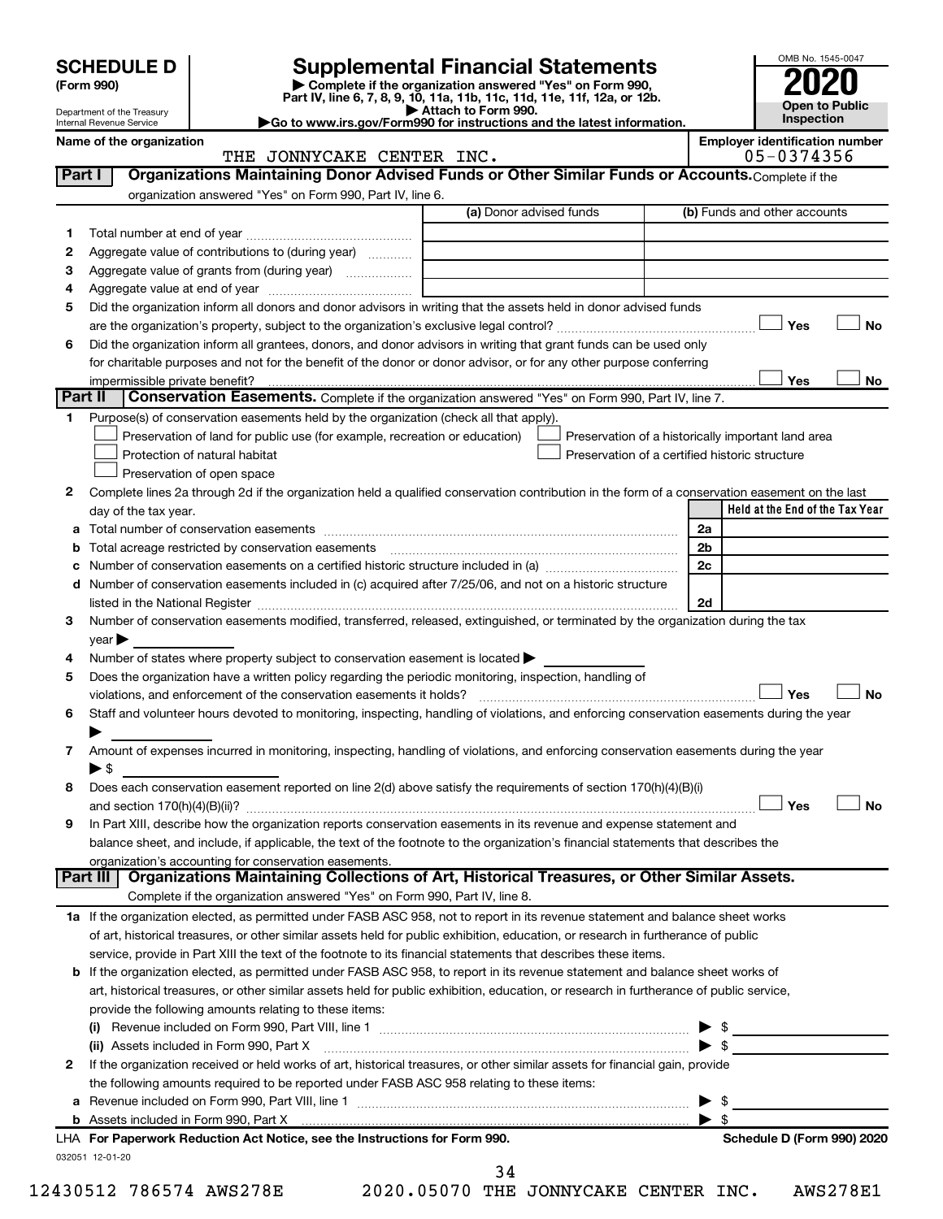**SCHEDULE D (Form 990)**

Department of the Treasury
Internal Revenue Service

# Supplemental Financial Statements

▶ Complete if the organization answered "Yes" on Form 990, Part IV, line 6, 7, 8, 9, 10, 11a, 11b, 11c, 11d, 11e, 11f, 12a, or 12b.
▶ Attach to Form 990.
▶Go to www.irs.gov/Form990 for instructions and the latest information.

OMB No. 1545-0047

**2020**

**Open to Public Inspection**

**Name of the organization**
THE JONNYCAKE CENTER INC.

**Employer identification number**
05-0374356

**Part I** **Organizations Maintaining Donor Advised Funds or Other Similar Funds or Accounts.** Complete if the organization answered "Yes" on Form 990, Part IV, line 6.

| | | (a) Donor advised funds | (b) Funds and other accounts |
|---|---|---|---|
| 1 | Total number at end of year | | |
| 2 | Aggregate value of contributions to (during year) | | |
| 3 | Aggregate value of grants from (during year) | | |
| 4 | Aggregate value at end of year | | |

5 Did the organization inform all donors and donor advisors in writing that the assets held in donor advised funds are the organization's property, subject to the organization's exclusive legal control? ☐ Yes ☐ No

6 Did the organization inform all grantees, donors, and donor advisors in writing that grant funds can be used only for charitable purposes and not for the benefit of the donor or donor advisor, or for any other purpose conferring impermissible private benefit? ☐ Yes ☐ No

**Part II** **Conservation Easements.** Complete if the organization answered "Yes" on Form 990, Part IV, line 7.

1 Purpose(s) of conservation easements held by the organization (check all that apply).
- ☐ Preservation of land for public use (for example, recreation or education)
- ☐ Protection of natural habitat
- ☐ Preservation of open space
- ☐ Preservation of a historically important land area
- ☐ Preservation of a certified historic structure

2 Complete lines 2a through 2d if the organization held a qualified conservation contribution in the form of a conservation easement on the last day of the tax year.

| | | | Held at the End of the Tax Year |
|---|---|---|---|
| a | Total number of conservation easements | 2a | |
| b | Total acreage restricted by conservation easements | 2b | |
| c | Number of conservation easements on a certified historic structure included in (a) | 2c | |
| d | Number of conservation easements included in (c) acquired after 7/25/06, and not on a historic structure listed in the National Register | 2d | |

3 Number of conservation easements modified, transferred, released, extinguished, or terminated by the organization during the tax year ▶

4 Number of states where property subject to conservation easement is located ▶

5 Does the organization have a written policy regarding the periodic monitoring, inspection, handling of violations, and enforcement of the conservation easements it holds? ☐ Yes ☐ No

6 Staff and volunteer hours devoted to monitoring, inspecting, handling of violations, and enforcing conservation easements during the year ▶

7 Amount of expenses incurred in monitoring, inspecting, handling of violations, and enforcing conservation easements during the year ▶ $

8 Does each conservation easement reported on line 2(d) above satisfy the requirements of section 170(h)(4)(B)(i) and section 170(h)(4)(B)(ii)? ☐ Yes ☐ No

9 In Part XIII, describe how the organization reports conservation easements in its revenue and expense statement and balance sheet, and include, if applicable, the text of the footnote to the organization's financial statements that describes the organization's accounting for conservation easements.

**Part III** **Organizations Maintaining Collections of Art, Historical Treasures, or Other Similar Assets.** Complete if the organization answered "Yes" on Form 990, Part IV, line 8.

1a If the organization elected, as permitted under FASB ASC 958, not to report in its revenue statement and balance sheet works of art, historical treasures, or other similar assets held for public exhibition, education, or research in furtherance of public service, provide in Part XIII the text of the footnote to its financial statements that describes these items.

b If the organization elected, as permitted under FASB ASC 958, to report in its revenue statement and balance sheet works of art, historical treasures, or other similar assets held for public exhibition, education, or research in furtherance of public service, provide the following amounts relating to these items:

(i) Revenue included on Form 990, Part VIII, line 1 ▶ $

(ii) Assets included in Form 990, Part X ▶ $

2 If the organization received or held works of art, historical treasures, or other similar assets for financial gain, provide the following amounts required to be reported under FASB ASC 958 relating to these items:

a Revenue included on Form 990, Part VIII, line 1 ▶ $

b Assets included in Form 990, Part X ▶ $

LHA **For Paperwork Reduction Act Notice, see the Instructions for Form 990.** **Schedule D (Form 990) 2020**

032051 12-01-20

12430512 786574 AWS278E 2020.05070 THE JONNYCAKE CENTER INC. AWS278E1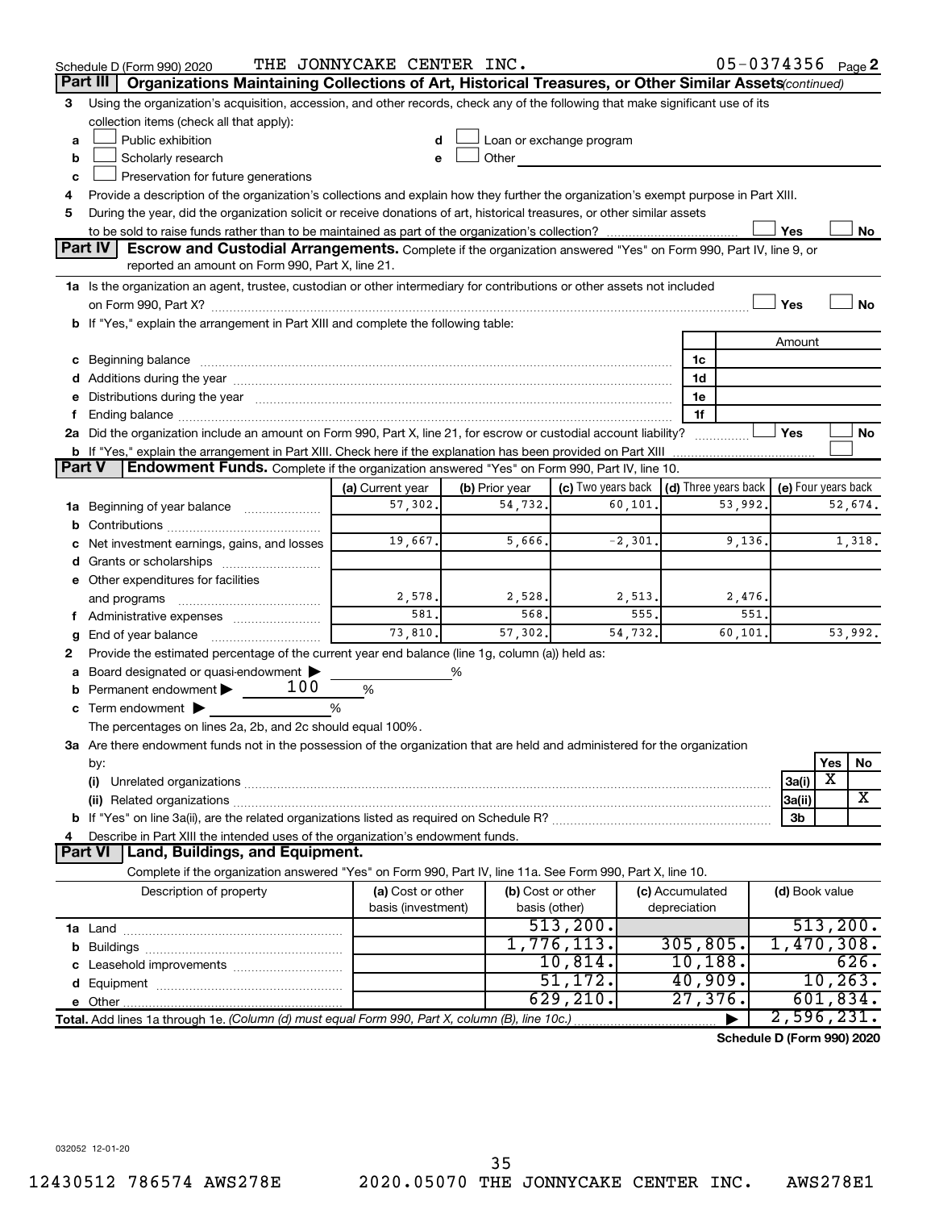Schedule D (Form 990) 2020 THE JONNYCAKE CENTER INC. 05-0374356 Page 2

## Part III Organizations Maintaining Collections of Art, Historical Treasures, or Other Similar Assets *(continued)*

3 Using the organization's acquisition, accession, and other records, check any of the following that make significant use of its collection items (check all that apply):

- a ☐ Public exhibition
- b ☐ Scholarly research
- c ☐ Preservation for future generations
- d ☐ Loan or exchange program
- e ☐ Other

4 Provide a description of the organization's collections and explain how they further the organization's exempt purpose in Part XIII.

5 During the year, did the organization solicit or receive donations of art, historical treasures, or other similar assets to be sold to raise funds rather than to be maintained as part of the organization's collection? ☐ Yes ☐ No

## Part IV Escrow and Custodial Arrangements.

Complete if the organization answered "Yes" on Form 990, Part IV, line 9, or reported an amount on Form 990, Part X, line 21.

1a Is the organization an agent, trustee, custodian or other intermediary for contributions or other assets not included on Form 990, Part X? ☐ Yes ☐ No

b If "Yes," explain the arrangement in Part XIII and complete the following table:

| | | Amount |
|---|---|---|
| c Beginning balance | 1c | |
| d Additions during the year | 1d | |
| e Distributions during the year | 1e | |
| f Ending balance | 1f | |

2a Did the organization include an amount on Form 990, Part X, line 21, for escrow or custodial account liability? ☐ Yes ☐ No

b If "Yes," explain the arrangement in Part XIII. Check here if the explanation has been provided on Part XIII ☐

## Part V Endowment Funds.

Complete if the organization answered "Yes" on Form 990, Part IV, line 10.

| | (a) Current year | (b) Prior year | (c) Two years back | (d) Three years back | (e) Four years back |
|---|---|---|---|---|---|
| 1a Beginning of year balance | 57,302. | 54,732. | 60,101. | 53,992. | 52,674. |
| b Contributions | | | | | |
| c Net investment earnings, gains, and losses | 19,667. | 5,666. | -2,301. | 9,136. | 1,318. |
| d Grants or scholarships | | | | | |
| e Other expenditures for facilities and programs | 2,578. | 2,528. | 2,513. | 2,476. | |
| f Administrative expenses | 581. | 568. | 555. | 551. | |
| g End of year balance | 73,810. | 57,302. | 54,732. | 60,101. | 53,992. |

2 Provide the estimated percentage of the current year end balance (line 1g, column (a)) held as:

- a Board designated or quasi-endowment ▶ ____ %
- b Permanent endowment ▶ 100 %
- c Term endowment ▶ ____ %

The percentages on lines 2a, 2b, and 2c should equal 100%.

3a Are there endowment funds not in the possession of the organization that are held and administered for the organization by:

| | | Yes | No |
|---|---|---|---|
| (i) Unrelated organizations | 3a(i) | X | |
| (ii) Related organizations | 3a(ii) | | X |
| b If "Yes" on line 3a(ii), are the related organizations listed as required on Schedule R? | 3b | | |

4 Describe in Part XIII the intended uses of the organization's endowment funds.

## Part VI Land, Buildings, and Equipment.

Complete if the organization answered "Yes" on Form 990, Part IV, line 11a. See Form 990, Part X, line 10.

| Description of property | (a) Cost or other basis (investment) | (b) Cost or other basis (other) | (c) Accumulated depreciation | (d) Book value |
|---|---|---|---|---|
| 1a Land | | 513,200. | | 513,200. |
| b Buildings | | 1,776,113. | 305,805. | 1,470,308. |
| c Leasehold improvements | | 10,814. | 10,188. | 626. |
| d Equipment | | 51,172. | 40,909. | 10,263. |
| e Other | | 629,210. | 27,376. | 601,834. |
| **Total.** Add lines 1a through 1e. *(Column (d) must equal Form 990, Part X, column (B), line 10c.)* | | | ▶ | 2,596,231. |

**Schedule D (Form 990) 2020**

032052 12-01-20

12430512 786574 AWS278E 2020.05070 THE JONNYCAKE CENTER INC. AWS278E1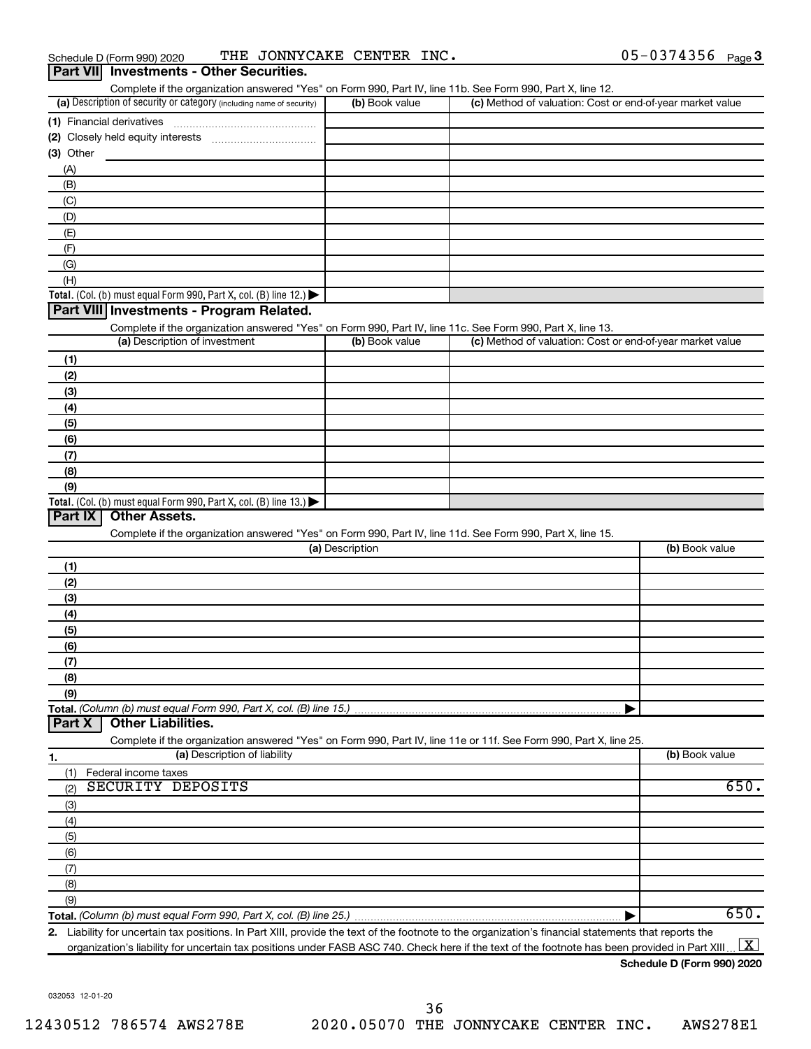Schedule D (Form 990) 2020 THE JONNYCAKE CENTER INC. 05-0374356 Page 3

## Part VII Investments - Other Securities.

Complete if the organization answered "Yes" on Form 990, Part IV, line 11b. See Form 990, Part X, line 12.

| (a) Description of security or category (including name of security) | (b) Book value | (c) Method of valuation: Cost or end-of-year market value |
|---|---|---|
| (1) Financial derivatives | | |
| (2) Closely held equity interests | | |
| (3) Other | | |
| (A) | | |
| (B) | | |
| (C) | | |
| (D) | | |
| (E) | | |
| (F) | | |
| (G) | | |
| (H) | | |
| **Total.** (Col. (b) must equal Form 990, Part X, col. (B) line 12.) ▶ | | |

## Part VIII Investments - Program Related.

Complete if the organization answered "Yes" on Form 990, Part IV, line 11c. See Form 990, Part X, line 13.

| (a) Description of investment | (b) Book value | (c) Method of valuation: Cost or end-of-year market value |
|---|---|---|
| (1) | | |
| (2) | | |
| (3) | | |
| (4) | | |
| (5) | | |
| (6) | | |
| (7) | | |
| (8) | | |
| (9) | | |
| **Total.** (Col. (b) must equal Form 990, Part X, col. (B) line 13.) ▶ | | |

## Part IX Other Assets.

Complete if the organization answered "Yes" on Form 990, Part IV, line 11d. See Form 990, Part X, line 15.

| (a) Description | (b) Book value |
|---|---|
| (1) | |
| (2) | |
| (3) | |
| (4) | |
| (5) | |
| (6) | |
| (7) | |
| (8) | |
| (9) | |
| **Total.** *(Column (b) must equal Form 990, Part X, col. (B) line 15.)* ▶ | |

## Part X Other Liabilities.

Complete if the organization answered "Yes" on Form 990, Part IV, line 11e or 11f. See Form 990, Part X, line 25.

| 1. (a) Description of liability | (b) Book value |
|---|---|
| (1) Federal income taxes | |
| (2) SECURITY DEPOSITS | 650. |
| (3) | |
| (4) | |
| (5) | |
| (6) | |
| (7) | |
| (8) | |
| (9) | |
| **Total.** *(Column (b) must equal Form 990, Part X, col. (B) line 25.)* ▶ | 650. |

**2.** Liability for uncertain tax positions. In Part XIII, provide the text of the footnote to the organization's financial statements that reports the organization's liability for uncertain tax positions under FASB ASC 740. Check here if the text of the footnote has been provided in Part XIII ... [X]

**Schedule D (Form 990) 2020**

032053 12-01-20

12430512 786574 AWS278E 2020.05070 THE JONNYCAKE CENTER INC. AWS278E1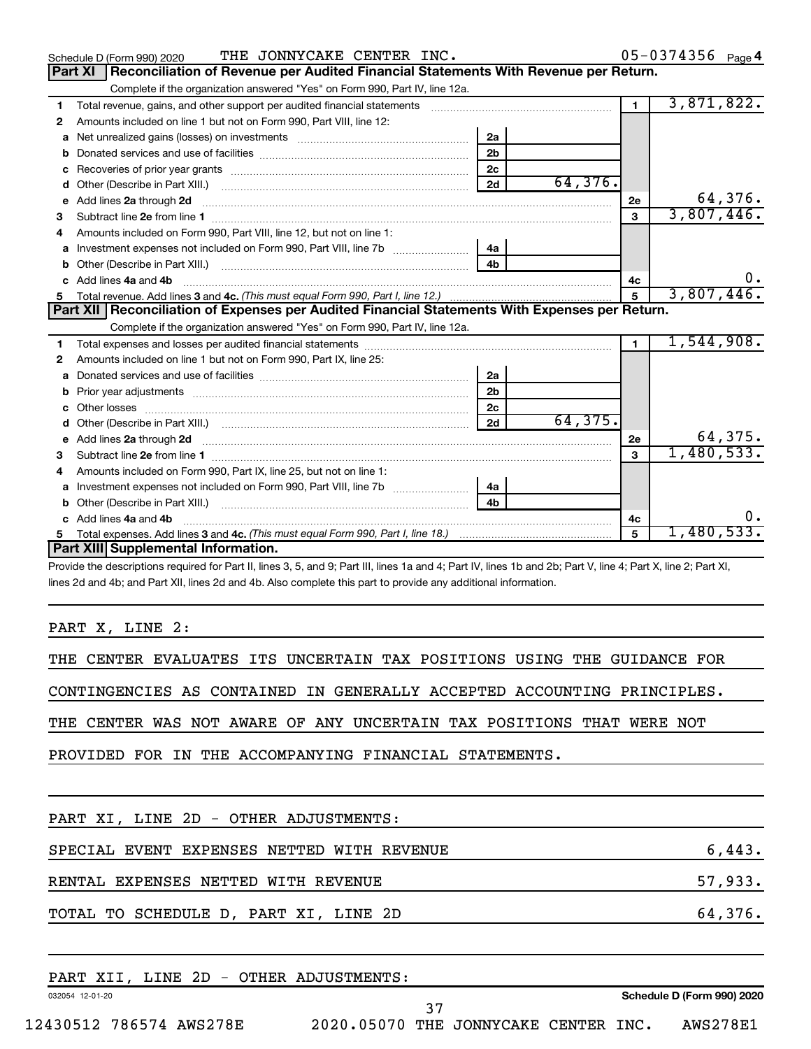Schedule D (Form 990) 2020 THE JONNYCAKE CENTER INC. 05-0374356 Page 4

## Part XI Reconciliation of Revenue per Audited Financial Statements With Revenue per Return.

Complete if the organization answered "Yes" on Form 990, Part IV, line 12a.

| | | | | | |
|---|---|---|---|---|---|
| 1 | Total revenue, gains, and other support per audited financial statements | | | 1 | 3,871,822. |
| 2 | Amounts included on line 1 but not on Form 990, Part VIII, line 12: | | | | |
| a | Net unrealized gains (losses) on investments | 2a | | | |
| b | Donated services and use of facilities | 2b | | | |
| c | Recoveries of prior year grants | 2c | | | |
| d | Other (Describe in Part XIII.) | 2d | 64,376. | | |
| e | Add lines 2a through 2d | | | 2e | 64,376. |
| 3 | Subtract line 2e from line 1 | | | 3 | 3,807,446. |
| 4 | Amounts included on Form 990, Part VIII, line 12, but not on line 1: | | | | |
| a | Investment expenses not included on Form 990, Part VIII, line 7b | 4a | | | |
| b | Other (Describe in Part XIII.) | 4b | | | |
| c | Add lines 4a and 4b | | | 4c | 0. |
| 5 | Total revenue. Add lines 3 and 4c. *(This must equal Form 990, Part I, line 12.)* | | | 5 | 3,807,446. |

## Part XII Reconciliation of Expenses per Audited Financial Statements With Expenses per Return.

Complete if the organization answered "Yes" on Form 990, Part IV, line 12a.

| | | | | | |
|---|---|---|---|---|---|
| 1 | Total expenses and losses per audited financial statements | | | 1 | 1,544,908. |
| 2 | Amounts included on line 1 but not on Form 990, Part IX, line 25: | | | | |
| a | Donated services and use of facilities | 2a | | | |
| b | Prior year adjustments | 2b | | | |
| c | Other losses | 2c | | | |
| d | Other (Describe in Part XIII.) | 2d | 64,375. | | |
| e | Add lines 2a through 2d | | | 2e | 64,375. |
| 3 | Subtract line 2e from line 1 | | | 3 | 1,480,533. |
| 4 | Amounts included on Form 990, Part IX, line 25, but not on line 1: | | | | |
| a | Investment expenses not included on Form 990, Part VIII, line 7b | 4a | | | |
| b | Other (Describe in Part XIII.) | 4b | | | |
| c | Add lines 4a and 4b | | | 4c | 0. |
| 5 | Total expenses. Add lines 3 and 4c. *(This must equal Form 990, Part I, line 18.)* | | | 5 | 1,480,533. |

## Part XIII Supplemental Information.

Provide the descriptions required for Part II, lines 3, 5, and 9; Part III, lines 1a and 4; Part IV, lines 1b and 2b; Part V, line 4; Part X, line 2; Part XI, lines 2d and 4b; and Part XII, lines 2d and 4b. Also complete this part to provide any additional information.

PART X, LINE 2:

THE CENTER EVALUATES ITS UNCERTAIN TAX POSITIONS USING THE GUIDANCE FOR CONTINGENCIES AS CONTAINED IN GENERALLY ACCEPTED ACCOUNTING PRINCIPLES. THE CENTER WAS NOT AWARE OF ANY UNCERTAIN TAX POSITIONS THAT WERE NOT PROVIDED FOR IN THE ACCOMPANYING FINANCIAL STATEMENTS.

PART XI, LINE 2D - OTHER ADJUSTMENTS:

| | |
|---|---|
| SPECIAL EVENT EXPENSES NETTED WITH REVENUE | 6,443. |
| RENTAL EXPENSES NETTED WITH REVENUE | 57,933. |
| TOTAL TO SCHEDULE D, PART XI, LINE 2D | 64,376. |

PART XII, LINE 2D - OTHER ADJUSTMENTS:

032054 12-01-20 Schedule D (Form 990) 2020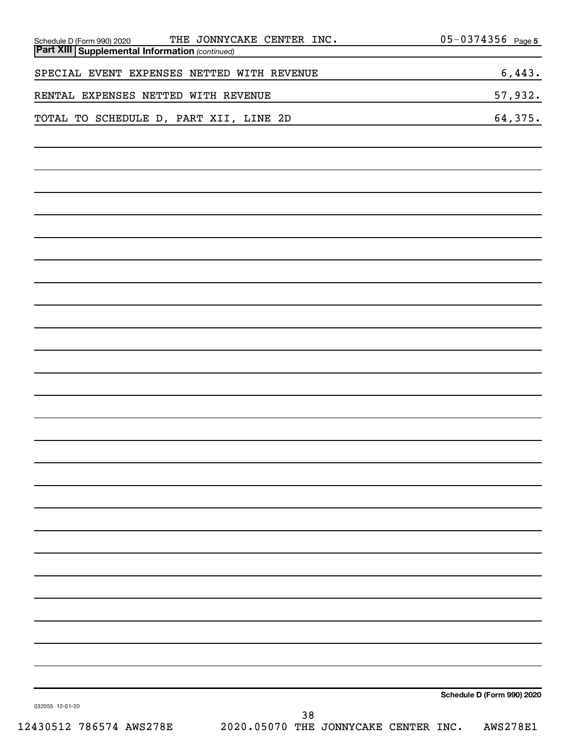Schedule D (Form 990) 2020 THE JONNYCAKE CENTER INC. 05-0374356 Page 5

**Part XIII Supplemental Information** *(continued)*

| | |
|---|---|
| SPECIAL EVENT EXPENSES NETTED WITH REVENUE | 6,443. |
| RENTAL EXPENSES NETTED WITH REVENUE | 57,932. |
| TOTAL TO SCHEDULE D, PART XII, LINE 2D | 64,375. |

**Schedule D (Form 990) 2020**

032055 12-01-20

12430512 786574 AWS278E 2020.05070 THE JONNYCAKE CENTER INC. AWS278E1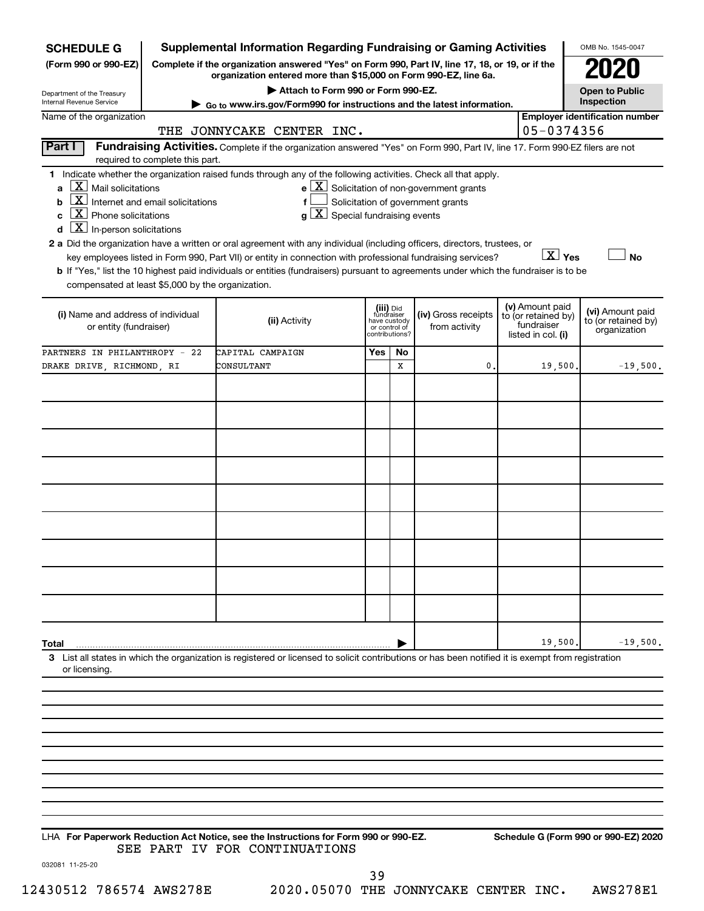**SCHEDULE G (Form 990 or 990-EZ)**

Department of the Treasury
Internal Revenue Service

# Supplemental Information Regarding Fundraising or Gaming Activities

**Complete if the organization answered "Yes" on Form 990, Part IV, line 17, 18, or 19, or if the organization entered more than $15,000 on Form 990-EZ, line 6a.**

▶ Attach to Form 990 or Form 990-EZ.

▶ Go to www.irs.gov/Form990 for instructions and the latest information.

OMB No. 1545-0047

**2020**

**Open to Public Inspection**

Name of the organization: THE JONNYCAKE CENTER INC.

Employer identification number: 05-0374356

**Part I** **Fundraising Activities.** Complete if the organization answered "Yes" on Form 990, Part IV, line 17. Form 990-EZ filers are not required to complete this part.

1 Indicate whether the organization raised funds through any of the following activities. Check all that apply.

- a [X] Mail solicitations
- b [X] Internet and email solicitations
- c [X] Phone solicitations
- d [X] In-person solicitations
- e [X] Solicitation of non-government grants
- f [ ] Solicitation of government grants
- g [X] Special fundraising events

2 a Did the organization have a written or oral agreement with any individual (including officers, directors, trustees, or key employees listed in Form 990, Part VII) or entity in connection with professional fundraising services? [X] Yes [ ] No

b If "Yes," list the 10 highest paid individuals or entities (fundraisers) pursuant to agreements under which the fundraiser is to be compensated at least $5,000 by the organization.

| (i) Name and address of individual or entity (fundraiser) | (ii) Activity | (iii) Did fundraiser have custody or control of contributions? Yes | No | (iv) Gross receipts from activity | (v) Amount paid to (or retained by) fundraiser listed in col. (i) | (vi) Amount paid to (or retained by) organization |
|---|---|---|---|---|---|---|
| PARTNERS IN PHILANTHROPY - 22 DRAKE DRIVE, RICHMOND, RI | CAPITAL CAMPAIGN CONSULTANT | | X | 0. | 19,500. | -19,500. |
| | | | | | | |
| | | | | | | |
| | | | | | | |
| | | | | | | |
| | | | | | | |
| | | | | | | |
| | | | | | | |
| | | | | | | |
| | | | | | | |
| **Total** | | | | | 19,500. | -19,500. |

3 List all states in which the organization is registered or licensed to solicit contributions or has been notified it is exempt from registration or licensing.

LHA **For Paperwork Reduction Act Notice, see the Instructions for Form 990 or 990-EZ.** **Schedule G (Form 990 or 990-EZ) 2020**

SEE PART IV FOR CONTINUATIONS

032081 11-25-20

12430512 786574 AWS278E 2020.05070 THE JONNYCAKE CENTER INC. AWS278E1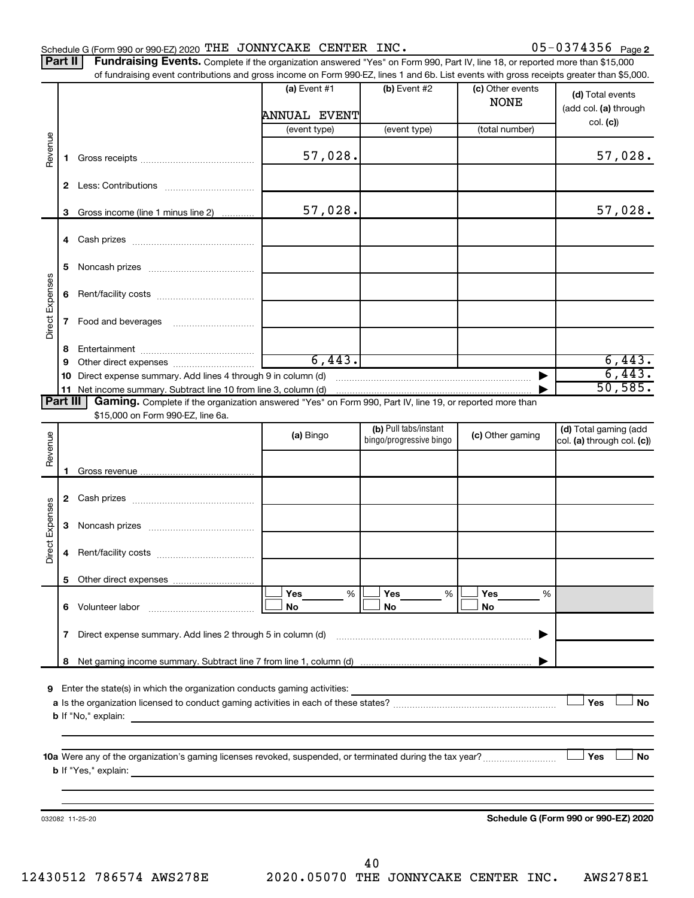Schedule G (Form 990 or 990-EZ) 2020 THE JONNYCAKE CENTER INC. 05-0374356 Page 2

**Part II** **Fundraising Events.** Complete if the organization answered "Yes" on Form 990, Part IV, line 18, or reported more than $15,000 of fundraising event contributions and gross income on Form 990-EZ, lines 1 and 6b. List events with gross receipts greater than $5,000.

| | | (a) Event #1 | (b) Event #2 | (c) Other events | (d) Total events (add col. (a) through col. (c)) |
|---|---|---|---|---|---|
| | | ANNUAL EVENT | | NONE | |
| | | (event type) | (event type) | (total number) | |
| Revenue | 1 Gross receipts | 57,028. | | | 57,028. |
| | 2 Less: Contributions | | | | |
| | 3 Gross income (line 1 minus line 2) | 57,028. | | | 57,028. |
| Direct Expenses | 4 Cash prizes | | | | |
| | 5 Noncash prizes | | | | |
| | 6 Rent/facility costs | | | | |
| | 7 Food and beverages | | | | |
| | 8 Entertainment | | | | |
| | 9 Other direct expenses | 6,443. | | | 6,443. |
| | 10 Direct expense summary. Add lines 4 through 9 in column (d) | | | | 6,443. |
| | 11 Net income summary. Subtract line 10 from line 3, column (d) | | | | 50,585. |

**Part III** **Gaming.** Complete if the organization answered "Yes" on Form 990, Part IV, line 19, or reported more than $15,000 on Form 990-EZ, line 6a.

| | | (a) Bingo | (b) Pull tabs/instant bingo/progressive bingo | (c) Other gaming | (d) Total gaming (add col. (a) through col. (c)) |
|---|---|---|---|---|---|
| Revenue | 1 Gross revenue | | | | |
| Direct Expenses | 2 Cash prizes | | | | |
| | 3 Noncash prizes | | | | |
| | 4 Rent/facility costs | | | | |
| | 5 Other direct expenses | | | | |
| | 6 Volunteer labor | ☐ Yes ___% ☐ No | ☐ Yes ___% ☐ No | ☐ Yes ___% ☐ No | |
| | 7 Direct expense summary. Add lines 2 through 5 in column (d) | | | | |
| | 8 Net gaming income summary. Subtract line 7 from line 1, column (d) | | | | |

9 Enter the state(s) in which the organization conducts gaming activities:

a Is the organization licensed to conduct gaming activities in each of these states? ☐ Yes ☐ No

b If "No," explain:

10a Were any of the organization's gaming licenses revoked, suspended, or terminated during the tax year? ☐ Yes ☐ No

b If "Yes," explain:

032082 11-25-20 **Schedule G (Form 990 or 990-EZ) 2020**

12430512 786574 AWS278E 2020.05070 THE JONNYCAKE CENTER INC. AWS278E1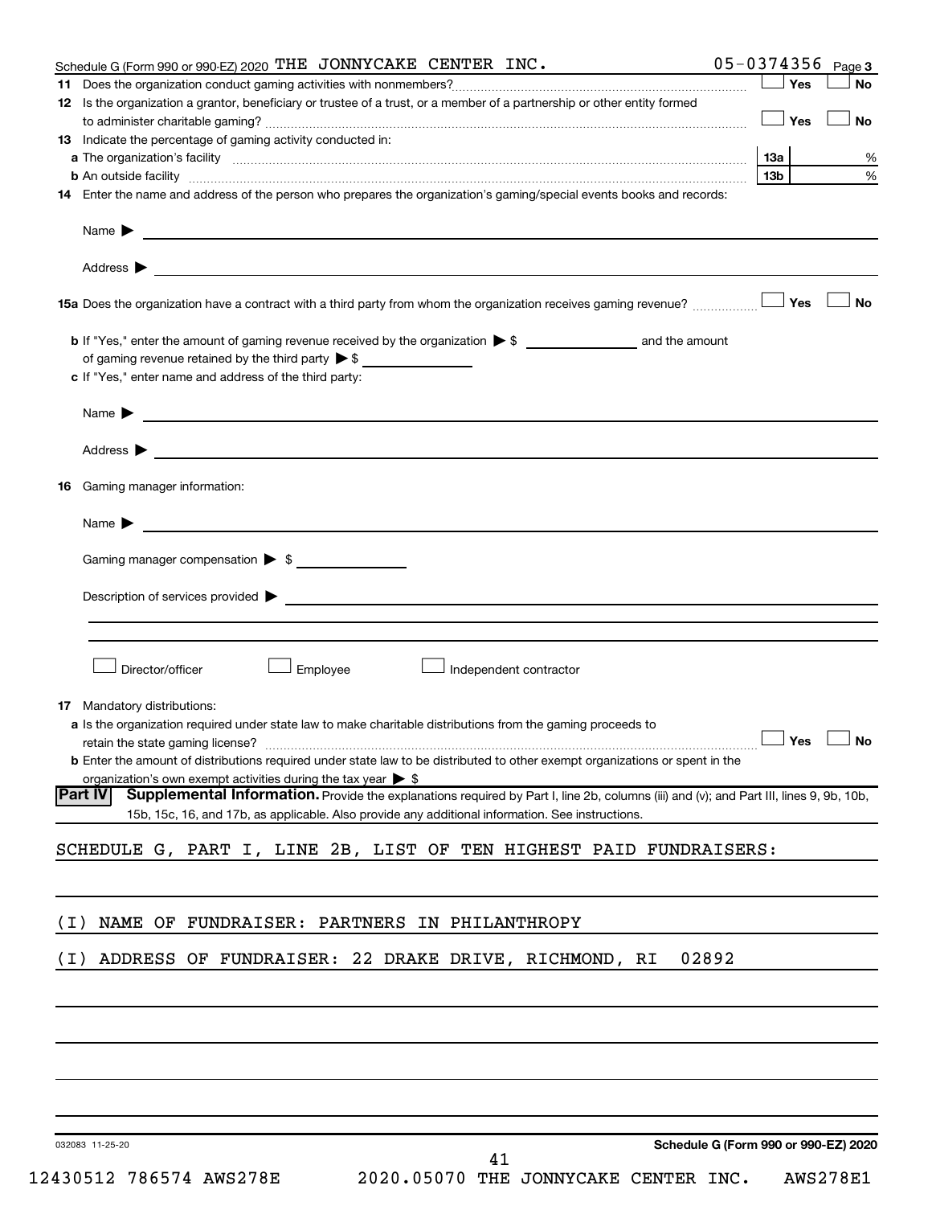Schedule G (Form 990 or 990-EZ) 2020 THE JONNYCAKE CENTER INC. 05-0374356 Page 3

**11** Does the organization conduct gaming activities with nonmembers? ☐ Yes ☐ No

**12** Is the organization a grantor, beneficiary or trustee of a trust, or a member of a partnership or other entity formed to administer charitable gaming? ☐ Yes ☐ No

**13** Indicate the percentage of gaming activity conducted in:

**a** The organization's facility ..... **13a** %

**b** An outside facility ..... **13b** %

**14** Enter the name and address of the person who prepares the organization's gaming/special events books and records:

Name ▶

Address ▶

**15a** Does the organization have a contract with a third party from whom the organization receives gaming revenue? ☐ Yes ☐ No

**b** If "Yes," enter the amount of gaming revenue received by the organization ▶ $ ______ and the amount of gaming revenue retained by the third party ▶ $ ______

**c** If "Yes," enter name and address of the third party:

Name ▶

Address ▶

**16** Gaming manager information:

Name ▶

Gaming manager compensation ▶ $

Description of services provided ▶

☐ Director/officer ☐ Employee ☐ Independent contractor

**17** Mandatory distributions:

**a** Is the organization required under state law to make charitable distributions from the gaming proceeds to retain the state gaming license? ☐ Yes ☐ No

**b** Enter the amount of distributions required under state law to be distributed to other exempt organizations or spent in the organization's own exempt activities during the tax year ▶ $

**Part IV** **Supplemental Information.** Provide the explanations required by Part I, line 2b, columns (iii) and (v); and Part III, lines 9, 9b, 10b, 15b, 15c, 16, and 17b, as applicable. Also provide any additional information. See instructions.

SCHEDULE G, PART I, LINE 2B, LIST OF TEN HIGHEST PAID FUNDRAISERS:

(I) NAME OF FUNDRAISER: PARTNERS IN PHILANTHROPY

(I) ADDRESS OF FUNDRAISER: 22 DRAKE DRIVE, RICHMOND, RI 02892

032083 11-25-20 **Schedule G (Form 990 or 990-EZ) 2020**

12430512 786574 AWS278E 2020.05070 THE JONNYCAKE CENTER INC. AWS278E1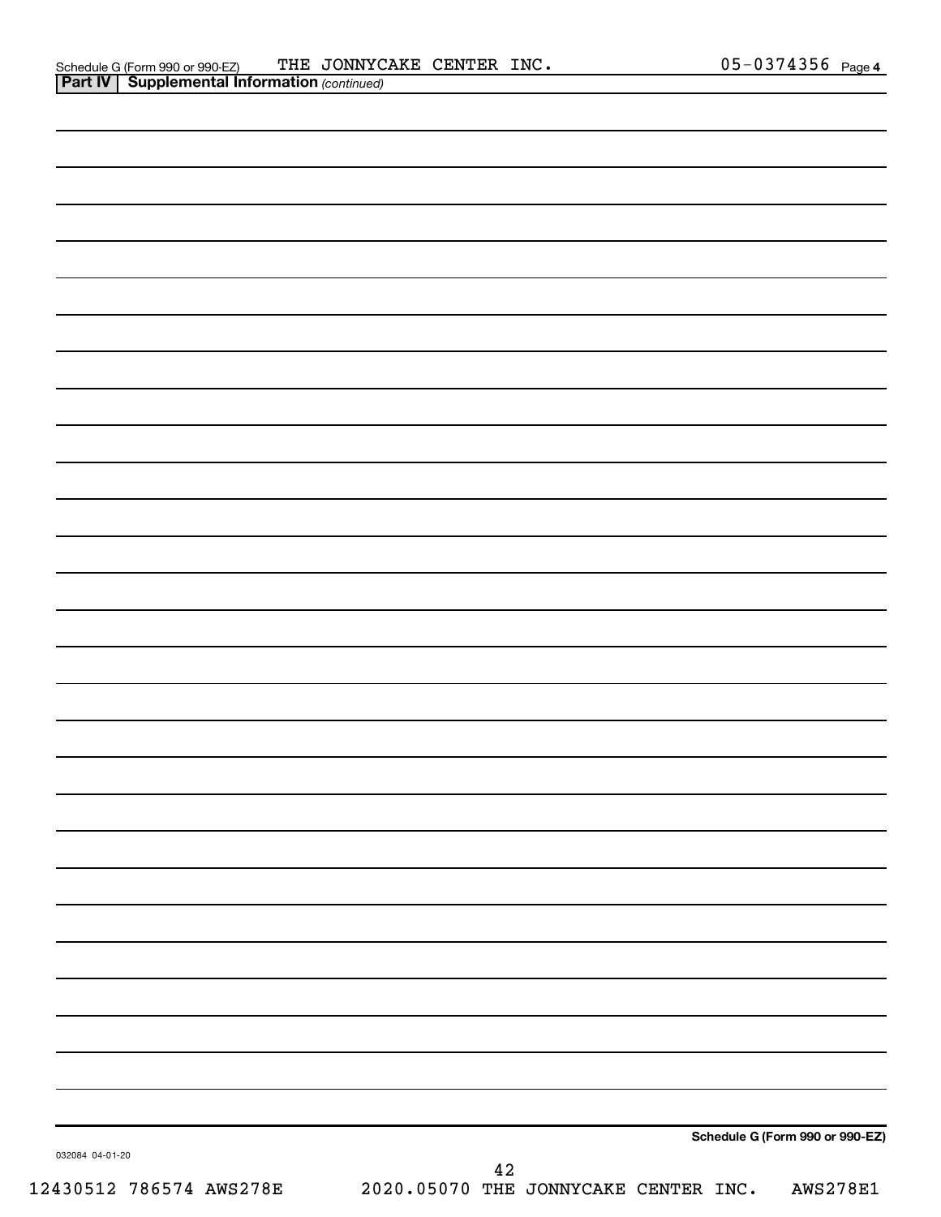Schedule G (Form 990 or 990-EZ) THE JONNYCAKE CENTER INC. 05-0374356 Page 4

**Part IV | Supplemental Information** *(continued)*

**Schedule G (Form 990 or 990-EZ)**

032084 04-01-20

12430512 786574 AWS278E 2020.05070 THE JONNYCAKE CENTER INC. AWS278E1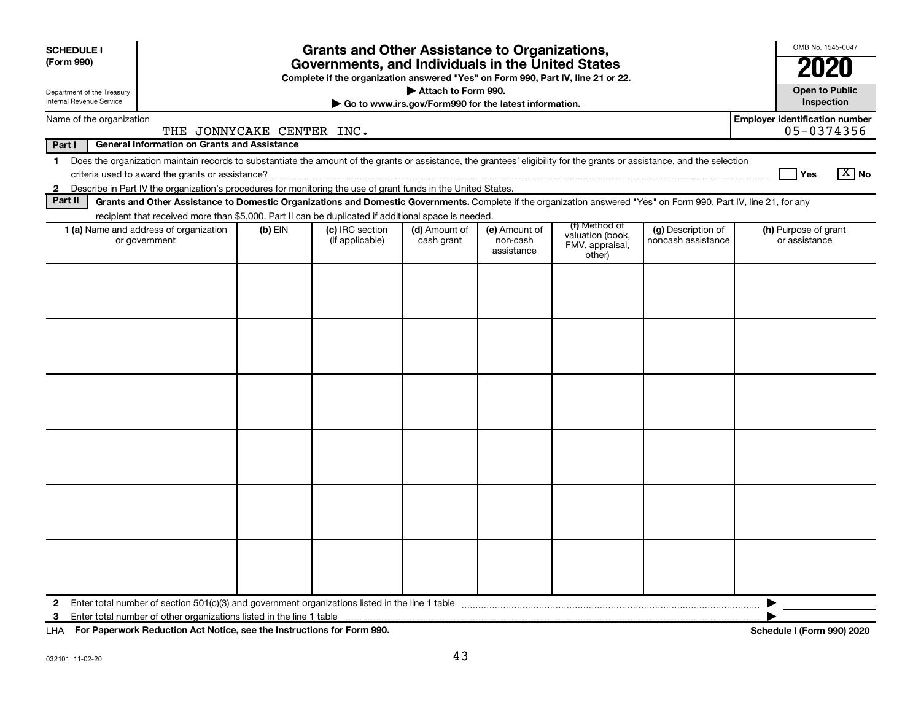**SCHEDULE I**
**(Form 990)**

Department of the Treasury
Internal Revenue Service

# Grants and Other Assistance to Organizations, Governments, and Individuals in the United States

**Complete if the organization answered "Yes" on Form 990, Part IV, line 21 or 22.**
**▶ Attach to Form 990.**
**▶ Go to www.irs.gov/Form990 for the latest information.**

OMB No. 1545-0047
**2020**
**Open to Public Inspection**

Name of the organization: THE JONNYCAKE CENTER INC.
**Employer identification number**: 05-0374356

**Part I — General Information on Grants and Assistance**

1 Does the organization maintain records to substantiate the amount of the grants or assistance, the grantees' eligibility for the grants or assistance, and the selection criteria used to award the grants or assistance? ☐ Yes ☒ No

2 Describe in Part IV the organization's procedures for monitoring the use of grant funds in the United States.

**Part II — Grants and Other Assistance to Domestic Organizations and Domestic Governments.** Complete if the organization answered "Yes" on Form 990, Part IV, line 21, for any recipient that received more than $5,000. Part II can be duplicated if additional space is needed.

| 1 (a) Name and address of organization or government | (b) EIN | (c) IRC section (if applicable) | (d) Amount of cash grant | (e) Amount of non-cash assistance | (f) Method of valuation (book, FMV, appraisal, other) | (g) Description of noncash assistance | (h) Purpose of grant or assistance |
|---|---|---|---|---|---|---|---|
| | | | | | | | |
| | | | | | | | |
| | | | | | | | |
| | | | | | | | |
| | | | | | | | |
| | | | | | | | |

2 Enter total number of section 501(c)(3) and government organizations listed in the line 1 table ▶

3 Enter total number of other organizations listed in the line 1 table ▶

LHA **For Paperwork Reduction Act Notice, see the Instructions for Form 990.** **Schedule I (Form 990) 2020**

032101 11-02-20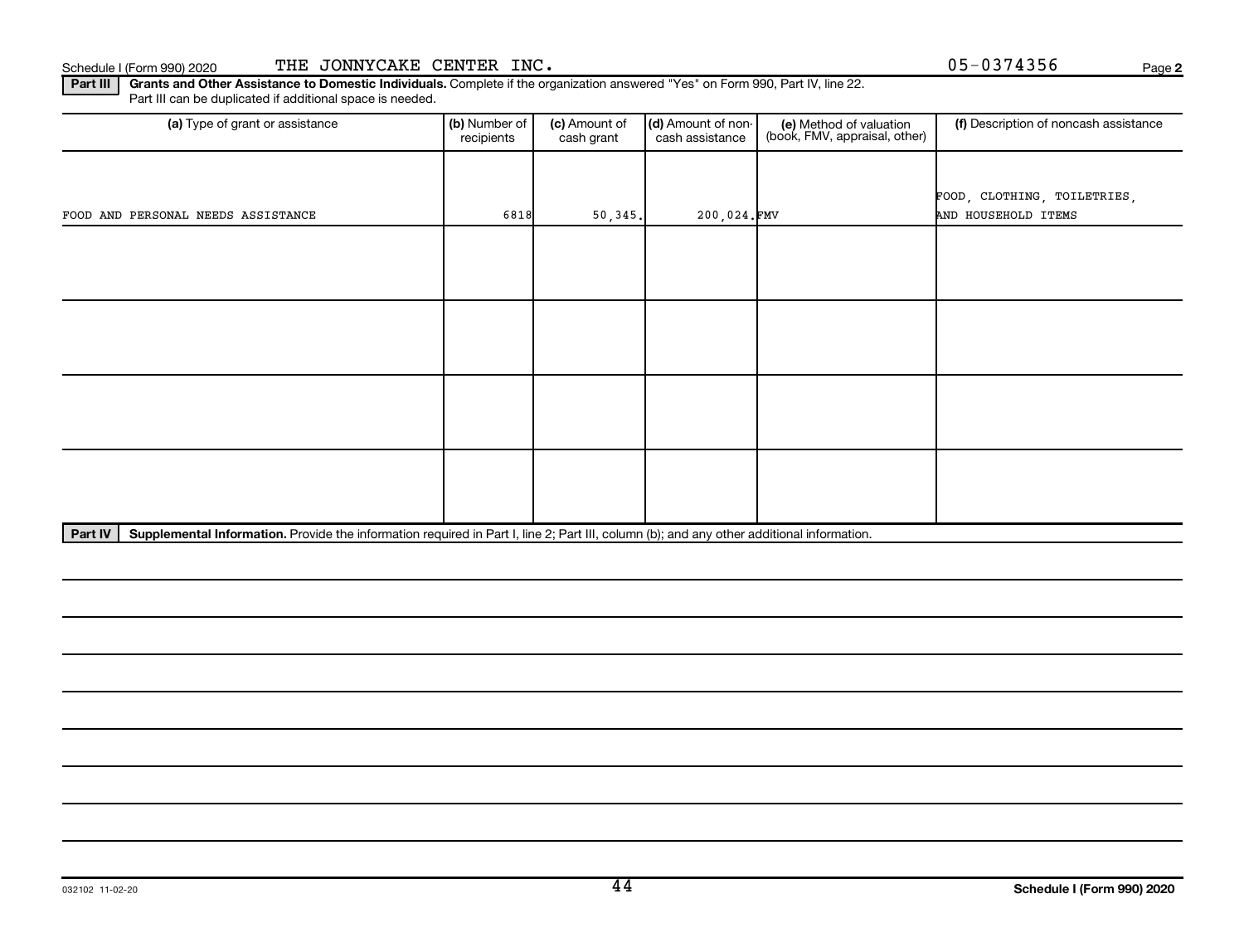Schedule I (Form 990) 2020 THE JONNYCAKE CENTER INC. 05-0374356 Page 2

**Part III** **Grants and Other Assistance to Domestic Individuals.** Complete if the organization answered "Yes" on Form 990, Part IV, line 22. Part III can be duplicated if additional space is needed.

| (a) Type of grant or assistance | (b) Number of recipients | (c) Amount of cash grant | (d) Amount of non-cash assistance | (e) Method of valuation (book, FMV, appraisal, other) | (f) Description of noncash assistance |
|---|---|---|---|---|---|
| FOOD AND PERSONAL NEEDS ASSISTANCE | 6818 | 50,345. | 200,024. | FMV | FOOD, CLOTHING, TOILETRIES, AND HOUSEHOLD ITEMS |
| | | | | | |
| | | | | | |
| | | | | | |
| | | | | | |

**Part IV** **Supplemental Information.** Provide the information required in Part I, line 2; Part III, column (b); and any other additional information.

032102 11-02-20 **Schedule I (Form 990) 2020**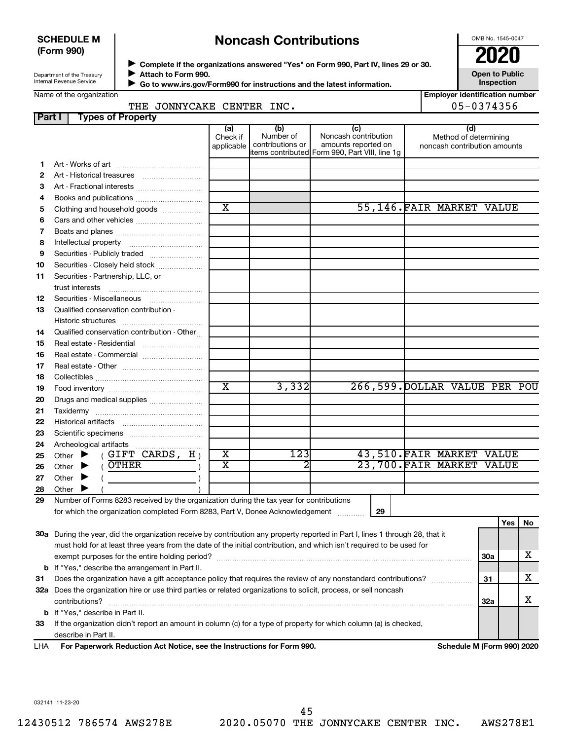**SCHEDULE M (Form 990)**

Department of the Treasury
Internal Revenue Service

# Noncash Contributions

▶ Complete if the organizations answered "Yes" on Form 990, Part IV, lines 29 or 30.
▶ Attach to Form 990.
▶ Go to www.irs.gov/Form990 for instructions and the latest information.

OMB No. 1545-0047

**2020**

**Open to Public Inspection**

Name of the organization: THE JONNYCAKE CENTER INC.

Employer identification number: 05-0374356

**Part I — Types of Property**

| | | (a) Check if applicable | (b) Number of contributions or items contributed | (c) Noncash contribution amounts reported on Form 990, Part VIII, line 1g | (d) Method of determining noncash contribution amounts |
|---|---|---|---|---|---|
| 1 | Art - Works of art | | | | |
| 2 | Art - Historical treasures | | | | |
| 3 | Art - Fractional interests | | | | |
| 4 | Books and publications | | | | |
| 5 | Clothing and household goods | X | | 55,146. | FAIR MARKET VALUE |
| 6 | Cars and other vehicles | | | | |
| 7 | Boats and planes | | | | |
| 8 | Intellectual property | | | | |
| 9 | Securities - Publicly traded | | | | |
| 10 | Securities - Closely held stock | | | | |
| 11 | Securities - Partnership, LLC, or trust interests | | | | |
| 12 | Securities - Miscellaneous | | | | |
| 13 | Qualified conservation contribution - Historic structures | | | | |
| 14 | Qualified conservation contribution - Other | | | | |
| 15 | Real estate - Residential | | | | |
| 16 | Real estate - Commercial | | | | |
| 17 | Real estate - Other | | | | |
| 18 | Collectibles | | | | |
| 19 | Food inventory | X | 3,332 | 266,599. | DOLLAR VALUE PER POU |
| 20 | Drugs and medical supplies | | | | |
| 21 | Taxidermy | | | | |
| 22 | Historical artifacts | | | | |
| 23 | Scientific specimens | | | | |
| 24 | Archeological artifacts | | | | |
| 25 | Other ▶ ( GIFT CARDS, H ) | X | 123 | 43,510. | FAIR MARKET VALUE |
| 26 | Other ▶ ( OTHER ) | X | 2 | 23,700. | FAIR MARKET VALUE |
| 27 | Other ▶ ( ) | | | | |
| 28 | Other ▶ ( ) | | | | |

29 Number of Forms 8283 received by the organization during the tax year for contributions for which the organization completed Form 8283, Part V, Donee Acknowledgement ..... **29**

| | | | Yes | No |
|---|---|---|---|---|
| 30a | During the year, did the organization receive by contribution any property reported in Part I, lines 1 through 28, that it must hold for at least three years from the date of the initial contribution, and which isn't required to be used for exempt purposes for the entire holding period? | 30a | | X |
| b | If "Yes," describe the arrangement in Part II. | | | |
| 31 | Does the organization have a gift acceptance policy that requires the review of any nonstandard contributions? | 31 | | X |
| 32a | Does the organization hire or use third parties or related organizations to solicit, process, or sell noncash contributions? | 32a | | X |
| b | If "Yes," describe in Part II. | | | |
| 33 | If the organization didn't report an amount in column (c) for a type of property for which column (a) is checked, describe in Part II. | | | |

LHA **For Paperwork Reduction Act Notice, see the Instructions for Form 990.** **Schedule M (Form 990) 2020**

032141 11-23-20

12430512 786574 AWS278E 2020.05070 THE JONNYCAKE CENTER INC. AWS278E1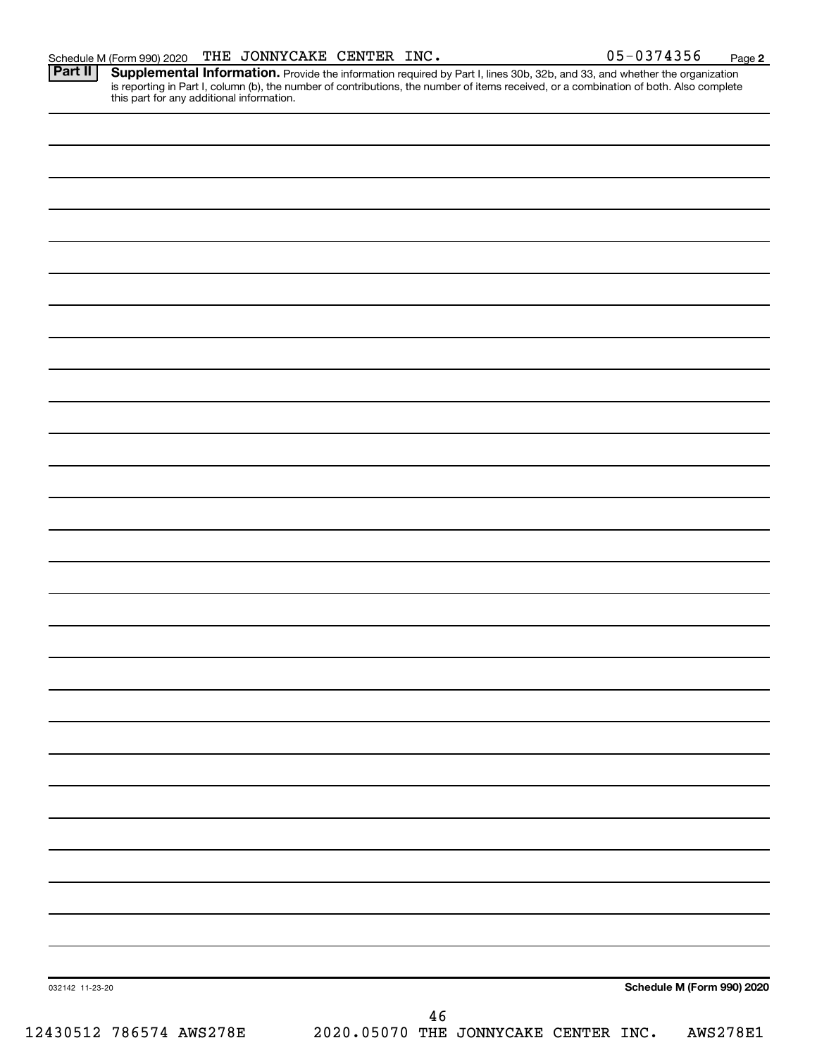Schedule M (Form 990) 2020 THE JONNYCAKE CENTER INC. 05-0374356 Page **2**

**Part II** **Supplemental Information.** Provide the information required by Part I, lines 30b, 32b, and 33, and whether the organization is reporting in Part I, column (b), the number of contributions, the number of items received, or a combination of both. Also complete this part for any additional information.

032142 11-23-20 **Schedule M (Form 990) 2020**

12430512 786574 AWS278E 2020.05070 THE JONNYCAKE CENTER INC. AWS278E1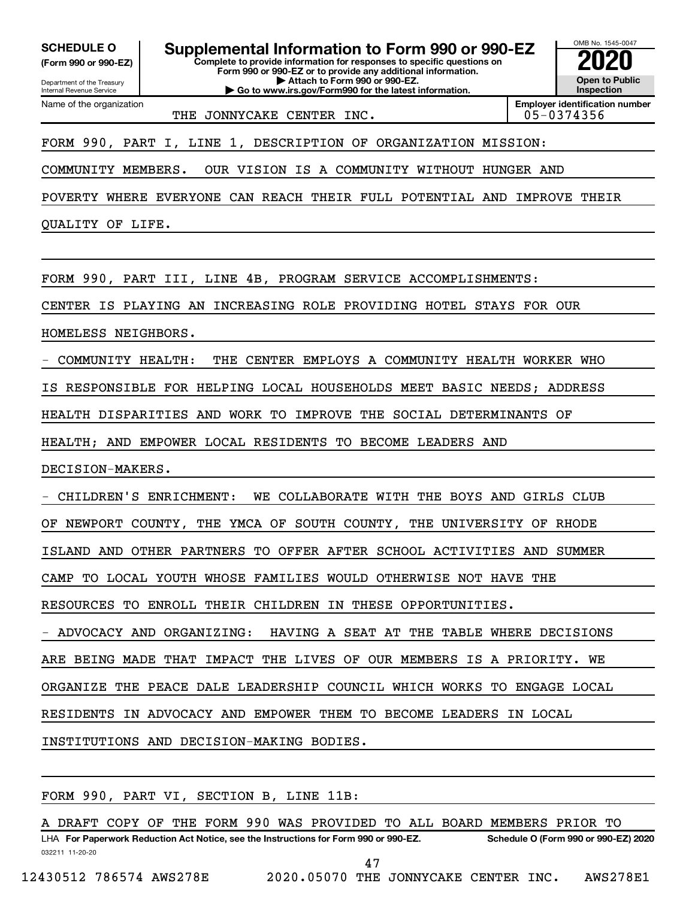**SCHEDULE O**
**(Form 990 or 990-EZ)**

Department of the Treasury
Internal Revenue Service

# Supplemental Information to Form 990 or 990-EZ

**Complete to provide information for responses to specific questions on Form 990 or 990-EZ or to provide any additional information.**
**▶ Attach to Form 990 or 990-EZ.**
**▶ Go to www.irs.gov/Form990 for the latest information.**

OMB No. 1545-0047
**2020**
**Open to Public Inspection**

Name of the organization: THE JONNYCAKE CENTER INC.
**Employer identification number:** 05-0374356

FORM 990, PART I, LINE 1, DESCRIPTION OF ORGANIZATION MISSION:

COMMUNITY MEMBERS. OUR VISION IS A COMMUNITY WITHOUT HUNGER AND POVERTY WHERE EVERYONE CAN REACH THEIR FULL POTENTIAL AND IMPROVE THEIR QUALITY OF LIFE.

FORM 990, PART III, LINE 4B, PROGRAM SERVICE ACCOMPLISHMENTS:

CENTER IS PLAYING AN INCREASING ROLE PROVIDING HOTEL STAYS FOR OUR HOMELESS NEIGHBORS.

- COMMUNITY HEALTH: THE CENTER EMPLOYS A COMMUNITY HEALTH WORKER WHO IS RESPONSIBLE FOR HELPING LOCAL HOUSEHOLDS MEET BASIC NEEDS; ADDRESS HEALTH DISPARITIES AND WORK TO IMPROVE THE SOCIAL DETERMINANTS OF HEALTH; AND EMPOWER LOCAL RESIDENTS TO BECOME LEADERS AND DECISION-MAKERS.

- CHILDREN'S ENRICHMENT: WE COLLABORATE WITH THE BOYS AND GIRLS CLUB OF NEWPORT COUNTY, THE YMCA OF SOUTH COUNTY, THE UNIVERSITY OF RHODE ISLAND AND OTHER PARTNERS TO OFFER AFTER SCHOOL ACTIVITIES AND SUMMER CAMP TO LOCAL YOUTH WHOSE FAMILIES WOULD OTHERWISE NOT HAVE THE RESOURCES TO ENROLL THEIR CHILDREN IN THESE OPPORTUNITIES.

- ADVOCACY AND ORGANIZING: HAVING A SEAT AT THE TABLE WHERE DECISIONS ARE BEING MADE THAT IMPACT THE LIVES OF OUR MEMBERS IS A PRIORITY. WE ORGANIZE THE PEACE DALE LEADERSHIP COUNCIL WHICH WORKS TO ENGAGE LOCAL RESIDENTS IN ADVOCACY AND EMPOWER THEM TO BECOME LEADERS IN LOCAL INSTITUTIONS AND DECISION-MAKING BODIES.

FORM 990, PART VI, SECTION B, LINE 11B:

A DRAFT COPY OF THE FORM 990 WAS PROVIDED TO ALL BOARD MEMBERS PRIOR TO

LHA **For Paperwork Reduction Act Notice, see the Instructions for Form 990 or 990-EZ.** **Schedule O (Form 990 or 990-EZ) 2020**

032211 11-20-20

12430512 786574 AWS278E 2020.05070 THE JONNYCAKE CENTER INC. AWS278E1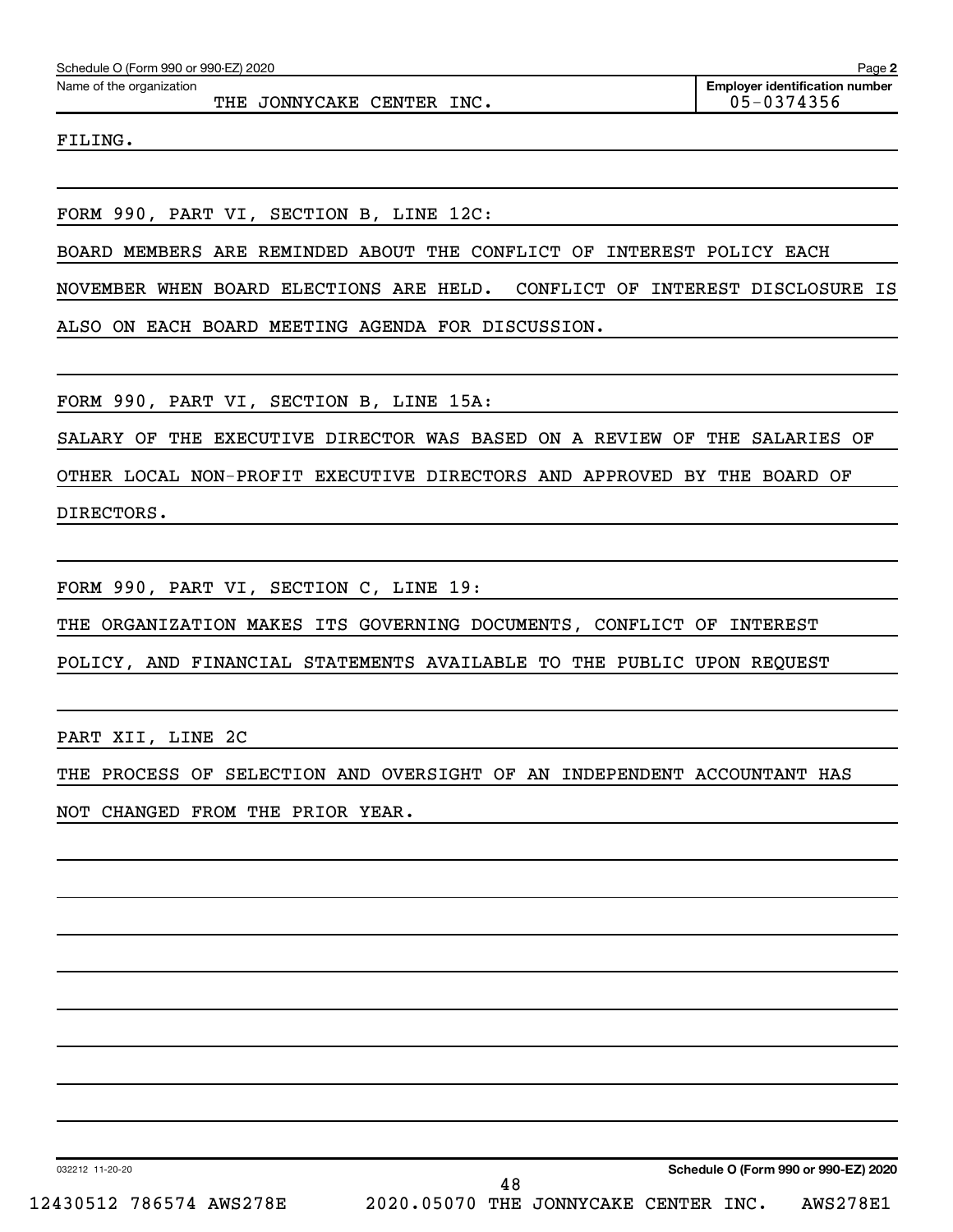Schedule O (Form 990 or 990-EZ) 2020

Name of the organization: THE JONNYCAKE CENTER INC.

Employer identification number: 05-0374356

FILING.

FORM 990, PART VI, SECTION B, LINE 12C:

BOARD MEMBERS ARE REMINDED ABOUT THE CONFLICT OF INTEREST POLICY EACH NOVEMBER WHEN BOARD ELECTIONS ARE HELD. CONFLICT OF INTEREST DISCLOSURE IS ALSO ON EACH BOARD MEETING AGENDA FOR DISCUSSION.

FORM 990, PART VI, SECTION B, LINE 15A:

SALARY OF THE EXECUTIVE DIRECTOR WAS BASED ON A REVIEW OF THE SALARIES OF OTHER LOCAL NON-PROFIT EXECUTIVE DIRECTORS AND APPROVED BY THE BOARD OF DIRECTORS.

FORM 990, PART VI, SECTION C, LINE 19:

THE ORGANIZATION MAKES ITS GOVERNING DOCUMENTS, CONFLICT OF INTEREST POLICY, AND FINANCIAL STATEMENTS AVAILABLE TO THE PUBLIC UPON REQUEST

PART XII, LINE 2C

THE PROCESS OF SELECTION AND OVERSIGHT OF AN INDEPENDENT ACCOUNTANT HAS NOT CHANGED FROM THE PRIOR YEAR.

032212 11-20-20

Schedule O (Form 990 or 990-EZ) 2020

12430512 786574 AWS278E 2020.05070 THE JONNYCAKE CENTER INC. AWS278E1